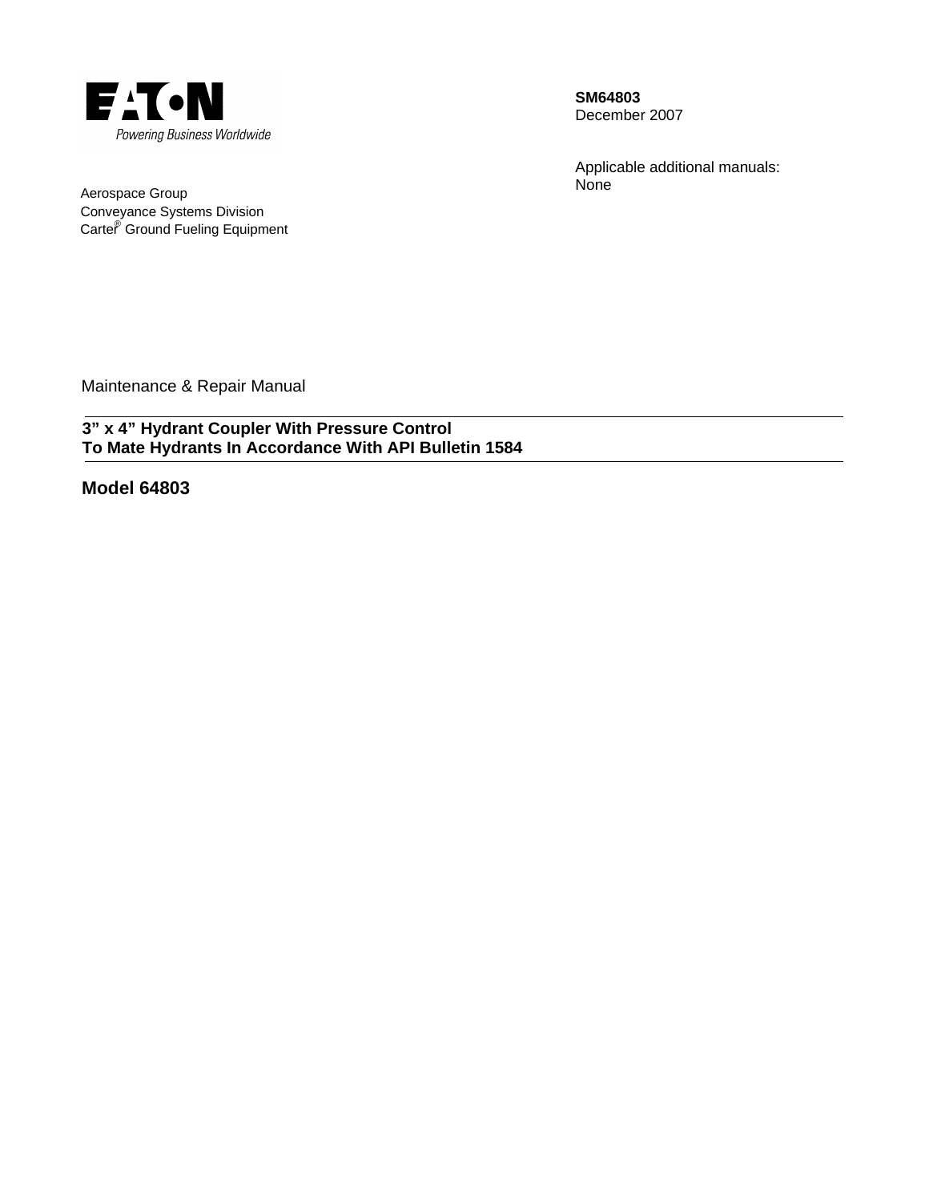EATON
Powering Business Worldwide

Aerospace Group
Conveyance Systems Division
Carter® Ground Fueling Equipment

**SM64803**
December 2007

Applicable additional manuals:
None

Maintenance & Repair Manual

---

**3” x 4” Hydrant Coupler With Pressure Control**
**To Mate Hydrants In Accordance With API Bulletin 1584**

---

## Model 64803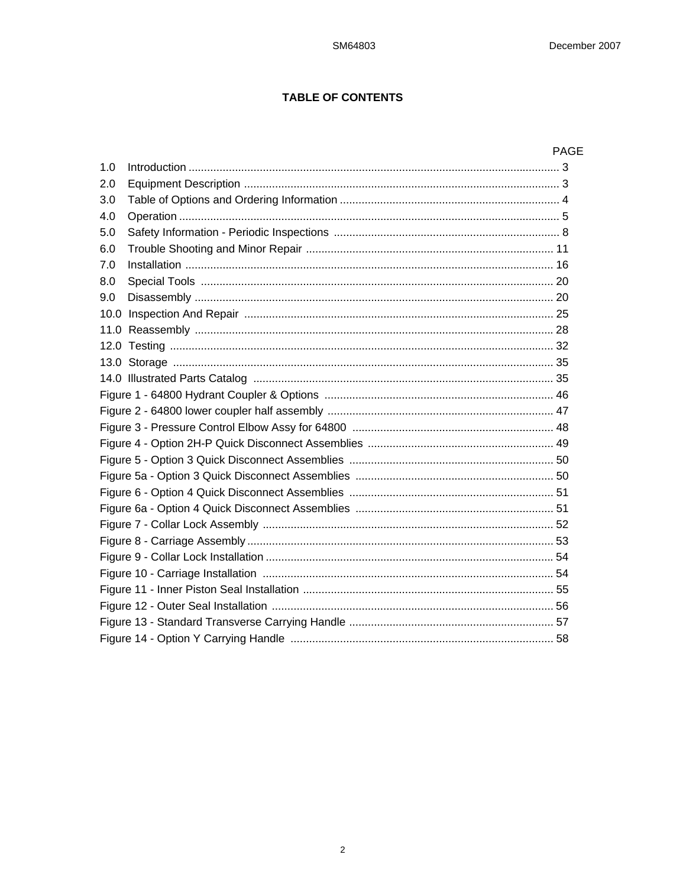## TABLE OF CONTENTS

| | PAGE |
|---|---|
| 1.0 Introduction | 3 |
| 2.0 Equipment Description | 3 |
| 3.0 Table of Options and Ordering Information | 4 |
| 4.0 Operation | 5 |
| 5.0 Safety Information - Periodic Inspections | 8 |
| 6.0 Trouble Shooting and Minor Repair | 11 |
| 7.0 Installation | 16 |
| 8.0 Special Tools | 20 |
| 9.0 Disassembly | 20 |
| 10.0 Inspection And Repair | 25 |
| 11.0 Reassembly | 28 |
| 12.0 Testing | 32 |
| 13.0 Storage | 35 |
| 14.0 Illustrated Parts Catalog | 35 |
| Figure 1 - 64800 Hydrant Coupler & Options | 46 |
| Figure 2 - 64800 lower coupler half assembly | 47 |
| Figure 3 - Pressure Control Elbow Assy for 64800 | 48 |
| Figure 4 - Option 2H-P Quick Disconnect Assemblies | 49 |
| Figure 5 - Option 3 Quick Disconnect Assemblies | 50 |
| Figure 5a - Option 3 Quick Disconnect Assemblies | 50 |
| Figure 6 - Option 4 Quick Disconnect Assemblies | 51 |
| Figure 6a - Option 4 Quick Disconnect Assemblies | 51 |
| Figure 7 - Collar Lock Assembly | 52 |
| Figure 8 - Carriage Assembly | 53 |
| Figure 9 - Collar Lock Installation | 54 |
| Figure 10 - Carriage Installation | 54 |
| Figure 11 - Inner Piston Seal Installation | 55 |
| Figure 12 - Outer Seal Installation | 56 |
| Figure 13 - Standard Transverse Carrying Handle | 57 |
| Figure 14 - Option Y Carrying Handle | 58 |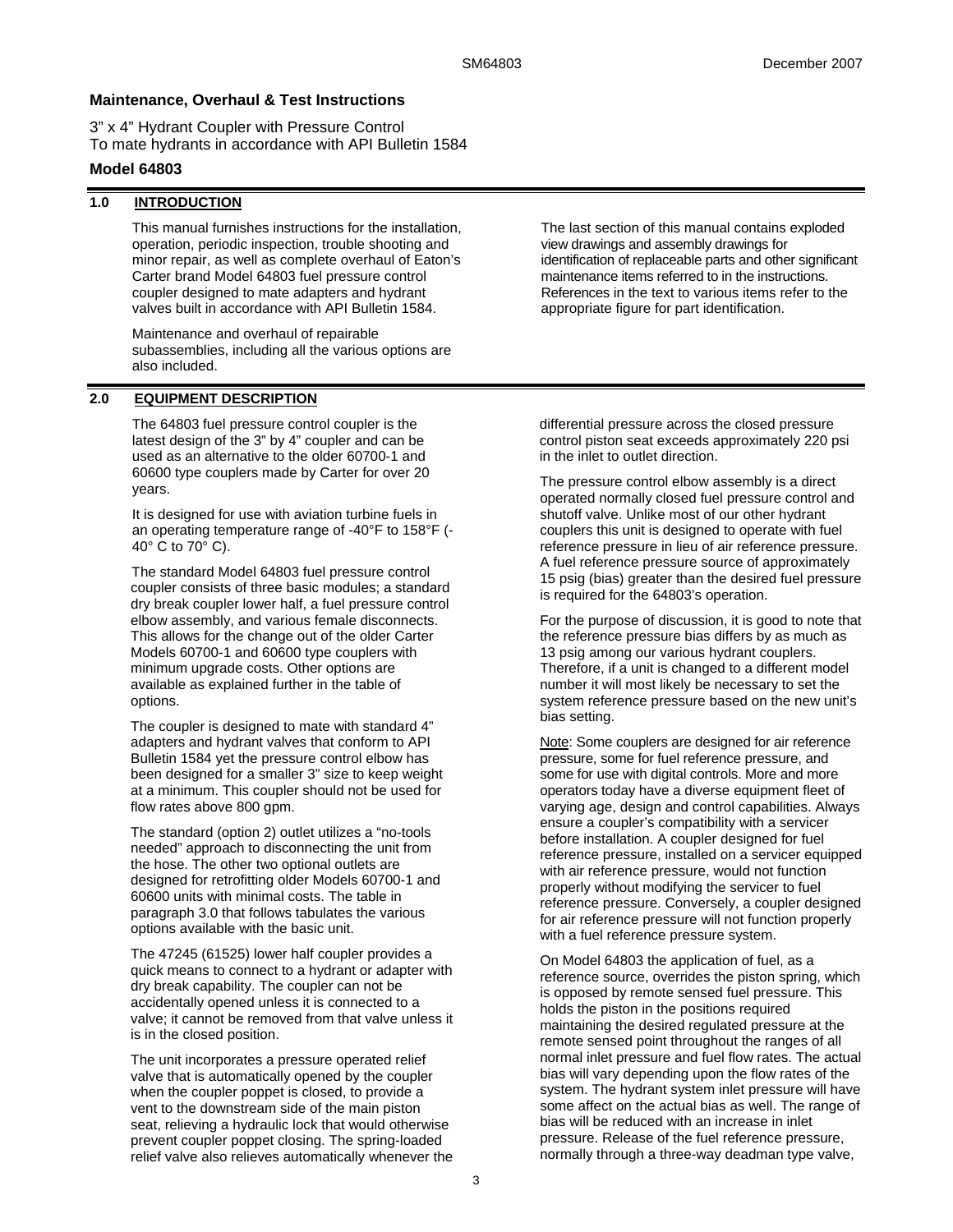## Maintenance, Overhaul & Test Instructions

3" x 4" Hydrant Coupler with Pressure Control
To mate hydrants in accordance with API Bulletin 1584

## Model 64803

### 1.0 INTRODUCTION

This manual furnishes instructions for the installation, operation, periodic inspection, trouble shooting and minor repair, as well as complete overhaul of Eaton's Carter brand Model 64803 fuel pressure control coupler designed to mate adapters and hydrant valves built in accordance with API Bulletin 1584.

Maintenance and overhaul of repairable subassemblies, including all the various options are also included.

The last section of this manual contains exploded view drawings and assembly drawings for identification of replaceable parts and other significant maintenance items referred to in the instructions. References in the text to various items refer to the appropriate figure for part identification.

### 2.0 EQUIPMENT DESCRIPTION

The 64803 fuel pressure control coupler is the latest design of the 3" by 4" coupler and can be used as an alternative to the older 60700-1 and 60600 type couplers made by Carter for over 20 years.

It is designed for use with aviation turbine fuels in an operating temperature range of -40°F to 158°F (-40° C to 70° C).

The standard Model 64803 fuel pressure control coupler consists of three basic modules; a standard dry break coupler lower half, a fuel pressure control elbow assembly, and various female disconnects. This allows for the change out of the older Carter Models 60700-1 and 60600 type couplers with minimum upgrade costs. Other options are available as explained further in the table of options.

The coupler is designed to mate with standard 4" adapters and hydrant valves that conform to API Bulletin 1584 yet the pressure control elbow has been designed for a smaller 3" size to keep weight at a minimum. This coupler should not be used for flow rates above 800 gpm.

The standard (option 2) outlet utilizes a "no-tools needed" approach to disconnecting the unit from the hose. The other two optional outlets are designed for retrofitting older Models 60700-1 and 60600 units with minimal costs. The table in paragraph 3.0 that follows tabulates the various options available with the basic unit.

The 47245 (61525) lower half coupler provides a quick means to connect to a hydrant or adapter with dry break capability. The coupler can not be accidentally opened unless it is connected to a valve; it cannot be removed from that valve unless it is in the closed position.

The unit incorporates a pressure operated relief valve that is automatically opened by the coupler when the coupler poppet is closed, to provide a vent to the downstream side of the main piston seat, relieving a hydraulic lock that would otherwise prevent coupler poppet closing. The spring-loaded relief valve also relieves automatically whenever the differential pressure across the closed pressure control piston seat exceeds approximately 220 psi in the inlet to outlet direction.

The pressure control elbow assembly is a direct operated normally closed fuel pressure control and shutoff valve. Unlike most of our other hydrant couplers this unit is designed to operate with fuel reference pressure in lieu of air reference pressure. A fuel reference pressure source of approximately 15 psig (bias) greater than the desired fuel pressure is required for the 64803's operation.

For the purpose of discussion, it is good to note that the reference pressure bias differs by as much as 13 psig among our various hydrant couplers. Therefore, if a unit is changed to a different model number it will most likely be necessary to set the system reference pressure based on the new unit's bias setting.

Note: Some couplers are designed for air reference pressure, some for fuel reference pressure, and some for use with digital controls. More and more operators today have a diverse equipment fleet of varying age, design and control capabilities. Always ensure a coupler's compatibility with a servicer before installation. A coupler designed for fuel reference pressure, installed on a servicer equipped with air reference pressure, would not function properly without modifying the servicer to fuel reference pressure. Conversely, a coupler designed for air reference pressure will not function properly with a fuel reference pressure system.

On Model 64803 the application of fuel, as a reference source, overrides the piston spring, which is opposed by remote sensed fuel pressure. This holds the piston in the positions required maintaining the desired regulated pressure at the remote sensed point throughout the ranges of all normal inlet pressure and fuel flow rates. The actual bias will vary depending upon the flow rates of the system. The hydrant system inlet pressure will have some affect on the actual bias as well. The range of bias will be reduced with an increase in inlet pressure. Release of the fuel reference pressure, normally through a three-way deadman type valve,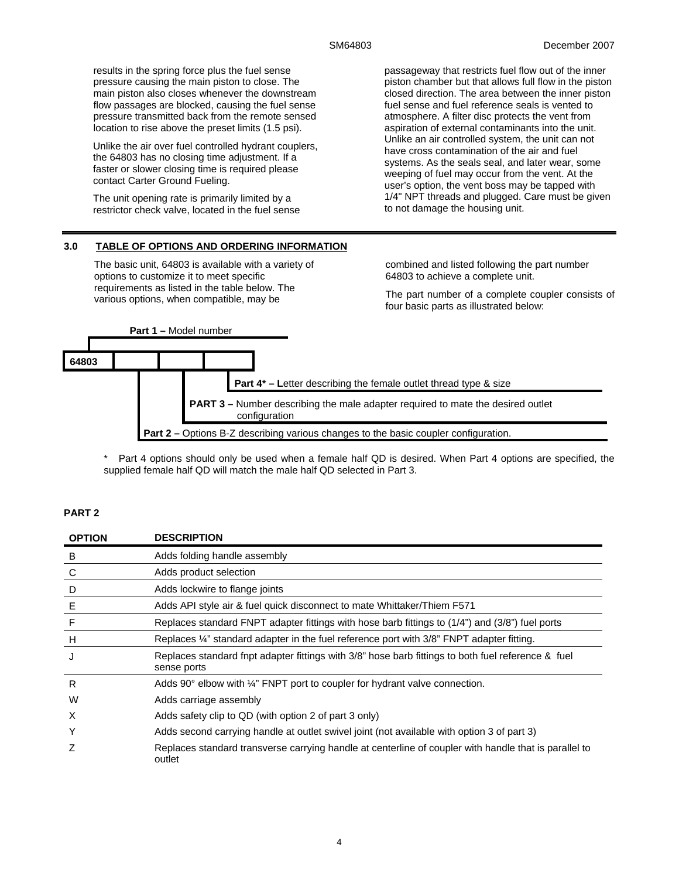results in the spring force plus the fuel sense pressure causing the main piston to close. The main piston also closes whenever the downstream flow passages are blocked, causing the fuel sense pressure transmitted back from the remote sensed location to rise above the preset limits (1.5 psi).

Unlike the air over fuel controlled hydrant couplers, the 64803 has no closing time adjustment. If a faster or slower closing time is required please contact Carter Ground Fueling.

The unit opening rate is primarily limited by a restrictor check valve, located in the fuel sense passageway that restricts fuel flow out of the inner piston chamber but that allows full flow in the piston closed direction. The area between the inner piston fuel sense and fuel reference seals is vented to atmosphere. A filter disc protects the vent from aspiration of external contaminants into the unit. Unlike an air controlled system, the unit can not have cross contamination of the air and fuel systems. As the seals seal, and later wear, some weeping of fuel may occur from the vent. At the user's option, the vent boss may be tapped with 1/4" NPT threads and plugged. Care must be given to not damage the housing unit.

## 3.0 TABLE OF OPTIONS AND ORDERING INFORMATION

The basic unit, 64803 is available with a variety of options to customize it to meet specific requirements as listed in the table below. The various options, when compatible, may be combined and listed following the part number 64803 to achieve a complete unit.

The part number of a complete coupler consists of four basic parts as illustrated below:

| 64803 | | | |
|---|---|---|---|

**Part 1 –** Model number

**Part 4* – L**etter describing the female outlet thread type & size

**PART 3 –** Number describing the male adapter required to mate the desired outlet configuration

**Part 2 –** Options B-Z describing various changes to the basic coupler configuration.

\* Part 4 options should only be used when a female half QD is desired. When Part 4 options are specified, the supplied female half QD will match the male half QD selected in Part 3.

**PART 2**

| OPTION | DESCRIPTION |
|---|---|
| B | Adds folding handle assembly |
| C | Adds product selection |
| D | Adds lockwire to flange joints |
| E | Adds API style air & fuel quick disconnect to mate Whittaker/Thiem F571 |
| F | Replaces standard FNPT adapter fittings with hose barb fittings to (1/4") and (3/8") fuel ports |
| H | Replaces ¼" standard adapter in the fuel reference port with 3/8" FNPT adapter fitting. |
| J | Replaces standard fnpt adapter fittings with 3/8" hose barb fittings to both fuel reference & fuel sense ports |
| R | Adds 90° elbow with ¼" FNPT port to coupler for hydrant valve connection. |
| W | Adds carriage assembly |
| X | Adds safety clip to QD (with option 2 of part 3 only) |
| Y | Adds second carrying handle at outlet swivel joint (not available with option 3 of part 3) |
| Z | Replaces standard transverse carrying handle at centerline of coupler with handle that is parallel to outlet |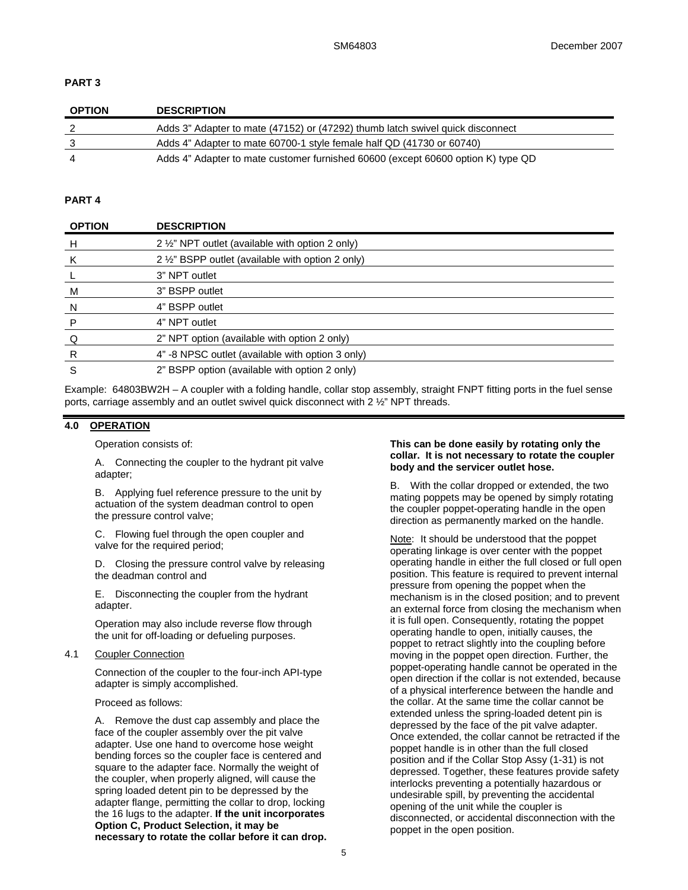**PART 3**

| OPTION | DESCRIPTION |
|---|---|
| 2 | Adds 3" Adapter to mate (47152) or (47292) thumb latch swivel quick disconnect |
| 3 | Adds 4" Adapter to mate 60700-1 style female half QD (41730 or 60740) |
| 4 | Adds 4" Adapter to mate customer furnished 60600 (except 60600 option K) type QD |

**PART 4**

| OPTION | DESCRIPTION |
|---|---|
| H | 2 ½" NPT outlet (available with option 2 only) |
| K | 2 ½" BSPP outlet (available with option 2 only) |
| L | 3" NPT outlet |
| M | 3" BSPP outlet |
| N | 4" BSPP outlet |
| P | 4" NPT outlet |
| Q | 2" NPT option (available with option 2 only) |
| R | 4" -8 NPSC outlet (available with option 3 only) |
| S | 2" BSPP option (available with option 2 only) |

Example: 64803BW2H – A coupler with a folding handle, collar stop assembly, straight FNPT fitting ports in the fuel sense ports, carriage assembly and an outlet swivel quick disconnect with 2 ½" NPT threads.

## 4.0 OPERATION

Operation consists of:

A. Connecting the coupler to the hydrant pit valve adapter;

B. Applying fuel reference pressure to the unit by actuation of the system deadman control to open the pressure control valve;

C. Flowing fuel through the open coupler and valve for the required period;

D. Closing the pressure control valve by releasing the deadman control and

E. Disconnecting the coupler from the hydrant adapter.

Operation may also include reverse flow through the unit for off-loading or defueling purposes.

### 4.1 Coupler Connection

Connection of the coupler to the four-inch API-type adapter is simply accomplished.

Proceed as follows:

A. Remove the dust cap assembly and place the face of the coupler assembly over the pit valve adapter. Use one hand to overcome hose weight bending forces so the coupler face is centered and square to the adapter face. Normally the weight of the coupler, when properly aligned, will cause the spring loaded detent pin to be depressed by the adapter flange, permitting the collar to drop, locking the 16 lugs to the adapter. **If the unit incorporates Option C, Product Selection, it may be necessary to rotate the collar before it can drop. This can be done easily by rotating only the collar. It is not necessary to rotate the coupler body and the servicer outlet hose.**

B. With the collar dropped or extended, the two mating poppets may be opened by simply rotating the coupler poppet-operating handle in the open direction as permanently marked on the handle.

Note: It should be understood that the poppet operating linkage is over center with the poppet operating handle in either the full closed or full open position. This feature is required to prevent internal pressure from opening the poppet when the mechanism is in the closed position; and to prevent an external force from closing the mechanism when it is full open. Consequently, rotating the poppet operating handle to open, initially causes, the poppet to retract slightly into the coupling before moving in the poppet open direction. Further, the poppet-operating handle cannot be operated in the open direction if the collar is not extended, because of a physical interference between the handle and the collar. At the same time the collar cannot be extended unless the spring-loaded detent pin is depressed by the face of the pit valve adapter. Once extended, the collar cannot be retracted if the poppet handle is in other than the full closed position and if the Collar Stop Assy (1-31) is not depressed. Together, these features provide safety interlocks preventing a potentially hazardous or undesirable spill, by preventing the accidental opening of the unit while the coupler is disconnected, or accidental disconnection with the poppet in the open position.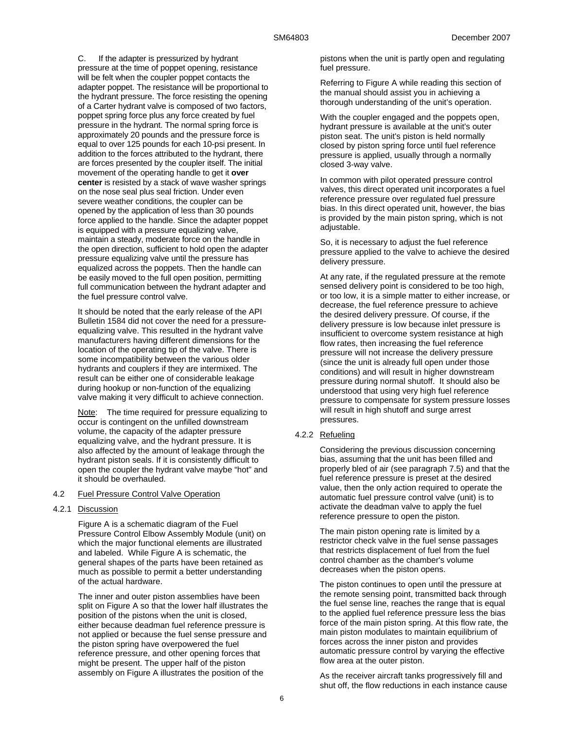C. If the adapter is pressurized by hydrant pressure at the time of poppet opening, resistance will be felt when the coupler poppet contacts the adapter poppet. The resistance will be proportional to the hydrant pressure. The force resisting the opening of a Carter hydrant valve is composed of two factors, poppet spring force plus any force created by fuel pressure in the hydrant. The normal spring force is approximately 20 pounds and the pressure force is equal to over 125 pounds for each 10-psi present. In addition to the forces attributed to the hydrant, there are forces presented by the coupler itself. The initial movement of the operating handle to get it **over center** is resisted by a stack of wave washer springs on the nose seal plus seal friction. Under even severe weather conditions, the coupler can be opened by the application of less than 30 pounds force applied to the handle. Since the adapter poppet is equipped with a pressure equalizing valve, maintain a steady, moderate force on the handle in the open direction, sufficient to hold open the adapter pressure equalizing valve until the pressure has equalized across the poppets. Then the handle can be easily moved to the full open position, permitting full communication between the hydrant adapter and the fuel pressure control valve.

It should be noted that the early release of the API Bulletin 1584 did not cover the need for a pressure-equalizing valve. This resulted in the hydrant valve manufacturers having different dimensions for the location of the operating tip of the valve. There is some incompatibility between the various older hydrants and couplers if they are intermixed. The result can be either one of considerable leakage during hookup or non-function of the equalizing valve making it very difficult to achieve connection.

Note: The time required for pressure equalizing to occur is contingent on the unfilled downstream volume, the capacity of the adapter pressure equalizing valve, and the hydrant pressure. It is also affected by the amount of leakage through the hydrant piston seals. If it is consistently difficult to open the coupler the hydrant valve maybe "hot" and it should be overhauled.

## 4.2 Fuel Pressure Control Valve Operation

### 4.2.1 Discussion

Figure A is a schematic diagram of the Fuel Pressure Control Elbow Assembly Module (unit) on which the major functional elements are illustrated and labeled. While Figure A is schematic, the general shapes of the parts have been retained as much as possible to permit a better understanding of the actual hardware.

The inner and outer piston assemblies have been split on Figure A so that the lower half illustrates the position of the pistons when the unit is closed, either because deadman fuel reference pressure is not applied or because the fuel sense pressure and the piston spring have overpowered the fuel reference pressure, and other opening forces that might be present. The upper half of the piston assembly on Figure A illustrates the position of the pistons when the unit is partly open and regulating fuel pressure.

Referring to Figure A while reading this section of the manual should assist you in achieving a thorough understanding of the unit's operation.

With the coupler engaged and the poppets open, hydrant pressure is available at the unit's outer piston seat. The unit's piston is held normally closed by piston spring force until fuel reference pressure is applied, usually through a normally closed 3-way valve.

In common with pilot operated pressure control valves, this direct operated unit incorporates a fuel reference pressure over regulated fuel pressure bias. In this direct operated unit, however, the bias is provided by the main piston spring, which is not adjustable.

So, it is necessary to adjust the fuel reference pressure applied to the valve to achieve the desired delivery pressure.

At any rate, if the regulated pressure at the remote sensed delivery point is considered to be too high, or too low, it is a simple matter to either increase, or decrease, the fuel reference pressure to achieve the desired delivery pressure. Of course, if the delivery pressure is low because inlet pressure is insufficient to overcome system resistance at high flow rates, then increasing the fuel reference pressure will not increase the delivery pressure (since the unit is already full open under those conditions) and will result in higher downstream pressure during normal shutoff. It should also be understood that using very high fuel reference pressure to compensate for system pressure losses will result in high shutoff and surge arrest pressures.

### 4.2.2 Refueling

Considering the previous discussion concerning bias, assuming that the unit has been filled and properly bled of air (see paragraph 7.5) and that the fuel reference pressure is preset at the desired value, then the only action required to operate the automatic fuel pressure control valve (unit) is to activate the deadman valve to apply the fuel reference pressure to open the piston.

The main piston opening rate is limited by a restrictor check valve in the fuel sense passages that restricts displacement of fuel from the fuel control chamber as the chamber's volume decreases when the piston opens.

The piston continues to open until the pressure at the remote sensing point, transmitted back through the fuel sense line, reaches the range that is equal to the applied fuel reference pressure less the bias force of the main piston spring. At this flow rate, the main piston modulates to maintain equilibrium of forces across the inner piston and provides automatic pressure control by varying the effective flow area at the outer piston.

As the receiver aircraft tanks progressively fill and shut off, the flow reductions in each instance cause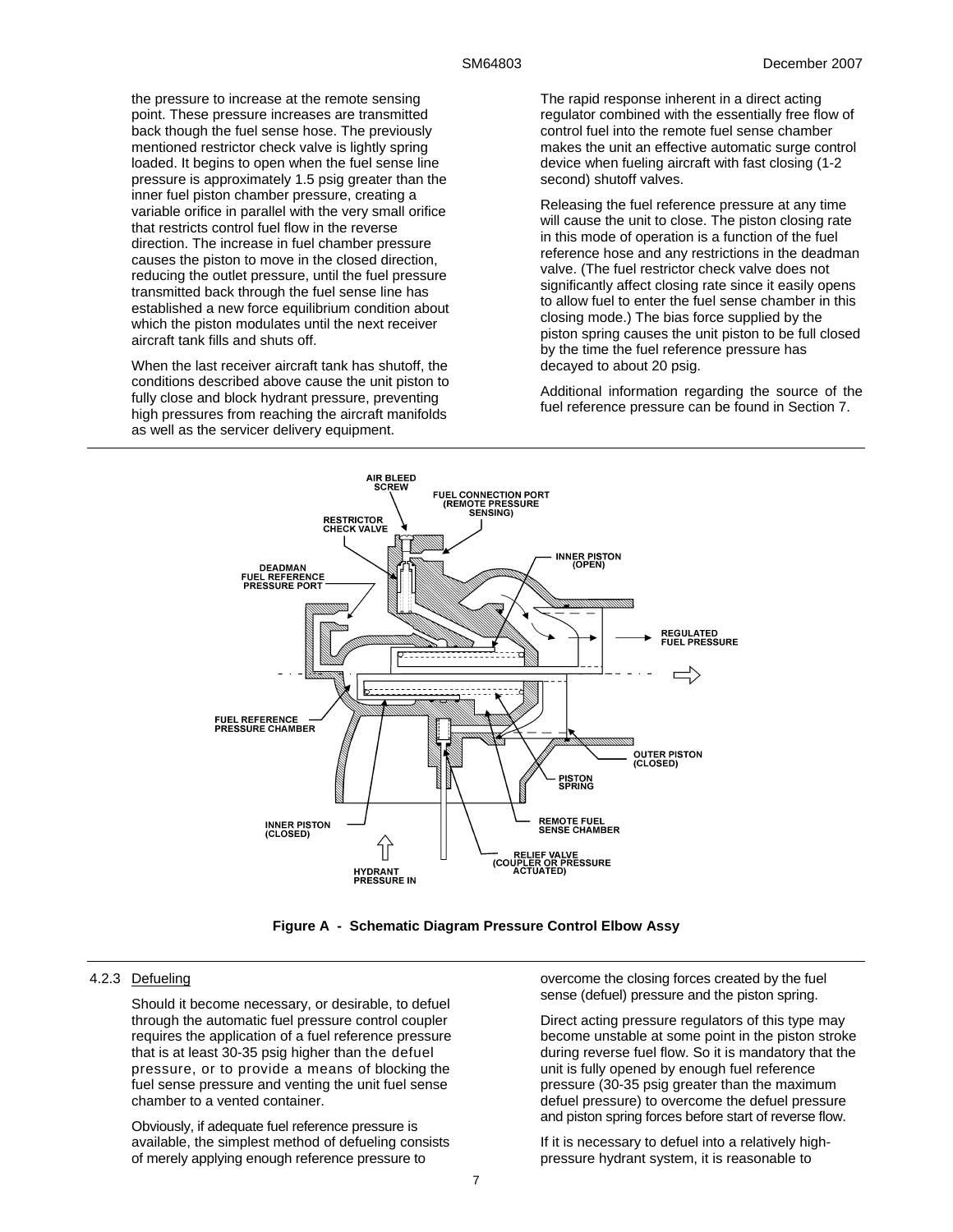the pressure to increase at the remote sensing point. These pressure increases are transmitted back though the fuel sense hose. The previously mentioned restrictor check valve is lightly spring loaded. It begins to open when the fuel sense line pressure is approximately 1.5 psig greater than the inner fuel piston chamber pressure, creating a variable orifice in parallel with the very small orifice that restricts control fuel flow in the reverse direction. The increase in fuel chamber pressure causes the piston to move in the closed direction, reducing the outlet pressure, until the fuel pressure transmitted back through the fuel sense line has established a new force equilibrium condition about which the piston modulates until the next receiver aircraft tank fills and shuts off.

When the last receiver aircraft tank has shutoff, the conditions described above cause the unit piston to fully close and block hydrant pressure, preventing high pressures from reaching the aircraft manifolds as well as the servicer delivery equipment.

The rapid response inherent in a direct acting regulator combined with the essentially free flow of control fuel into the remote fuel sense chamber makes the unit an effective automatic surge control device when fueling aircraft with fast closing (1-2 second) shutoff valves.

Releasing the fuel reference pressure at any time will cause the unit to close. The piston closing rate in this mode of operation is a function of the fuel reference hose and any restrictions in the deadman valve. (The fuel restrictor check valve does not significantly affect closing rate since it easily opens to allow fuel to enter the fuel sense chamber in this closing mode.) The bias force supplied by the piston spring causes the unit piston to be full closed by the time the fuel reference pressure has decayed to about 20 psig.

Additional information regarding the source of the fuel reference pressure can be found in Section 7.

**Figure A - Schematic Diagram Pressure Control Elbow Assy**

### 4.2.3 Defueling

Should it become necessary, or desirable, to defuel through the automatic fuel pressure control coupler requires the application of a fuel reference pressure that is at least 30-35 psig higher than the defuel pressure, or to provide a means of blocking the fuel sense pressure and venting the unit fuel sense chamber to a vented container.

Obviously, if adequate fuel reference pressure is available, the simplest method of defueling consists of merely applying enough reference pressure to overcome the closing forces created by the fuel sense (defuel) pressure and the piston spring.

Direct acting pressure regulators of this type may become unstable at some point in the piston stroke during reverse fuel flow. So it is mandatory that the unit is fully opened by enough fuel reference pressure (30-35 psig greater than the maximum defuel pressure) to overcome the defuel pressure and piston spring forces before start of reverse flow.

If it is necessary to defuel into a relatively high-pressure hydrant system, it is reasonable to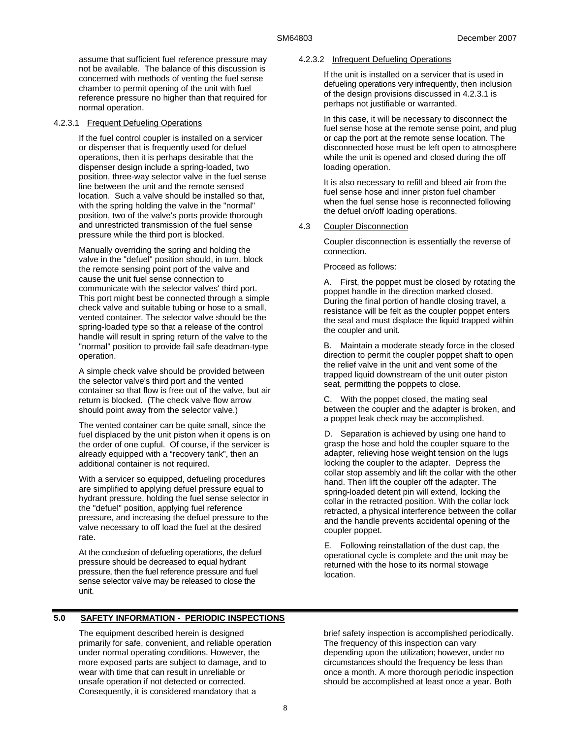assume that sufficient fuel reference pressure may not be available. The balance of this discussion is concerned with methods of venting the fuel sense chamber to permit opening of the unit with fuel reference pressure no higher than that required for normal operation.

#### 4.2.3.1 Frequent Defueling Operations

If the fuel control coupler is installed on a servicer or dispenser that is frequently used for defuel operations, then it is perhaps desirable that the dispenser design include a spring-loaded, two position, three-way selector valve in the fuel sense line between the unit and the remote sensed location. Such a valve should be installed so that, with the spring holding the valve in the "normal" position, two of the valve's ports provide thorough and unrestricted transmission of the fuel sense pressure while the third port is blocked.

Manually overriding the spring and holding the valve in the "defuel" position should, in turn, block the remote sensing point port of the valve and cause the unit fuel sense connection to communicate with the selector valves' third port. This port might best be connected through a simple check valve and suitable tubing or hose to a small, vented container. The selector valve should be the spring-loaded type so that a release of the control handle will result in spring return of the valve to the "normal" position to provide fail safe deadman-type operation.

A simple check valve should be provided between the selector valve's third port and the vented container so that flow is free out of the valve, but air return is blocked. (The check valve flow arrow should point away from the selector valve.)

The vented container can be quite small, since the fuel displaced by the unit piston when it opens is on the order of one cupful. Of course, if the servicer is already equipped with a "recovery tank", then an additional container is not required.

With a servicer so equipped, defueling procedures are simplified to applying defuel pressure equal to hydrant pressure, holding the fuel sense selector in the "defuel" position, applying fuel reference pressure, and increasing the defuel pressure to the valve necessary to off load the fuel at the desired rate.

At the conclusion of defueling operations, the defuel pressure should be decreased to equal hydrant pressure, then the fuel reference pressure and fuel sense selector valve may be released to close the unit.

#### 4.2.3.2 Infrequent Defueling Operations

If the unit is installed on a servicer that is used in defueling operations very infrequently, then inclusion of the design provisions discussed in 4.2.3.1 is perhaps not justifiable or warranted.

In this case, it will be necessary to disconnect the fuel sense hose at the remote sense point, and plug or cap the port at the remote sense location. The disconnected hose must be left open to atmosphere while the unit is opened and closed during the off loading operation.

It is also necessary to refill and bleed air from the fuel sense hose and inner piston fuel chamber when the fuel sense hose is reconnected following the defuel on/off loading operations.

### 4.3 Coupler Disconnection

Coupler disconnection is essentially the reverse of connection.

Proceed as follows:

A. First, the poppet must be closed by rotating the poppet handle in the direction marked closed. During the final portion of handle closing travel, a resistance will be felt as the coupler poppet enters the seal and must displace the liquid trapped within the coupler and unit.

B. Maintain a moderate steady force in the closed direction to permit the coupler poppet shaft to open the relief valve in the unit and vent some of the trapped liquid downstream of the unit outer piston seat, permitting the poppets to close.

C. With the poppet closed, the mating seal between the coupler and the adapter is broken, and a poppet leak check may be accomplished.

D. Separation is achieved by using one hand to grasp the hose and hold the coupler square to the adapter, relieving hose weight tension on the lugs locking the coupler to the adapter. Depress the collar stop assembly and lift the collar with the other hand. Then lift the coupler off the adapter. The spring-loaded detent pin will extend, locking the collar in the retracted position. With the collar lock retracted, a physical interference between the collar and the handle prevents accidental opening of the coupler poppet.

E. Following reinstallation of the dust cap, the operational cycle is complete and the unit may be returned with the hose to its normal stowage location.

## 5.0 SAFETY INFORMATION - PERIODIC INSPECTIONS

The equipment described herein is designed primarily for safe, convenient, and reliable operation under normal operating conditions. However, the more exposed parts are subject to damage, and to wear with time that can result in unreliable or unsafe operation if not detected or corrected. Consequently, it is considered mandatory that a brief safety inspection is accomplished periodically. The frequency of this inspection can vary depending upon the utilization; however, under no circumstances should the frequency be less than once a month. A more thorough periodic inspection should be accomplished at least once a year. Both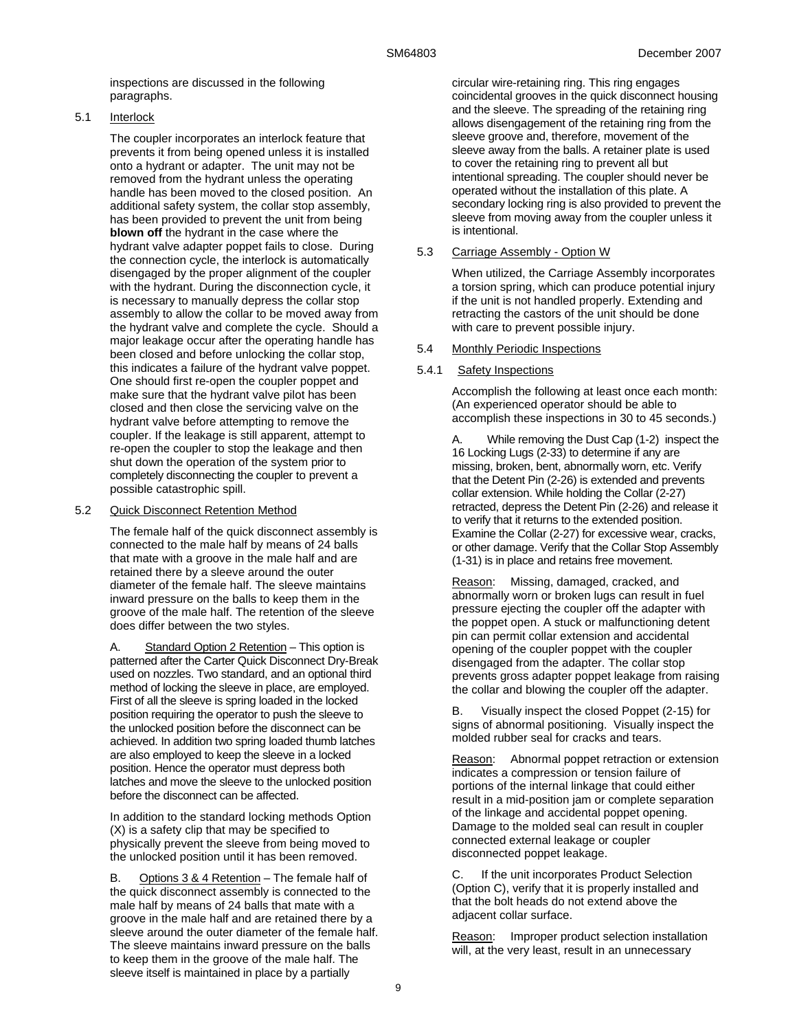inspections are discussed in the following paragraphs.

## 5.1 Interlock

The coupler incorporates an interlock feature that prevents it from being opened unless it is installed onto a hydrant or adapter. The unit may not be removed from the hydrant unless the operating handle has been moved to the closed position. An additional safety system, the collar stop assembly, has been provided to prevent the unit from being **blown off** the hydrant in the case where the hydrant valve adapter poppet fails to close. During the connection cycle, the interlock is automatically disengaged by the proper alignment of the coupler with the hydrant. During the disconnection cycle, it is necessary to manually depress the collar stop assembly to allow the collar to be moved away from the hydrant valve and complete the cycle. Should a major leakage occur after the operating handle has been closed and before unlocking the collar stop, this indicates a failure of the hydrant valve poppet. One should first re-open the coupler poppet and make sure that the hydrant valve pilot has been closed and then close the servicing valve on the hydrant valve before attempting to remove the coupler. If the leakage is still apparent, attempt to re-open the coupler to stop the leakage and then shut down the operation of the system prior to completely disconnecting the coupler to prevent a possible catastrophic spill.

## 5.2 Quick Disconnect Retention Method

The female half of the quick disconnect assembly is connected to the male half by means of 24 balls that mate with a groove in the male half and are retained there by a sleeve around the outer diameter of the female half. The sleeve maintains inward pressure on the balls to keep them in the groove of the male half. The retention of the sleeve does differ between the two styles.

A. Standard Option 2 Retention – This option is patterned after the Carter Quick Disconnect Dry-Break used on nozzles. Two standard, and an optional third method of locking the sleeve in place, are employed. First of all the sleeve is spring loaded in the locked position requiring the operator to push the sleeve to the unlocked position before the disconnect can be achieved. In addition two spring loaded thumb latches are also employed to keep the sleeve in a locked position. Hence the operator must depress both latches and move the sleeve to the unlocked position before the disconnect can be affected.

In addition to the standard locking methods Option (X) is a safety clip that may be specified to physically prevent the sleeve from being moved to the unlocked position until it has been removed.

B. Options 3 & 4 Retention – The female half of the quick disconnect assembly is connected to the male half by means of 24 balls that mate with a groove in the male half and are retained there by a sleeve around the outer diameter of the female half. The sleeve maintains inward pressure on the balls to keep them in the groove of the male half. The sleeve itself is maintained in place by a partially circular wire-retaining ring. This ring engages coincidental grooves in the quick disconnect housing and the sleeve. The spreading of the retaining ring allows disengagement of the retaining ring from the sleeve groove and, therefore, movement of the sleeve away from the balls. A retainer plate is used to cover the retaining ring to prevent all but intentional spreading. The coupler should never be operated without the installation of this plate. A secondary locking ring is also provided to prevent the sleeve from moving away from the coupler unless it is intentional.

## 5.3 Carriage Assembly - Option W

When utilized, the Carriage Assembly incorporates a torsion spring, which can produce potential injury if the unit is not handled properly. Extending and retracting the castors of the unit should be done with care to prevent possible injury.

## 5.4 Monthly Periodic Inspections

### 5.4.1 Safety Inspections

Accomplish the following at least once each month: (An experienced operator should be able to accomplish these inspections in 30 to 45 seconds.)

A. While removing the Dust Cap (1-2) inspect the 16 Locking Lugs (2-33) to determine if any are missing, broken, bent, abnormally worn, etc. Verify that the Detent Pin (2-26) is extended and prevents collar extension. While holding the Collar (2-27) retracted, depress the Detent Pin (2-26) and release it to verify that it returns to the extended position. Examine the Collar (2-27) for excessive wear, cracks, or other damage. Verify that the Collar Stop Assembly (1-31) is in place and retains free movement.

Reason: Missing, damaged, cracked, and abnormally worn or broken lugs can result in fuel pressure ejecting the coupler off the adapter with the poppet open. A stuck or malfunctioning detent pin can permit collar extension and accidental opening of the coupler poppet with the coupler disengaged from the adapter. The collar stop prevents gross adapter poppet leakage from raising the collar and blowing the coupler off the adapter.

B. Visually inspect the closed Poppet (2-15) for signs of abnormal positioning. Visually inspect the molded rubber seal for cracks and tears.

Reason: Abnormal poppet retraction or extension indicates a compression or tension failure of portions of the internal linkage that could either result in a mid-position jam or complete separation of the linkage and accidental poppet opening. Damage to the molded seal can result in coupler connected external leakage or coupler disconnected poppet leakage.

C. If the unit incorporates Product Selection (Option C), verify that it is properly installed and that the bolt heads do not extend above the adjacent collar surface.

Reason: Improper product selection installation will, at the very least, result in an unnecessary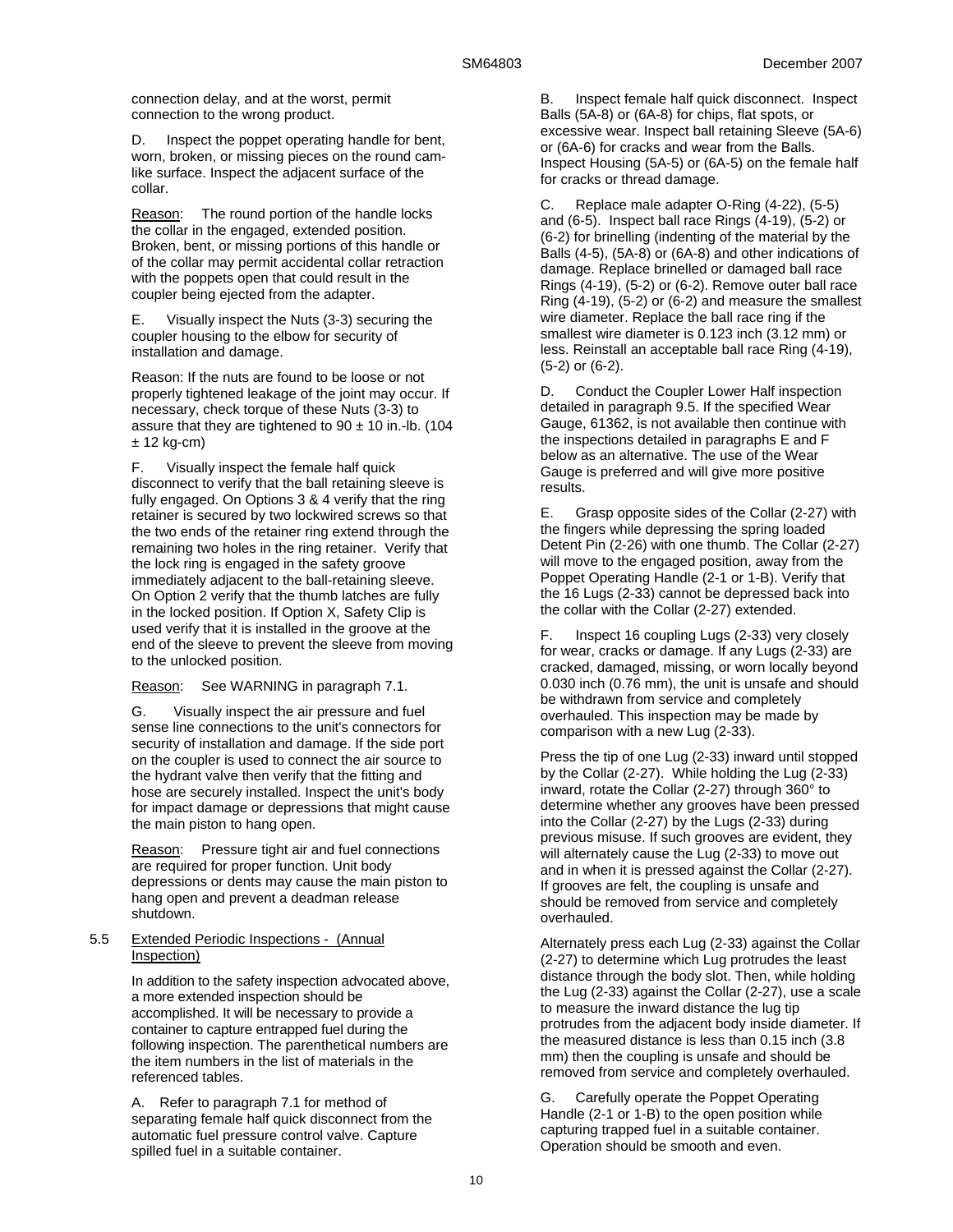connection delay, and at the worst, permit connection to the wrong product.

D. Inspect the poppet operating handle for bent, worn, broken, or missing pieces on the round cam-like surface. Inspect the adjacent surface of the collar.

Reason: The round portion of the handle locks the collar in the engaged, extended position. Broken, bent, or missing portions of this handle or of the collar may permit accidental collar retraction with the poppets open that could result in the coupler being ejected from the adapter.

E. Visually inspect the Nuts (3-3) securing the coupler housing to the elbow for security of installation and damage.

Reason: If the nuts are found to be loose or not properly tightened leakage of the joint may occur. If necessary, check torque of these Nuts (3-3) to assure that they are tightened to 90 ± 10 in.-lb. (104 ± 12 kg-cm)

F. Visually inspect the female half quick disconnect to verify that the ball retaining sleeve is fully engaged. On Options 3 & 4 verify that the ring retainer is secured by two lockwired screws so that the two ends of the retainer ring extend through the remaining two holes in the ring retainer. Verify that the lock ring is engaged in the safety groove immediately adjacent to the ball-retaining sleeve. On Option 2 verify that the thumb latches are fully in the locked position. If Option X, Safety Clip is used verify that it is installed in the groove at the end of the sleeve to prevent the sleeve from moving to the unlocked position.

Reason: See WARNING in paragraph 7.1.

G. Visually inspect the air pressure and fuel sense line connections to the unit's connectors for security of installation and damage. If the side port on the coupler is used to connect the air source to the hydrant valve then verify that the fitting and hose are securely installed. Inspect the unit's body for impact damage or depressions that might cause the main piston to hang open.

Reason: Pressure tight air and fuel connections are required for proper function. Unit body depressions or dents may cause the main piston to hang open and prevent a deadman release shutdown.

## 5.5 Extended Periodic Inspections - (Annual Inspection)

In addition to the safety inspection advocated above, a more extended inspection should be accomplished. It will be necessary to provide a container to capture entrapped fuel during the following inspection. The parenthetical numbers are the item numbers in the list of materials in the referenced tables.

A. Refer to paragraph 7.1 for method of separating female half quick disconnect from the automatic fuel pressure control valve. Capture spilled fuel in a suitable container.

B. Inspect female half quick disconnect. Inspect Balls (5A-8) or (6A-8) for chips, flat spots, or excessive wear. Inspect ball retaining Sleeve (5A-6) or (6A-6) for cracks and wear from the Balls. Inspect Housing (5A-5) or (6A-5) on the female half for cracks or thread damage.

C. Replace male adapter O-Ring (4-22), (5-5) and (6-5). Inspect ball race Rings (4-19), (5-2) or (6-2) for brinelling (indenting of the material by the Balls (4-5), (5A-8) or (6A-8) and other indications of damage. Replace brinelled or damaged ball race Rings (4-19), (5-2) or (6-2). Remove outer ball race Ring (4-19), (5-2) or (6-2) and measure the smallest wire diameter. Replace the ball race ring if the smallest wire diameter is 0.123 inch (3.12 mm) or less. Reinstall an acceptable ball race Ring (4-19), (5-2) or (6-2).

D. Conduct the Coupler Lower Half inspection detailed in paragraph 9.5. If the specified Wear Gauge, 61362, is not available then continue with the inspections detailed in paragraphs E and F below as an alternative. The use of the Wear Gauge is preferred and will give more positive results.

E. Grasp opposite sides of the Collar (2-27) with the fingers while depressing the spring loaded Detent Pin (2-26) with one thumb. The Collar (2-27) will move to the engaged position, away from the Poppet Operating Handle (2-1 or 1-B). Verify that the 16 Lugs (2-33) cannot be depressed back into the collar with the Collar (2-27) extended.

F. Inspect 16 coupling Lugs (2-33) very closely for wear, cracks or damage. If any Lugs (2-33) are cracked, damaged, missing, or worn locally beyond 0.030 inch (0.76 mm), the unit is unsafe and should be withdrawn from service and completely overhauled. This inspection may be made by comparison with a new Lug (2-33).

Press the tip of one Lug (2-33) inward until stopped by the Collar (2-27). While holding the Lug (2-33) inward, rotate the Collar (2-27) through 360° to determine whether any grooves have been pressed into the Collar (2-27) by the Lugs (2-33) during previous misuse. If such grooves are evident, they will alternately cause the Lug (2-33) to move out and in when it is pressed against the Collar (2-27). If grooves are felt, the coupling is unsafe and should be removed from service and completely overhauled.

Alternately press each Lug (2-33) against the Collar (2-27) to determine which Lug protrudes the least distance through the body slot. Then, while holding the Lug (2-33) against the Collar (2-27), use a scale to measure the inward distance the lug tip protrudes from the adjacent body inside diameter. If the measured distance is less than 0.15 inch (3.8 mm) then the coupling is unsafe and should be removed from service and completely overhauled.

G. Carefully operate the Poppet Operating Handle (2-1 or 1-B) to the open position while capturing trapped fuel in a suitable container. Operation should be smooth and even.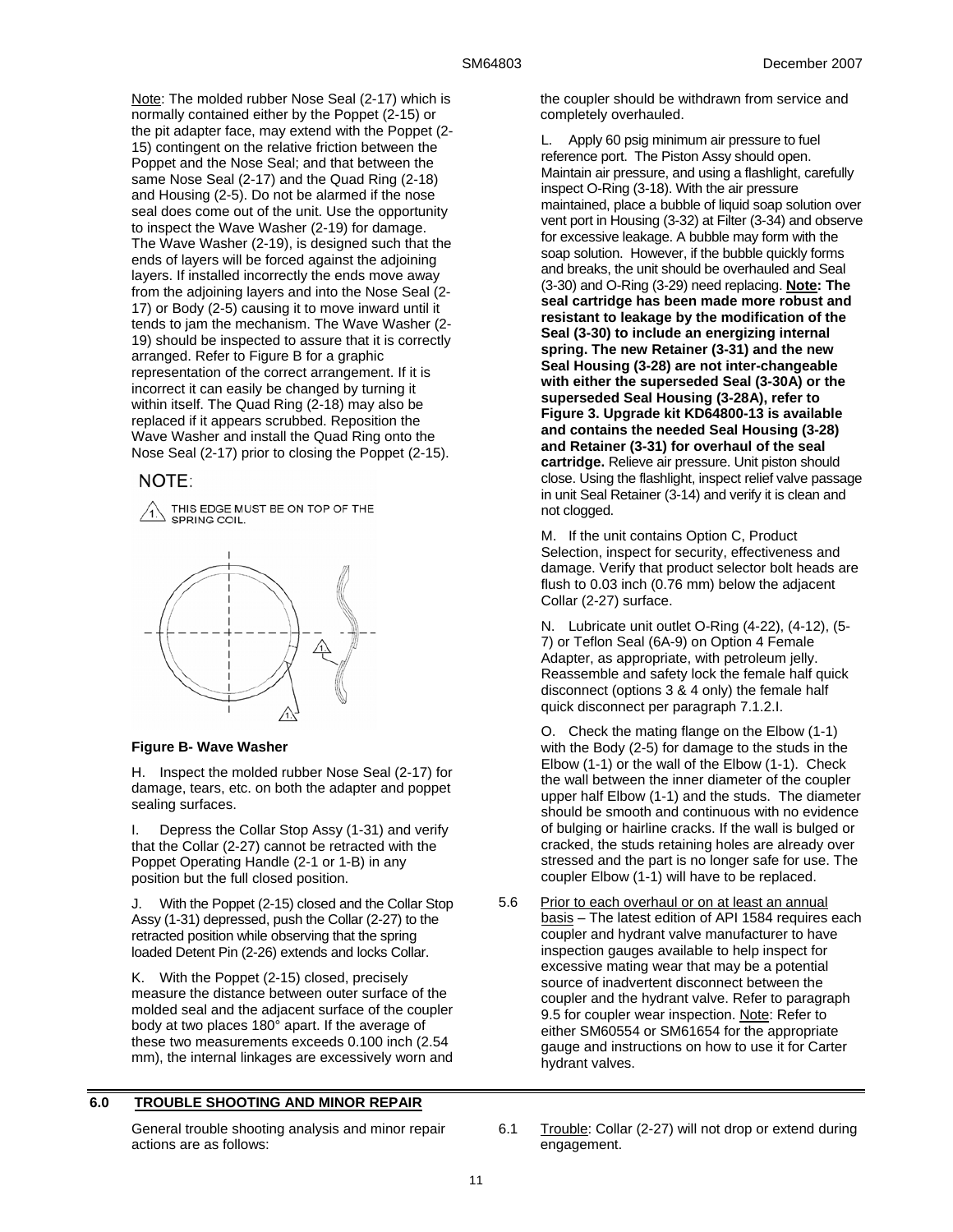Note: The molded rubber Nose Seal (2-17) which is normally contained either by the Poppet (2-15) or the pit adapter face, may extend with the Poppet (2-15) contingent on the relative friction between the Poppet and the Nose Seal; and that between the same Nose Seal (2-17) and the Quad Ring (2-18) and Housing (2-5). Do not be alarmed if the nose seal does come out of the unit. Use the opportunity to inspect the Wave Washer (2-19) for damage. The Wave Washer (2-19), is designed such that the ends of layers will be forced against the adjoining layers. If installed incorrectly the ends move away from the adjoining layers and into the Nose Seal (2-17) or Body (2-5) causing it to move inward until it tends to jam the mechanism. The Wave Washer (2-19) should be inspected to assure that it is correctly arranged. Refer to Figure B for a graphic representation of the correct arrangement. If it is incorrect it can easily be changed by turning it within itself. The Quad Ring (2-18) may also be replaced if it appears scrubbed. Reposition the Wave Washer and install the Quad Ring onto the Nose Seal (2-17) prior to closing the Poppet (2-15).

NOTE:

1. THIS EDGE MUST BE ON TOP OF THE SPRING COIL.

**Figure B- Wave Washer**

H. Inspect the molded rubber Nose Seal (2-17) for damage, tears, etc. on both the adapter and poppet sealing surfaces.

I. Depress the Collar Stop Assy (1-31) and verify that the Collar (2-27) cannot be retracted with the Poppet Operating Handle (2-1 or 1-B) in any position but the full closed position.

J. With the Poppet (2-15) closed and the Collar Stop Assy (1-31) depressed, push the Collar (2-27) to the retracted position while observing that the spring loaded Detent Pin (2-26) extends and locks Collar.

K. With the Poppet (2-15) closed, precisely measure the distance between outer surface of the molded seal and the adjacent surface of the coupler body at two places 180° apart. If the average of these two measurements exceeds 0.100 inch (2.54 mm), the internal linkages are excessively worn and the coupler should be withdrawn from service and completely overhauled.

L. Apply 60 psig minimum air pressure to fuel reference port. The Piston Assy should open. Maintain air pressure, and using a flashlight, carefully inspect O-Ring (3-18). With the air pressure maintained, place a bubble of liquid soap solution over vent port in Housing (3-32) at Filter (3-34) and observe for excessive leakage. A bubble may form with the soap solution. However, if the bubble quickly forms and breaks, the unit should be overhauled and Seal (3-30) and O-Ring (3-29) need replacing. **Note: The seal cartridge has been made more robust and resistant to leakage by the modification of the Seal (3-30) to include an energizing internal spring. The new Retainer (3-31) and the new Seal Housing (3-28) are not inter-changeable with either the superseded Seal (3-30A) or the superseded Seal Housing (3-28A), refer to Figure 3. Upgrade kit KD64800-13 is available and contains the needed Seal Housing (3-28) and Retainer (3-31) for overhaul of the seal cartridge.** Relieve air pressure. Unit piston should close. Using the flashlight, inspect relief valve passage in unit Seal Retainer (3-14) and verify it is clean and not clogged.

M. If the unit contains Option C, Product Selection, inspect for security, effectiveness and damage. Verify that product selector bolt heads are flush to 0.03 inch (0.76 mm) below the adjacent Collar (2-27) surface.

N. Lubricate unit outlet O-Ring (4-22), (4-12), (5-7) or Teflon Seal (6A-9) on Option 4 Female Adapter, as appropriate, with petroleum jelly. Reassemble and safety lock the female half quick disconnect (options 3 & 4 only) the female half quick disconnect per paragraph 7.1.2.I.

O. Check the mating flange on the Elbow (1-1) with the Body (2-5) for damage to the studs in the Elbow (1-1) or the wall of the Elbow (1-1). Check the wall between the inner diameter of the coupler upper half Elbow (1-1) and the studs. The diameter should be smooth and continuous with no evidence of bulging or hairline cracks. If the wall is bulged or cracked, the studs retaining holes are already over stressed and the part is no longer safe for use. The coupler Elbow (1-1) will have to be replaced.

5.6 Prior to each overhaul or on at least an annual basis – The latest edition of API 1584 requires each coupler and hydrant valve manufacturer to have inspection gauges available to help inspect for excessive mating wear that may be a potential source of inadvertent disconnect between the coupler and the hydrant valve. Refer to paragraph 9.5 for coupler wear inspection. Note: Refer to either SM60554 or SM61654 for the appropriate gauge and instructions on how to use it for Carter hydrant valves.

## 6.0 TROUBLE SHOOTING AND MINOR REPAIR

General trouble shooting analysis and minor repair actions are as follows:

6.1 Trouble: Collar (2-27) will not drop or extend during engagement.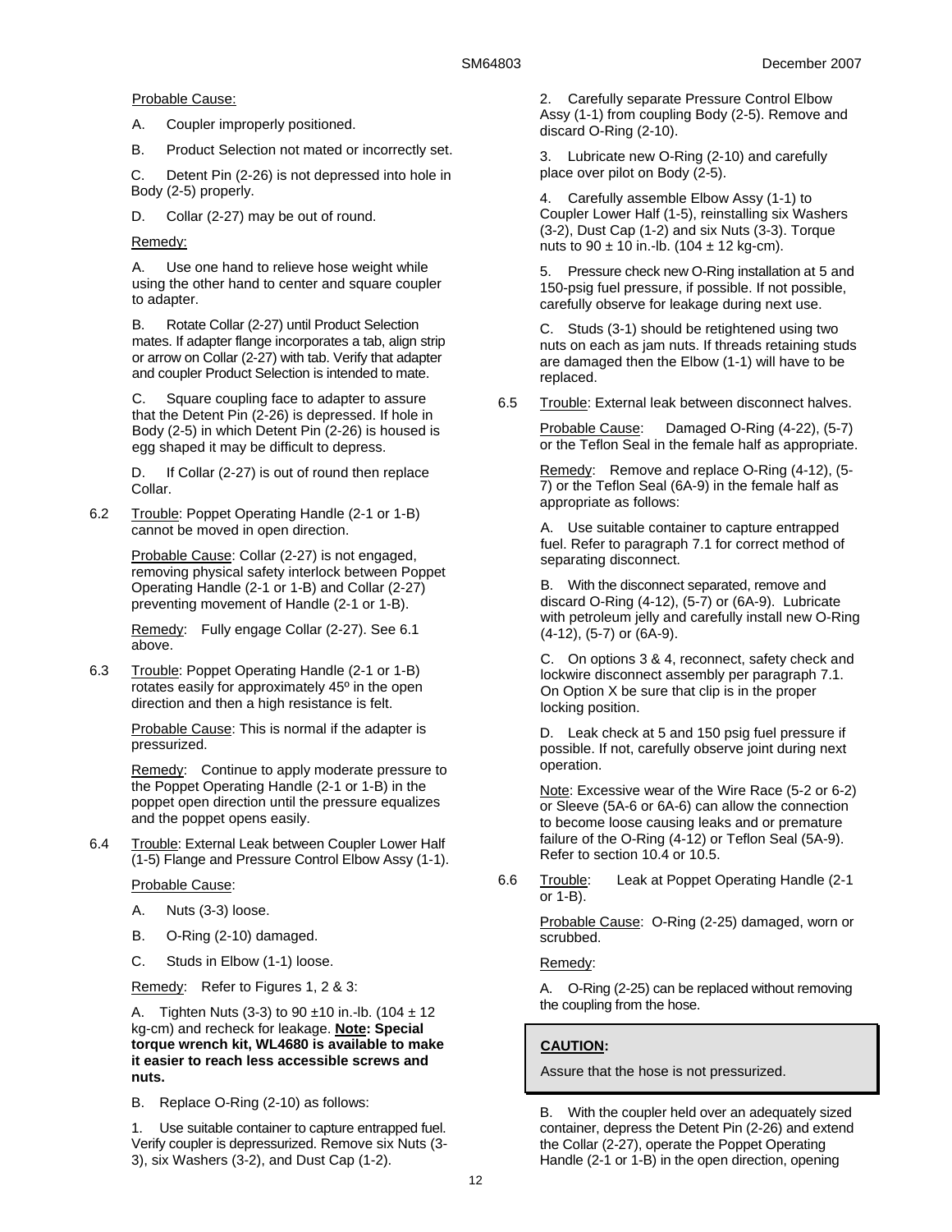Probable Cause:

A. Coupler improperly positioned.

B. Product Selection not mated or incorrectly set.

C. Detent Pin (2-26) is not depressed into hole in Body (2-5) properly.

D. Collar (2-27) may be out of round.

Remedy:

A. Use one hand to relieve hose weight while using the other hand to center and square coupler to adapter.

B. Rotate Collar (2-27) until Product Selection mates. If adapter flange incorporates a tab, align strip or arrow on Collar (2-27) with tab. Verify that adapter and coupler Product Selection is intended to mate.

C. Square coupling face to adapter to assure that the Detent Pin (2-26) is depressed. If hole in Body (2-5) in which Detent Pin (2-26) is housed is egg shaped it may be difficult to depress.

D. If Collar (2-27) is out of round then replace Collar.

6.2 Trouble: Poppet Operating Handle (2-1 or 1-B) cannot be moved in open direction.

Probable Cause: Collar (2-27) is not engaged, removing physical safety interlock between Poppet Operating Handle (2-1 or 1-B) and Collar (2-27) preventing movement of Handle (2-1 or 1-B).

Remedy: Fully engage Collar (2-27). See 6.1 above.

6.3 Trouble: Poppet Operating Handle (2-1 or 1-B) rotates easily for approximately 45º in the open direction and then a high resistance is felt.

Probable Cause: This is normal if the adapter is pressurized.

Remedy: Continue to apply moderate pressure to the Poppet Operating Handle (2-1 or 1-B) in the poppet open direction until the pressure equalizes and the poppet opens easily.

6.4 Trouble: External Leak between Coupler Lower Half (1-5) Flange and Pressure Control Elbow Assy (1-1).

Probable Cause:

A. Nuts (3-3) loose.

B. O-Ring (2-10) damaged.

C. Studs in Elbow (1-1) loose.

Remedy: Refer to Figures 1, 2 & 3:

A. Tighten Nuts (3-3) to 90 ±10 in.-lb. (104 ± 12 kg-cm) and recheck for leakage. **Note: Special torque wrench kit, WL4680 is available to make it easier to reach less accessible screws and nuts.**

B. Replace O-Ring (2-10) as follows:

1. Use suitable container to capture entrapped fuel. Verify coupler is depressurized. Remove six Nuts (3-3), six Washers (3-2), and Dust Cap (1-2).

2. Carefully separate Pressure Control Elbow Assy (1-1) from coupling Body (2-5). Remove and discard O-Ring (2-10).

3. Lubricate new O-Ring (2-10) and carefully place over pilot on Body (2-5).

4. Carefully assemble Elbow Assy (1-1) to Coupler Lower Half (1-5), reinstalling six Washers (3-2), Dust Cap (1-2) and six Nuts (3-3). Torque nuts to 90 ± 10 in.-lb. (104 ± 12 kg-cm).

5. Pressure check new O-Ring installation at 5 and 150-psig fuel pressure, if possible. If not possible, carefully observe for leakage during next use.

C. Studs (3-1) should be retightened using two nuts on each as jam nuts. If threads retaining studs are damaged then the Elbow (1-1) will have to be replaced.

6.5 Trouble: External leak between disconnect halves.

Probable Cause: Damaged O-Ring (4-22), (5-7) or the Teflon Seal in the female half as appropriate.

Remedy: Remove and replace O-Ring (4-12), (5-7) or the Teflon Seal (6A-9) in the female half as appropriate as follows:

A. Use suitable container to capture entrapped fuel. Refer to paragraph 7.1 for correct method of separating disconnect.

B. With the disconnect separated, remove and discard O-Ring (4-12), (5-7) or (6A-9). Lubricate with petroleum jelly and carefully install new O-Ring (4-12), (5-7) or (6A-9).

C. On options 3 & 4, reconnect, safety check and lockwire disconnect assembly per paragraph 7.1. On Option X be sure that clip is in the proper locking position.

D. Leak check at 5 and 150 psig fuel pressure if possible. If not, carefully observe joint during next operation.

Note: Excessive wear of the Wire Race (5-2 or 6-2) or Sleeve (5A-6 or 6A-6) can allow the connection to become loose causing leaks and or premature failure of the O-Ring (4-12) or Teflon Seal (5A-9). Refer to section 10.4 or 10.5.

6.6 Trouble: Leak at Poppet Operating Handle (2-1 or 1-B).

Probable Cause: O-Ring (2-25) damaged, worn or scrubbed.

Remedy:

A. O-Ring (2-25) can be replaced without removing the coupling from the hose.

> **CAUTION:**
>
> Assure that the hose is not pressurized.

B. With the coupler held over an adequately sized container, depress the Detent Pin (2-26) and extend the Collar (2-27), operate the Poppet Operating Handle (2-1 or 1-B) in the open direction, opening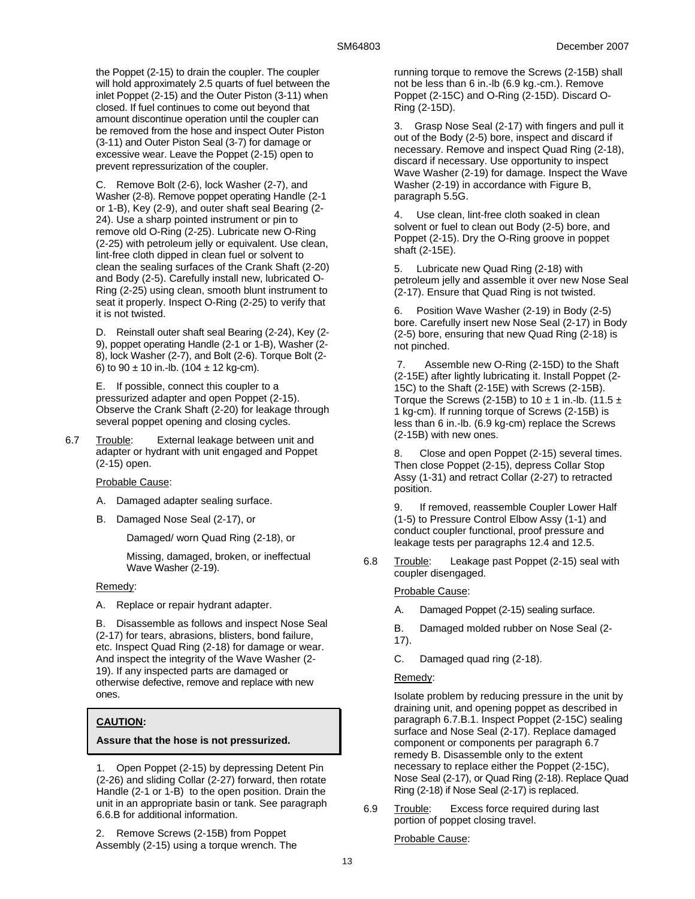the Poppet (2-15) to drain the coupler. The coupler will hold approximately 2.5 quarts of fuel between the inlet Poppet (2-15) and the Outer Piston (3-11) when closed. If fuel continues to come out beyond that amount discontinue operation until the coupler can be removed from the hose and inspect Outer Piston (3-11) and Outer Piston Seal (3-7) for damage or excessive wear. Leave the Poppet (2-15) open to prevent repressurization of the coupler.

C. Remove Bolt (2-6), lock Washer (2-7), and Washer (2-8). Remove poppet operating Handle (2-1 or 1-B), Key (2-9), and outer shaft seal Bearing (2-24). Use a sharp pointed instrument or pin to remove old O-Ring (2-25). Lubricate new O-Ring (2-25) with petroleum jelly or equivalent. Use clean, lint-free cloth dipped in clean fuel or solvent to clean the sealing surfaces of the Crank Shaft (2-20) and Body (2-5). Carefully install new, lubricated O-Ring (2-25) using clean, smooth blunt instrument to seat it properly. Inspect O-Ring (2-25) to verify that it is not twisted.

D. Reinstall outer shaft seal Bearing (2-24), Key (2-9), poppet operating Handle (2-1 or 1-B), Washer (2-8), lock Washer (2-7), and Bolt (2-6). Torque Bolt (2-6) to 90 ± 10 in.-lb. (104 ± 12 kg-cm).

E. If possible, connect this coupler to a pressurized adapter and open Poppet (2-15). Observe the Crank Shaft (2-20) for leakage through several poppet opening and closing cycles.

6.7 Trouble: External leakage between unit and adapter or hydrant with unit engaged and Poppet (2-15) open.

Probable Cause:

A. Damaged adapter sealing surface.

B. Damaged Nose Seal (2-17), or

Damaged/ worn Quad Ring (2-18), or

Missing, damaged, broken, or ineffectual Wave Washer (2-19).

Remedy:

A. Replace or repair hydrant adapter.

B. Disassemble as follows and inspect Nose Seal (2-17) for tears, abrasions, blisters, bond failure, etc. Inspect Quad Ring (2-18) for damage or wear. And inspect the integrity of the Wave Washer (2-19). If any inspected parts are damaged or otherwise defective, remove and replace with new ones.

> **CAUTION:**
>
> **Assure that the hose is not pressurized.**

1. Open Poppet (2-15) by depressing Detent Pin (2-26) and sliding Collar (2-27) forward, then rotate Handle (2-1 or 1-B) to the open position. Drain the unit in an appropriate basin or tank. See paragraph 6.6.B for additional information.

2. Remove Screws (2-15B) from Poppet Assembly (2-15) using a torque wrench. The running torque to remove the Screws (2-15B) shall not be less than 6 in.-lb (6.9 kg.-cm.). Remove Poppet (2-15C) and O-Ring (2-15D). Discard O-Ring (2-15D).

3. Grasp Nose Seal (2-17) with fingers and pull it out of the Body (2-5) bore, inspect and discard if necessary. Remove and inspect Quad Ring (2-18), discard if necessary. Use opportunity to inspect Wave Washer (2-19) for damage. Inspect the Wave Washer (2-19) in accordance with Figure B, paragraph 5.5G.

4. Use clean, lint-free cloth soaked in clean solvent or fuel to clean out Body (2-5) bore, and Poppet (2-15). Dry the O-Ring groove in poppet shaft (2-15E).

5. Lubricate new Quad Ring (2-18) with petroleum jelly and assemble it over new Nose Seal (2-17). Ensure that Quad Ring is not twisted.

6. Position Wave Washer (2-19) in Body (2-5) bore. Carefully insert new Nose Seal (2-17) in Body (2-5) bore, ensuring that new Quad Ring (2-18) is not pinched.

7. Assemble new O-Ring (2-15D) to the Shaft (2-15E) after lightly lubricating it. Install Poppet (2-15C) to the Shaft (2-15E) with Screws (2-15B). Torque the Screws (2-15B) to 10 ± 1 in.-lb. (11.5 ± 1 kg-cm). If running torque of Screws (2-15B) is less than 6 in.-lb. (6.9 kg-cm) replace the Screws (2-15B) with new ones.

8. Close and open Poppet (2-15) several times. Then close Poppet (2-15), depress Collar Stop Assy (1-31) and retract Collar (2-27) to retracted position.

9. If removed, reassemble Coupler Lower Half (1-5) to Pressure Control Elbow Assy (1-1) and conduct coupler functional, proof pressure and leakage tests per paragraphs 12.4 and 12.5.

6.8 Trouble: Leakage past Poppet (2-15) seal with coupler disengaged.

Probable Cause:

A. Damaged Poppet (2-15) sealing surface.

B. Damaged molded rubber on Nose Seal (2-17).

C. Damaged quad ring (2-18).

Remedy:

Isolate problem by reducing pressure in the unit by draining unit, and opening poppet as described in paragraph 6.7.B.1. Inspect Poppet (2-15C) sealing surface and Nose Seal (2-17). Replace damaged component or components per paragraph 6.7 remedy B. Disassemble only to the extent necessary to replace either the Poppet (2-15C), Nose Seal (2-17), or Quad Ring (2-18). Replace Quad Ring (2-18) if Nose Seal (2-17) is replaced.

6.9 Trouble: Excess force required during last portion of poppet closing travel.

Probable Cause: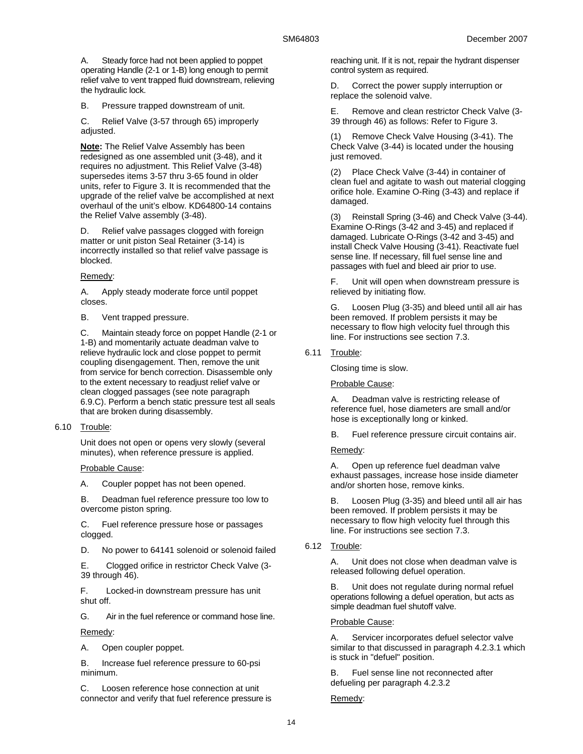A. Steady force had not been applied to poppet operating Handle (2-1 or 1-B) long enough to permit relief valve to vent trapped fluid downstream, relieving the hydraulic lock.

B. Pressure trapped downstream of unit.

C. Relief Valve (3-57 through 65) improperly adjusted.

**Note:** The Relief Valve Assembly has been redesigned as one assembled unit (3-48), and it requires no adjustment. This Relief Valve (3-48) supersedes items 3-57 thru 3-65 found in older units, refer to Figure 3. It is recommended that the upgrade of the relief valve be accomplished at next overhaul of the unit's elbow. KD64800-14 contains the Relief Valve assembly (3-48).

D. Relief valve passages clogged with foreign matter or unit piston Seal Retainer (3-14) is incorrectly installed so that relief valve passage is blocked.

Remedy:

A. Apply steady moderate force until poppet closes.

B. Vent trapped pressure.

C. Maintain steady force on poppet Handle (2-1 or 1-B) and momentarily actuate deadman valve to relieve hydraulic lock and close poppet to permit coupling disengagement. Then, remove the unit from service for bench correction. Disassemble only to the extent necessary to readjust relief valve or clean clogged passages (see note paragraph 6.9.C). Perform a bench static pressure test all seals that are broken during disassembly.

6.10 Trouble:

Unit does not open or opens very slowly (several minutes), when reference pressure is applied.

Probable Cause:

A. Coupler poppet has not been opened.

B. Deadman fuel reference pressure too low to overcome piston spring.

C. Fuel reference pressure hose or passages clogged.

D. No power to 64141 solenoid or solenoid failed

E. Clogged orifice in restrictor Check Valve (3-39 through 46).

F. Locked-in downstream pressure has unit shut off.

G. Air in the fuel reference or command hose line.

Remedy:

A. Open coupler poppet.

B. Increase fuel reference pressure to 60-psi minimum.

C. Loosen reference hose connection at unit connector and verify that fuel reference pressure is reaching unit. If it is not, repair the hydrant dispenser control system as required.

D. Correct the power supply interruption or replace the solenoid valve.

E. Remove and clean restrictor Check Valve (3-39 through 46) as follows: Refer to Figure 3.

(1) Remove Check Valve Housing (3-41). The Check Valve (3-44) is located under the housing just removed.

(2) Place Check Valve (3-44) in container of clean fuel and agitate to wash out material clogging orifice hole. Examine O-Ring (3-43) and replace if damaged.

(3) Reinstall Spring (3-46) and Check Valve (3-44). Examine O-Rings (3-42 and 3-45) and replaced if damaged. Lubricate O-Rings (3-42 and 3-45) and install Check Valve Housing (3-41). Reactivate fuel sense line. If necessary, fill fuel sense line and passages with fuel and bleed air prior to use.

F. Unit will open when downstream pressure is relieved by initiating flow.

G. Loosen Plug (3-35) and bleed until all air has been removed. If problem persists it may be necessary to flow high velocity fuel through this line. For instructions see section 7.3.

6.11 Trouble:

Closing time is slow.

Probable Cause:

A. Deadman valve is restricting release of reference fuel, hose diameters are small and/or hose is exceptionally long or kinked.

B. Fuel reference pressure circuit contains air.

Remedy:

A. Open up reference fuel deadman valve exhaust passages, increase hose inside diameter and/or shorten hose, remove kinks.

B. Loosen Plug (3-35) and bleed until all air has been removed. If problem persists it may be necessary to flow high velocity fuel through this line. For instructions see section 7.3.

6.12 Trouble:

A. Unit does not close when deadman valve is released following defuel operation.

B. Unit does not regulate during normal refuel operations following a defuel operation, but acts as simple deadman fuel shutoff valve.

Probable Cause:

A. Servicer incorporates defuel selector valve similar to that discussed in paragraph 4.2.3.1 which is stuck in "defuel" position.

B. Fuel sense line not reconnected after defueling per paragraph 4.2.3.2

Remedy: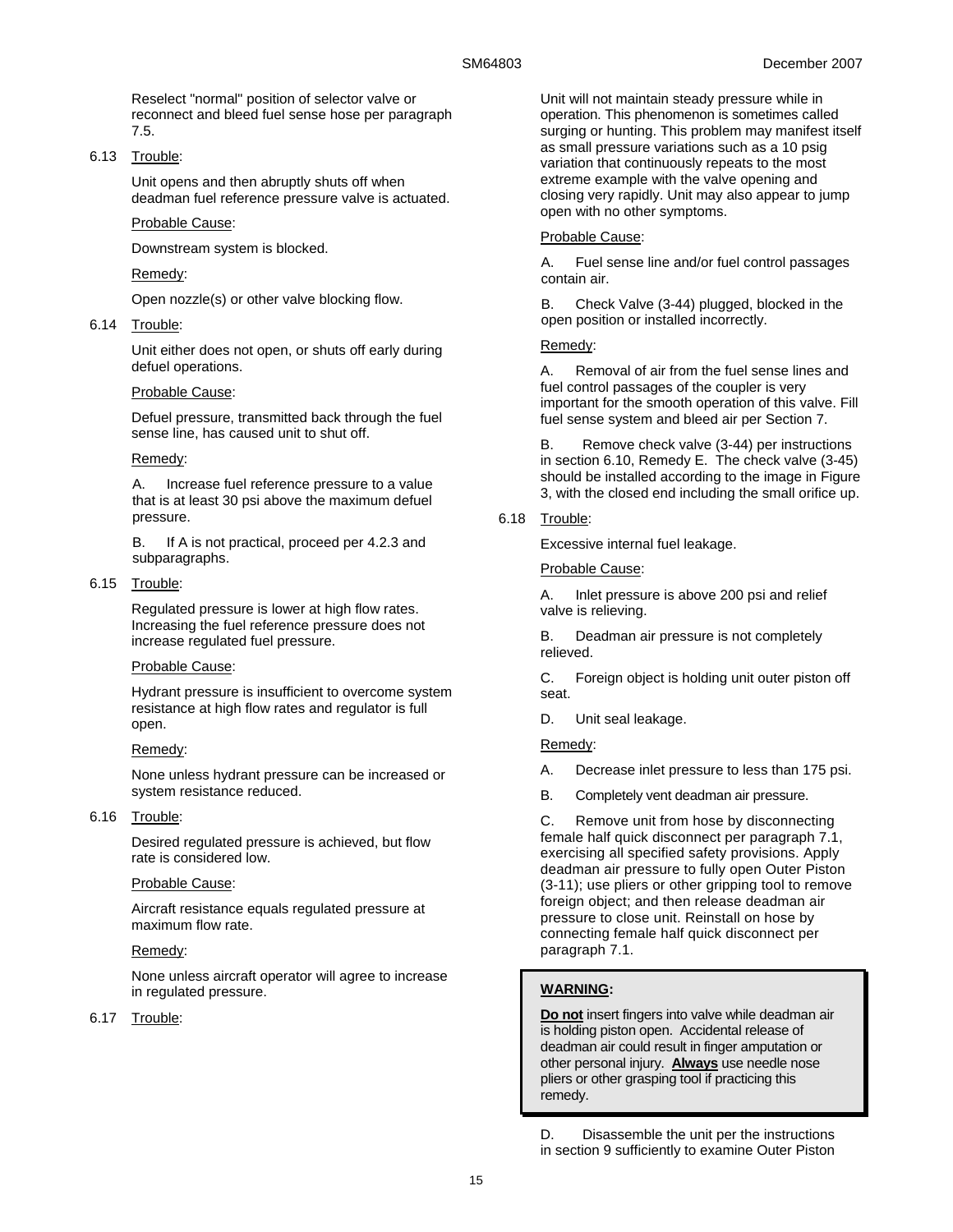Reselect "normal" position of selector valve or reconnect and bleed fuel sense hose per paragraph 7.5.

6.13 Trouble:

Unit opens and then abruptly shuts off when deadman fuel reference pressure valve is actuated.

Probable Cause:

Downstream system is blocked.

Remedy:

Open nozzle(s) or other valve blocking flow.

6.14 Trouble:

Unit either does not open, or shuts off early during defuel operations.

Probable Cause:

Defuel pressure, transmitted back through the fuel sense line, has caused unit to shut off.

Remedy:

A. Increase fuel reference pressure to a value that is at least 30 psi above the maximum defuel pressure.

B. If A is not practical, proceed per 4.2.3 and subparagraphs.

6.15 Trouble:

Regulated pressure is lower at high flow rates. Increasing the fuel reference pressure does not increase regulated fuel pressure.

Probable Cause:

Hydrant pressure is insufficient to overcome system resistance at high flow rates and regulator is full open.

Remedy:

None unless hydrant pressure can be increased or system resistance reduced.

6.16 Trouble:

Desired regulated pressure is achieved, but flow rate is considered low.

Probable Cause:

Aircraft resistance equals regulated pressure at maximum flow rate.

Remedy:

None unless aircraft operator will agree to increase in regulated pressure.

6.17 Trouble:

Unit will not maintain steady pressure while in operation. This phenomenon is sometimes called surging or hunting. This problem may manifest itself as small pressure variations such as a 10 psig variation that continuously repeats to the most extreme example with the valve opening and closing very rapidly. Unit may also appear to jump open with no other symptoms.

Probable Cause:

A. Fuel sense line and/or fuel control passages contain air.

B. Check Valve (3-44) plugged, blocked in the open position or installed incorrectly.

Remedy:

A. Removal of air from the fuel sense lines and fuel control passages of the coupler is very important for the smooth operation of this valve. Fill fuel sense system and bleed air per Section 7.

B. Remove check valve (3-44) per instructions in section 6.10, Remedy E. The check valve (3-45) should be installed according to the image in Figure 3, with the closed end including the small orifice up.

6.18 Trouble:

Excessive internal fuel leakage.

Probable Cause:

A. Inlet pressure is above 200 psi and relief valve is relieving.

B. Deadman air pressure is not completely relieved.

C. Foreign object is holding unit outer piston off seat.

D. Unit seal leakage.

Remedy:

A. Decrease inlet pressure to less than 175 psi.

B. Completely vent deadman air pressure.

C. Remove unit from hose by disconnecting female half quick disconnect per paragraph 7.1, exercising all specified safety provisions. Apply deadman air pressure to fully open Outer Piston (3-11); use pliers or other gripping tool to remove foreign object; and then release deadman air pressure to close unit. Reinstall on hose by connecting female half quick disconnect per paragraph 7.1.

> **WARNING:**
>
> **Do not** insert fingers into valve while deadman air is holding piston open. Accidental release of deadman air could result in finger amputation or other personal injury. **Always** use needle nose pliers or other grasping tool if practicing this remedy.

D. Disassemble the unit per the instructions in section 9 sufficiently to examine Outer Piston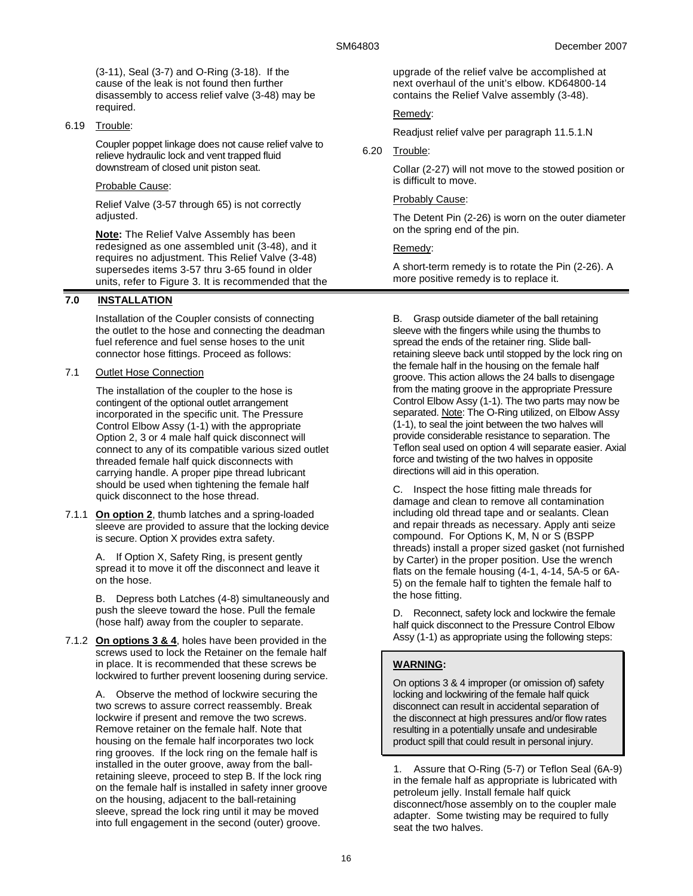(3-11), Seal (3-7) and O-Ring (3-18). If the cause of the leak is not found then further disassembly to access relief valve (3-48) may be required.

6.19 Trouble:

Coupler poppet linkage does not cause relief valve to relieve hydraulic lock and vent trapped fluid downstream of closed unit piston seat.

Probable Cause:

Relief Valve (3-57 through 65) is not correctly adjusted.

**Note:** The Relief Valve Assembly has been redesigned as one assembled unit (3-48), and it requires no adjustment. This Relief Valve (3-48) supersedes items 3-57 thru 3-65 found in older units, refer to Figure 3. It is recommended that the upgrade of the relief valve be accomplished at next overhaul of the unit's elbow. KD64800-14 contains the Relief Valve assembly (3-48).

Remedy:

Readjust relief valve per paragraph 11.5.1.N

6.20 Trouble:

Collar (2-27) will not move to the stowed position or is difficult to move.

Probably Cause:

The Detent Pin (2-26) is worn on the outer diameter on the spring end of the pin.

Remedy:

A short-term remedy is to rotate the Pin (2-26). A more positive remedy is to replace it.

## 7.0 INSTALLATION

Installation of the Coupler consists of connecting the outlet to the hose and connecting the deadman fuel reference and fuel sense hoses to the unit connector hose fittings. Proceed as follows:

### 7.1 Outlet Hose Connection

The installation of the coupler to the hose is contingent of the optional outlet arrangement incorporated in the specific unit. The Pressure Control Elbow Assy (1-1) with the appropriate Option 2, 3 or 4 male half quick disconnect will connect to any of its compatible various sized outlet threaded female half quick disconnects with carrying handle. A proper pipe thread lubricant should be used when tightening the female half quick disconnect to the hose thread.

7.1.1 **On option 2**, thumb latches and a spring-loaded sleeve are provided to assure that the locking device is secure. Option X provides extra safety.

A. If Option X, Safety Ring, is present gently spread it to move it off the disconnect and leave it on the hose.

B. Depress both Latches (4-8) simultaneously and push the sleeve toward the hose. Pull the female (hose half) away from the coupler to separate.

7.1.2 **On options 3 & 4**, holes have been provided in the screws used to lock the Retainer on the female half in place. It is recommended that these screws be lockwired to further prevent loosening during service.

A. Observe the method of lockwire securing the two screws to assure correct reassembly. Break lockwire if present and remove the two screws. Remove retainer on the female half. Note that housing on the female half incorporates two lock ring grooves. If the lock ring on the female half is installed in the outer groove, away from the ball-retaining sleeve, proceed to step B. If the lock ring on the female half is installed in safety inner groove on the housing, adjacent to the ball-retaining sleeve, spread the lock ring until it may be moved into full engagement in the second (outer) groove.

B. Grasp outside diameter of the ball retaining sleeve with the fingers while using the thumbs to spread the ends of the retainer ring. Slide ball-retaining sleeve back until stopped by the lock ring on the female half in the housing on the female half groove. This action allows the 24 balls to disengage from the mating groove in the appropriate Pressure Control Elbow Assy (1-1). The two parts may now be separated. Note: The O-Ring utilized, on Elbow Assy (1-1), to seal the joint between the two halves will provide considerable resistance to separation. The Teflon seal used on option 4 will separate easier. Axial force and twisting of the two halves in opposite directions will aid in this operation.

C. Inspect the hose fitting male threads for damage and clean to remove all contamination including old thread tape and or sealants. Clean and repair threads as necessary. Apply anti seize compound. For Options K, M, N or S (BSPP threads) install a proper sized gasket (not furnished by Carter) in the proper position. Use the wrench flats on the female housing (4-1, 4-14, 5A-5 or 6A-5) on the female half to tighten the female half to the hose fitting.

D. Reconnect, safety lock and lockwire the female half quick disconnect to the Pressure Control Elbow Assy (1-1) as appropriate using the following steps:

> **WARNING:**
>
> On options 3 & 4 improper (or omission of) safety locking and lockwiring of the female half quick disconnect can result in accidental separation of the disconnect at high pressures and/or flow rates resulting in a potentially unsafe and undesirable product spill that could result in personal injury.

1. Assure that O-Ring (5-7) or Teflon Seal (6A-9) in the female half as appropriate is lubricated with petroleum jelly. Install female half quick disconnect/hose assembly on to the coupler male adapter. Some twisting may be required to fully seat the two halves.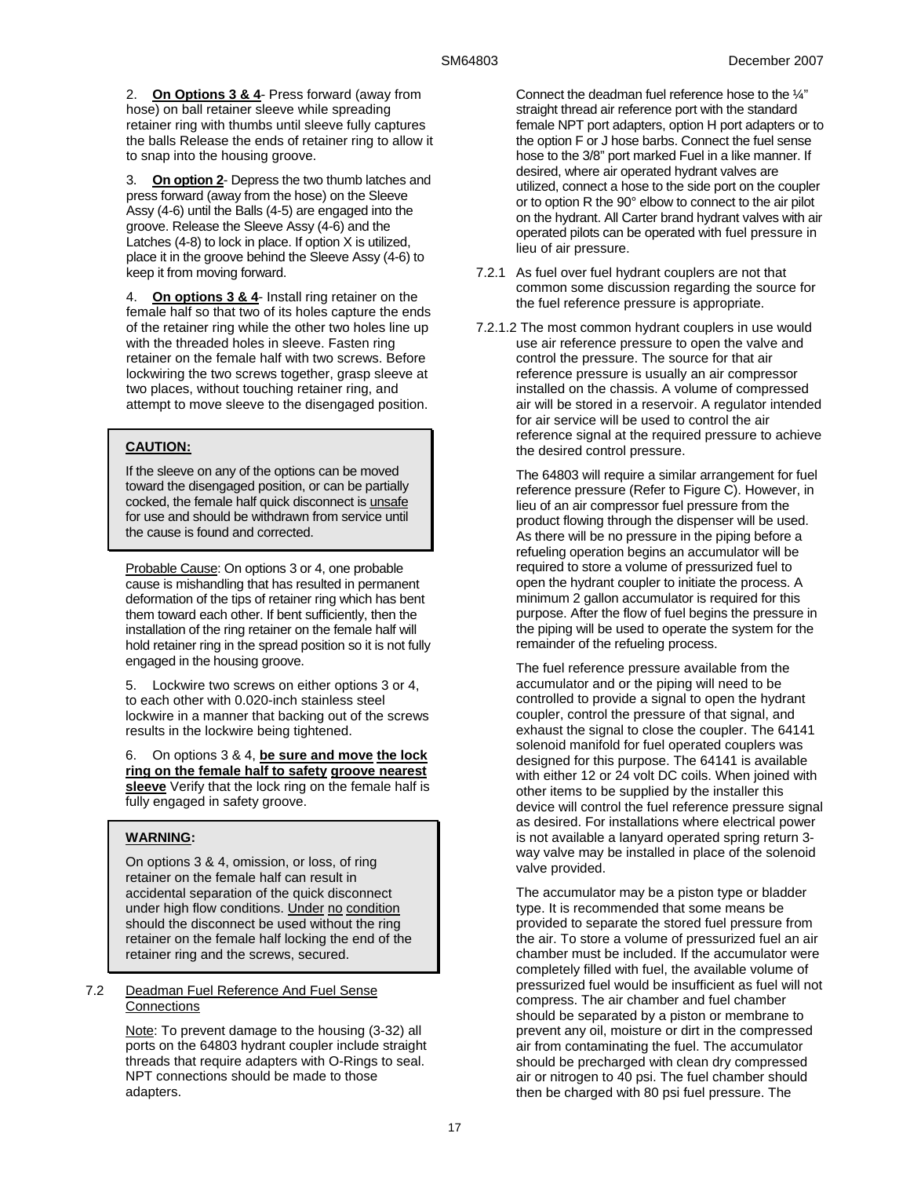2. **On Options 3 & 4**- Press forward (away from hose) on ball retainer sleeve while spreading retainer ring with thumbs until sleeve fully captures the balls Release the ends of retainer ring to allow it to snap into the housing groove.

3. **On option 2**- Depress the two thumb latches and press forward (away from the hose) on the Sleeve Assy (4-6) until the Balls (4-5) are engaged into the groove. Release the Sleeve Assy (4-6) and the Latches (4-8) to lock in place. If option X is utilized, place it in the groove behind the Sleeve Assy (4-6) to keep it from moving forward.

4. **On options 3 & 4**- Install ring retainer on the female half so that two of its holes capture the ends of the retainer ring while the other two holes line up with the threaded holes in sleeve. Fasten ring retainer on the female half with two screws. Before lockwiring the two screws together, grasp sleeve at two places, without touching retainer ring, and attempt to move sleeve to the disengaged position.

> **CAUTION:**
>
> If the sleeve on any of the options can be moved toward the disengaged position, or can be partially cocked, the female half quick disconnect is unsafe for use and should be withdrawn from service until the cause is found and corrected.

Probable Cause: On options 3 or 4, one probable cause is mishandling that has resulted in permanent deformation of the tips of retainer ring which has bent them toward each other. If bent sufficiently, then the installation of the ring retainer on the female half will hold retainer ring in the spread position so it is not fully engaged in the housing groove.

5. Lockwire two screws on either options 3 or 4, to each other with 0.020-inch stainless steel lockwire in a manner that backing out of the screws results in the lockwire being tightened.

6. On options 3 & 4, **be sure and move the lock ring on the female half to safety groove nearest sleeve** Verify that the lock ring on the female half is fully engaged in safety groove.

> **WARNING:**
>
> On options 3 & 4, omission, or loss, of ring retainer on the female half can result in accidental separation of the quick disconnect under high flow conditions. Under no condition should the disconnect be used without the ring retainer on the female half locking the end of the retainer ring and the screws, secured.

## 7.2 Deadman Fuel Reference And Fuel Sense Connections

Note: To prevent damage to the housing (3-32) all ports on the 64803 hydrant coupler include straight threads that require adapters with O-Rings to seal. NPT connections should be made to those adapters.

Connect the deadman fuel reference hose to the ¼" straight thread air reference port with the standard female NPT port adapters, option H port adapters or to the option F or J hose barbs. Connect the fuel sense hose to the 3/8" port marked Fuel in a like manner. If desired, where air operated hydrant valves are utilized, connect a hose to the side port on the coupler or to option R the 90° elbow to connect to the air pilot on the hydrant. All Carter brand hydrant valves with air operated pilots can be operated with fuel pressure in lieu of air pressure.

7.2.1 As fuel over fuel hydrant couplers are not that common some discussion regarding the source for the fuel reference pressure is appropriate.

7.2.1.2 The most common hydrant couplers in use would use air reference pressure to open the valve and control the pressure. The source for that air reference pressure is usually an air compressor installed on the chassis. A volume of compressed air will be stored in a reservoir. A regulator intended for air service will be used to control the air reference signal at the required pressure to achieve the desired control pressure.

The 64803 will require a similar arrangement for fuel reference pressure (Refer to Figure C). However, in lieu of an air compressor fuel pressure from the product flowing through the dispenser will be used. As there will be no pressure in the piping before a refueling operation begins an accumulator will be required to store a volume of pressurized fuel to open the hydrant coupler to initiate the process. A minimum 2 gallon accumulator is required for this purpose. After the flow of fuel begins the pressure in the piping will be used to operate the system for the remainder of the refueling process.

The fuel reference pressure available from the accumulator and or the piping will need to be controlled to provide a signal to open the hydrant coupler, control the pressure of that signal, and exhaust the signal to close the coupler. The 64141 solenoid manifold for fuel operated couplers was designed for this purpose. The 64141 is available with either 12 or 24 volt DC coils. When joined with other items to be supplied by the installer this device will control the fuel reference pressure signal as desired. For installations where electrical power is not available a lanyard operated spring return 3-way valve may be installed in place of the solenoid valve provided.

The accumulator may be a piston type or bladder type. It is recommended that some means be provided to separate the stored fuel pressure from the air. To store a volume of pressurized fuel an air chamber must be included. If the accumulator were completely filled with fuel, the available volume of pressurized fuel would be insufficient as fuel will not compress. The air chamber and fuel chamber should be separated by a piston or membrane to prevent any oil, moisture or dirt in the compressed air from contaminating the fuel. The accumulator should be precharged with clean dry compressed air or nitrogen to 40 psi. The fuel chamber should then be charged with 80 psi fuel pressure. The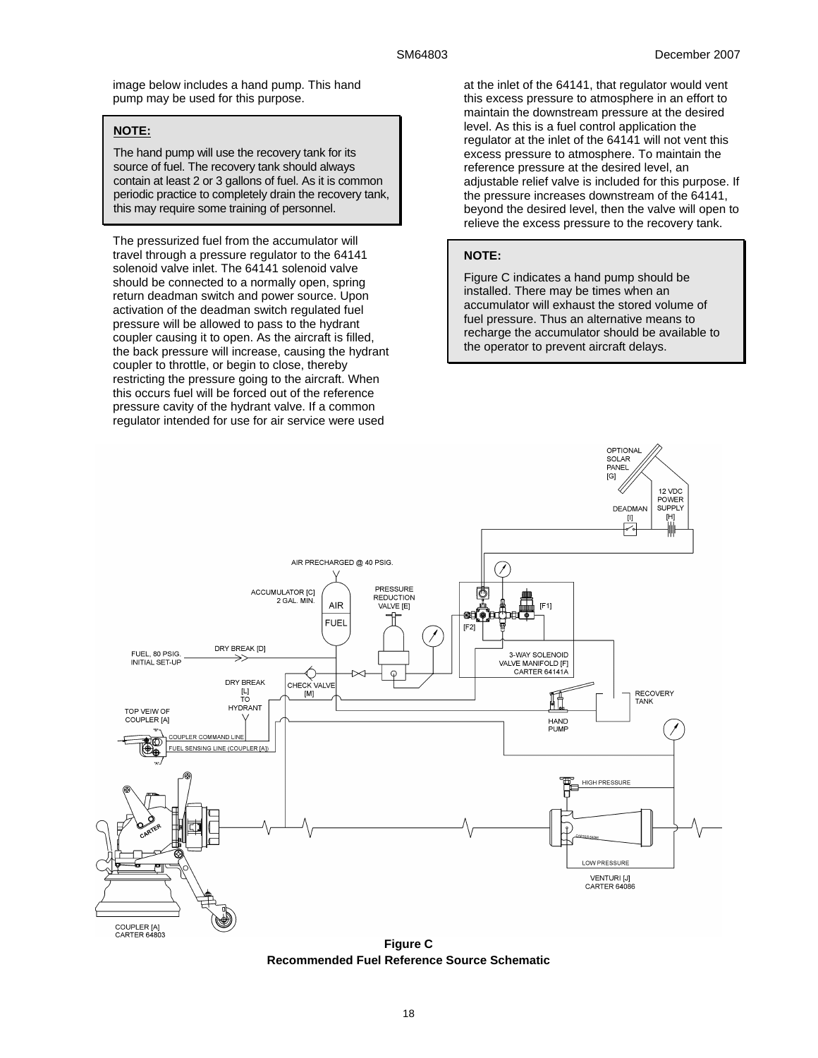image below includes a hand pump. This hand pump may be used for this purpose.

> **NOTE:**
>
> The hand pump will use the recovery tank for its source of fuel. The recovery tank should always contain at least 2 or 3 gallons of fuel. As it is common periodic practice to completely drain the recovery tank, this may require some training of personnel.

The pressurized fuel from the accumulator will travel through a pressure regulator to the 64141 solenoid valve inlet. The 64141 solenoid valve should be connected to a normally open, spring return deadman switch and power source. Upon activation of the deadman switch regulated fuel pressure will be allowed to pass to the hydrant coupler causing it to open. As the aircraft is filled, the back pressure will increase, causing the hydrant coupler to throttle, or begin to close, thereby restricting the pressure going to the aircraft. When this occurs fuel will be forced out of the reference pressure cavity of the hydrant valve. If a common regulator intended for use for air service were used at the inlet of the 64141, that regulator would vent this excess pressure to atmosphere in an effort to maintain the downstream pressure at the desired level. As this is a fuel control application the regulator at the inlet of the 64141 will not vent this excess pressure to atmosphere. To maintain the reference pressure at the desired level, an adjustable relief valve is included for this purpose. If the pressure increases downstream of the 64141, beyond the desired level, then the valve will open to relieve the excess pressure to the recovery tank.

> **NOTE:**
>
> Figure C indicates a hand pump should be installed. There may be times when an accumulator will exhaust the stored volume of fuel pressure. Thus an alternative means to recharge the accumulator should be available to the operator to prevent aircraft delays.

OPTIONAL SOLAR PANEL [G]
12 VDC POWER SUPPLY [H]
DEADMAN [I]
AIR PRECHARGED @ 40 PSIG.
ACCUMULATOR [C] 2 GAL. MIN.
AIR
FUEL
PRESSURE REDUCTION VALVE [E]
[F1]
[F2]
FUEL, 80 PSIG. INITIAL SET-UP
DRY BREAK [D]
3-WAY SOLENOID VALVE MANIFOLD [F] CARTER 64141A
DRY BREAK [L] TO HYDRANT
CHECK VALVE [M]
RECOVERY TANK
HAND PUMP
TOP VEIW OF COUPLER [A]
COUPLER COMMAND LINE
FUEL SENSING LINE (COUPLER [A])
HIGH PRESSURE
LOW PRESSURE
VENTURI [J] CARTER 64086
COUPLER [A] CARTER 64803

**Figure C**
**Recommended Fuel Reference Source Schematic**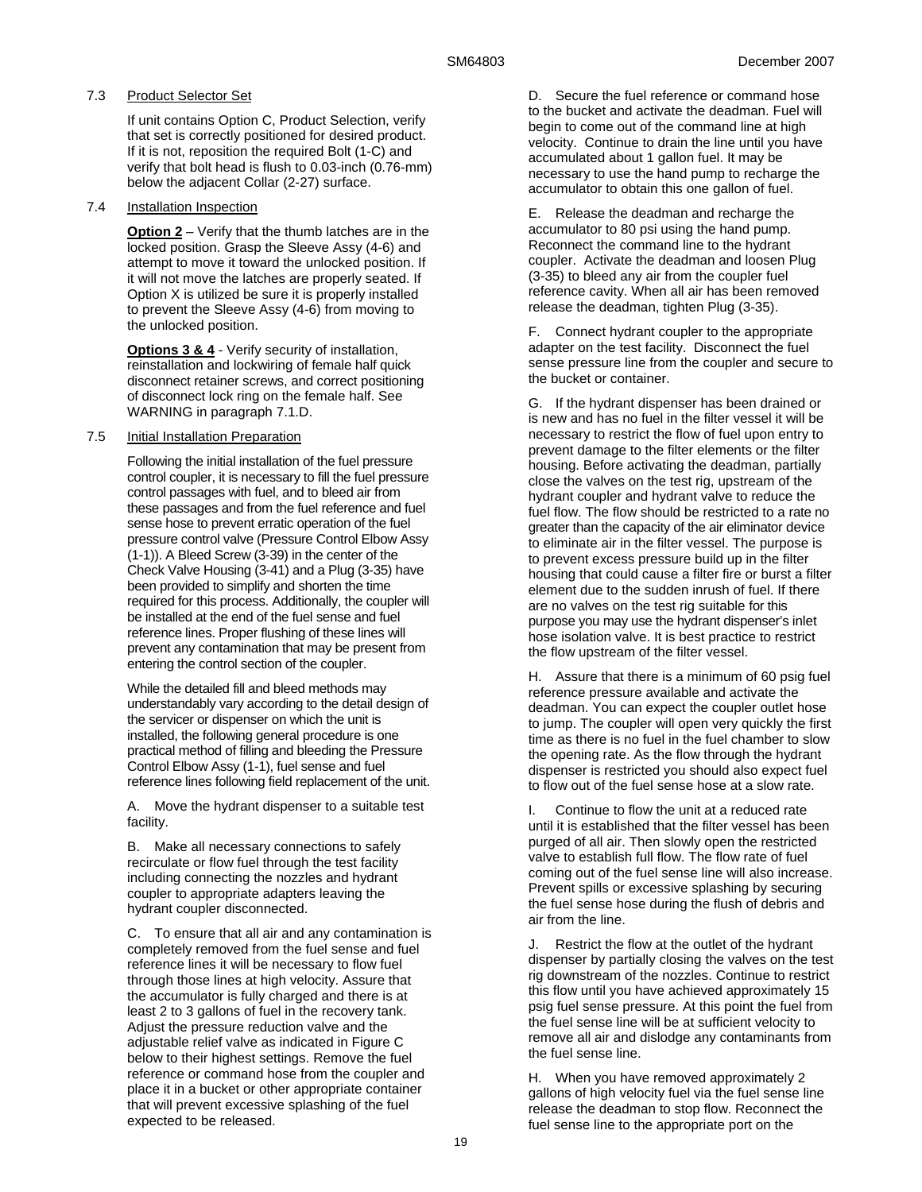7.3 Product Selector Set

If unit contains Option C, Product Selection, verify that set is correctly positioned for desired product. If it is not, reposition the required Bolt (1-C) and verify that bolt head is flush to 0.03-inch (0.76-mm) below the adjacent Collar (2-27) surface.

7.4 Installation Inspection

**Option 2** – Verify that the thumb latches are in the locked position. Grasp the Sleeve Assy (4-6) and attempt to move it toward the unlocked position. If it will not move the latches are properly seated. If Option X is utilized be sure it is properly installed to prevent the Sleeve Assy (4-6) from moving to the unlocked position.

**Options 3 & 4** - Verify security of installation, reinstallation and lockwiring of female half quick disconnect retainer screws, and correct positioning of disconnect lock ring on the female half. See WARNING in paragraph 7.1.D.

7.5 Initial Installation Preparation

Following the initial installation of the fuel pressure control coupler, it is necessary to fill the fuel pressure control passages with fuel, and to bleed air from these passages and from the fuel reference and fuel sense hose to prevent erratic operation of the fuel pressure control valve (Pressure Control Elbow Assy (1-1)). A Bleed Screw (3-39) in the center of the Check Valve Housing (3-41) and a Plug (3-35) have been provided to simplify and shorten the time required for this process. Additionally, the coupler will be installed at the end of the fuel sense and fuel reference lines. Proper flushing of these lines will prevent any contamination that may be present from entering the control section of the coupler.

While the detailed fill and bleed methods may understandably vary according to the detail design of the servicer or dispenser on which the unit is installed, the following general procedure is one practical method of filling and bleeding the Pressure Control Elbow Assy (1-1), fuel sense and fuel reference lines following field replacement of the unit.

A. Move the hydrant dispenser to a suitable test facility.

B. Make all necessary connections to safely recirculate or flow fuel through the test facility including connecting the nozzles and hydrant coupler to appropriate adapters leaving the hydrant coupler disconnected.

C. To ensure that all air and any contamination is completely removed from the fuel sense and fuel reference lines it will be necessary to flow fuel through those lines at high velocity. Assure that the accumulator is fully charged and there is at least 2 to 3 gallons of fuel in the recovery tank. Adjust the pressure reduction valve and the adjustable relief valve as indicated in Figure C below to their highest settings. Remove the fuel reference or command hose from the coupler and place it in a bucket or other appropriate container that will prevent excessive splashing of the fuel expected to be released.

D. Secure the fuel reference or command hose to the bucket and activate the deadman. Fuel will begin to come out of the command line at high velocity. Continue to drain the line until you have accumulated about 1 gallon fuel. It may be necessary to use the hand pump to recharge the accumulator to obtain this one gallon of fuel.

E. Release the deadman and recharge the accumulator to 80 psi using the hand pump. Reconnect the command line to the hydrant coupler. Activate the deadman and loosen Plug (3-35) to bleed any air from the coupler fuel reference cavity. When all air has been removed release the deadman, tighten Plug (3-35).

F. Connect hydrant coupler to the appropriate adapter on the test facility. Disconnect the fuel sense pressure line from the coupler and secure to the bucket or container.

G. If the hydrant dispenser has been drained or is new and has no fuel in the filter vessel it will be necessary to restrict the flow of fuel upon entry to prevent damage to the filter elements or the filter housing. Before activating the deadman, partially close the valves on the test rig, upstream of the hydrant coupler and hydrant valve to reduce the fuel flow. The flow should be restricted to a rate no greater than the capacity of the air eliminator device to eliminate air in the filter vessel. The purpose is to prevent excess pressure build up in the filter housing that could cause a filter fire or burst a filter element due to the sudden inrush of fuel. If there are no valves on the test rig suitable for this purpose you may use the hydrant dispenser's inlet hose isolation valve. It is best practice to restrict the flow upstream of the filter vessel.

H. Assure that there is a minimum of 60 psig fuel reference pressure available and activate the deadman. You can expect the coupler outlet hose to jump. The coupler will open very quickly the first time as there is no fuel in the fuel chamber to slow the opening rate. As the flow through the hydrant dispenser is restricted you should also expect fuel to flow out of the fuel sense hose at a slow rate.

I. Continue to flow the unit at a reduced rate until it is established that the filter vessel has been purged of all air. Then slowly open the restricted valve to establish full flow. The flow rate of fuel coming out of the fuel sense line will also increase. Prevent spills or excessive splashing by securing the fuel sense hose during the flush of debris and air from the line.

J. Restrict the flow at the outlet of the hydrant dispenser by partially closing the valves on the test rig downstream of the nozzles. Continue to restrict this flow until you have achieved approximately 15 psig fuel sense pressure. At this point the fuel from the fuel sense line will be at sufficient velocity to remove all air and dislodge any contaminants from the fuel sense line.

H. When you have removed approximately 2 gallons of high velocity fuel via the fuel sense line release the deadman to stop flow. Reconnect the fuel sense line to the appropriate port on the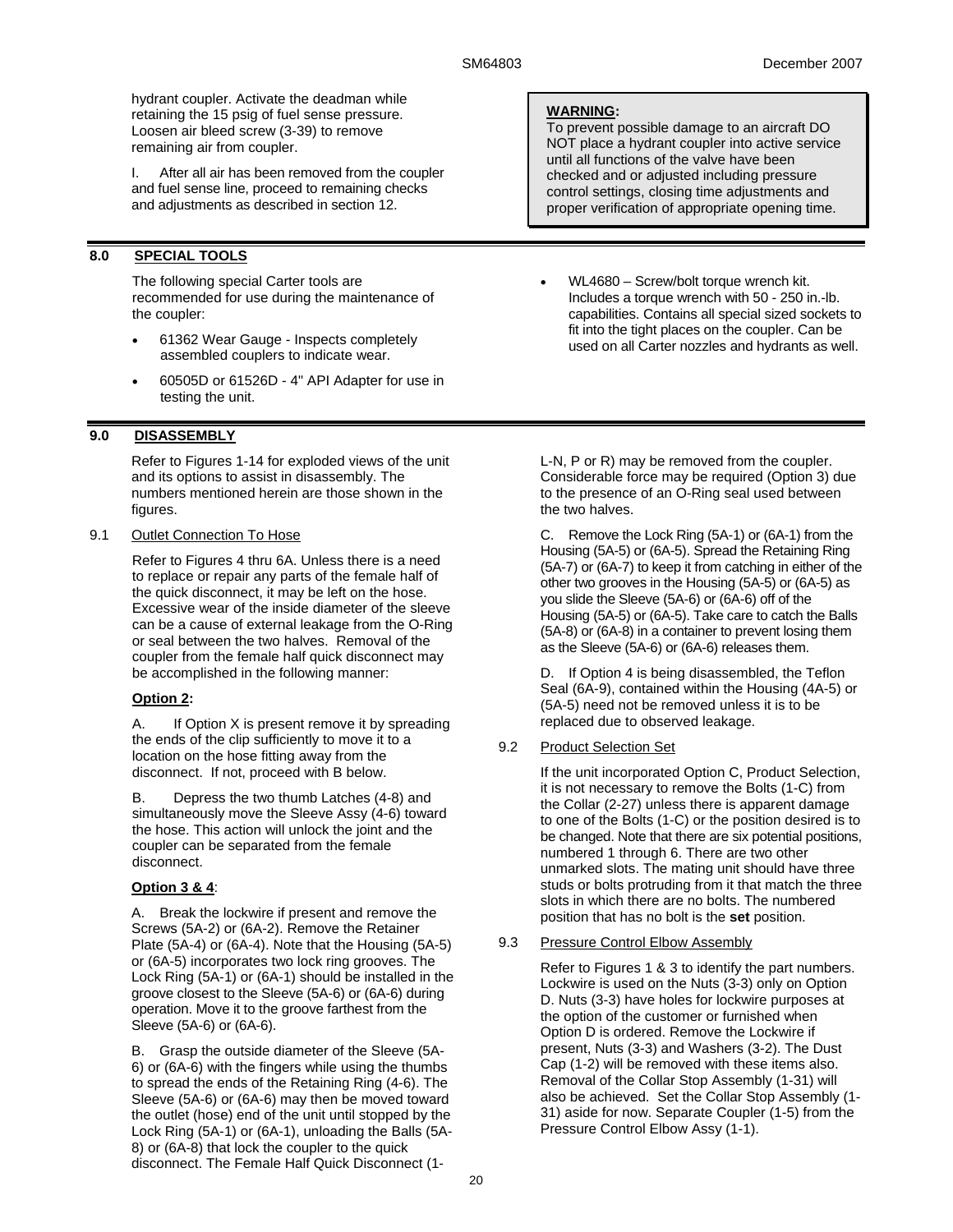hydrant coupler. Activate the deadman while retaining the 15 psig of fuel sense pressure. Loosen air bleed screw (3-39) to remove remaining air from coupler.

I. After all air has been removed from the coupler and fuel sense line, proceed to remaining checks and adjustments as described in section 12.

> **WARNING:**
> To prevent possible damage to an aircraft DO NOT place a hydrant coupler into active service until all functions of the valve have been checked and or adjusted including pressure control settings, closing time adjustments and proper verification of appropriate opening time.

## 8.0 SPECIAL TOOLS

The following special Carter tools are recommended for use during the maintenance of the coupler:

- 61362 Wear Gauge - Inspects completely assembled couplers to indicate wear.
- 60505D or 61526D - 4" API Adapter for use in testing the unit.
- WL4680 – Screw/bolt torque wrench kit. Includes a torque wrench with 50 - 250 in.-lb. capabilities. Contains all special sized sockets to fit into the tight places on the coupler. Can be used on all Carter nozzles and hydrants as well.

## 9.0 DISASSEMBLY

Refer to Figures 1-14 for exploded views of the unit and its options to assist in disassembly. The numbers mentioned herein are those shown in the figures.

### 9.1 Outlet Connection To Hose

Refer to Figures 4 thru 6A. Unless there is a need to replace or repair any parts of the female half of the quick disconnect, it may be left on the hose. Excessive wear of the inside diameter of the sleeve can be a cause of external leakage from the O-Ring or seal between the two halves. Removal of the coupler from the female half quick disconnect may be accomplished in the following manner:

**Option 2:**

A. If Option X is present remove it by spreading the ends of the clip sufficiently to move it to a location on the hose fitting away from the disconnect. If not, proceed with B below.

B. Depress the two thumb Latches (4-8) and simultaneously move the Sleeve Assy (4-6) toward the hose. This action will unlock the joint and the coupler can be separated from the female disconnect.

**Option 3 & 4**:

A. Break the lockwire if present and remove the Screws (5A-2) or (6A-2). Remove the Retainer Plate (5A-4) or (6A-4). Note that the Housing (5A-5) or (6A-5) incorporates two lock ring grooves. The Lock Ring (5A-1) or (6A-1) should be installed in the groove closest to the Sleeve (5A-6) or (6A-6) during operation. Move it to the groove farthest from the Sleeve (5A-6) or (6A-6).

B. Grasp the outside diameter of the Sleeve (5A-6) or (6A-6) with the fingers while using the thumbs to spread the ends of the Retaining Ring (4-6). The Sleeve (5A-6) or (6A-6) may then be moved toward the outlet (hose) end of the unit until stopped by the Lock Ring (5A-1) or (6A-1), unloading the Balls (5A-8) or (6A-8) that lock the coupler to the quick disconnect. The Female Half Quick Disconnect (1-L-N, P or R) may be removed from the coupler. Considerable force may be required (Option 3) due to the presence of an O-Ring seal used between the two halves.

C. Remove the Lock Ring (5A-1) or (6A-1) from the Housing (5A-5) or (6A-5). Spread the Retaining Ring (5A-7) or (6A-7) to keep it from catching in either of the other two grooves in the Housing (5A-5) or (6A-5) as you slide the Sleeve (5A-6) or (6A-6) off of the Housing (5A-5) or (6A-5). Take care to catch the Balls (5A-8) or (6A-8) in a container to prevent losing them as the Sleeve (5A-6) or (6A-6) releases them.

D. If Option 4 is being disassembled, the Teflon Seal (6A-9), contained within the Housing (4A-5) or (5A-5) need not be removed unless it is to be replaced due to observed leakage.

### 9.2 Product Selection Set

If the unit incorporated Option C, Product Selection, it is not necessary to remove the Bolts (1-C) from the Collar (2-27) unless there is apparent damage to one of the Bolts (1-C) or the position desired is to be changed. Note that there are six potential positions, numbered 1 through 6. There are two other unmarked slots. The mating unit should have three studs or bolts protruding from it that match the three slots in which there are no bolts. The numbered position that has no bolt is the **set** position.

### 9.3 Pressure Control Elbow Assembly

Refer to Figures 1 & 3 to identify the part numbers. Lockwire is used on the Nuts (3-3) only on Option D. Nuts (3-3) have holes for lockwire purposes at the option of the customer or furnished when Option D is ordered. Remove the Lockwire if present, Nuts (3-3) and Washers (3-2). The Dust Cap (1-2) will be removed with these items also. Removal of the Collar Stop Assembly (1-31) will also be achieved. Set the Collar Stop Assembly (1-31) aside for now. Separate Coupler (1-5) from the Pressure Control Elbow Assy (1-1).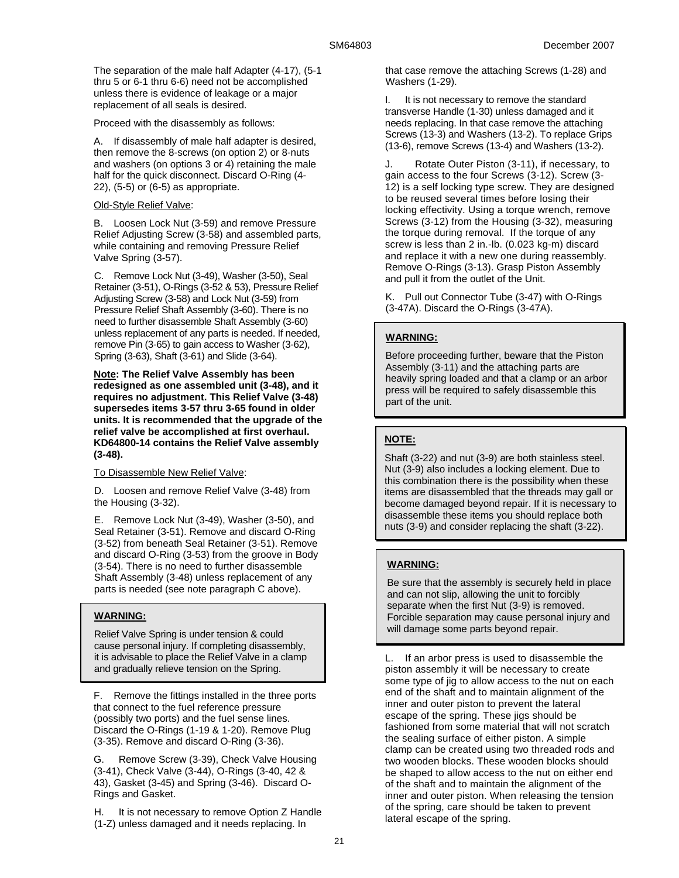The separation of the male half Adapter (4-17), (5-1 thru 5 or 6-1 thru 6-6) need not be accomplished unless there is evidence of leakage or a major replacement of all seals is desired.

Proceed with the disassembly as follows:

A. If disassembly of male half adapter is desired, then remove the 8-screws (on option 2) or 8-nuts and washers (on options 3 or 4) retaining the male half for the quick disconnect. Discard O-Ring (4-22), (5-5) or (6-5) as appropriate.

Old-Style Relief Valve:

B. Loosen Lock Nut (3-59) and remove Pressure Relief Adjusting Screw (3-58) and assembled parts, while containing and removing Pressure Relief Valve Spring (3-57).

C. Remove Lock Nut (3-49), Washer (3-50), Seal Retainer (3-51), O-Rings (3-52 & 53), Pressure Relief Adjusting Screw (3-58) and Lock Nut (3-59) from Pressure Relief Shaft Assembly (3-60). There is no need to further disassemble Shaft Assembly (3-60) unless replacement of any parts is needed. If needed, remove Pin (3-65) to gain access to Washer (3-62), Spring (3-63), Shaft (3-61) and Slide (3-64).

**Note: The Relief Valve Assembly has been redesigned as one assembled unit (3-48), and it requires no adjustment. This Relief Valve (3-48) supersedes items 3-57 thru 3-65 found in older units. It is recommended that the upgrade of the relief valve be accomplished at first overhaul. KD64800-14 contains the Relief Valve assembly (3-48).**

To Disassemble New Relief Valve:

D. Loosen and remove Relief Valve (3-48) from the Housing (3-32).

E. Remove Lock Nut (3-49), Washer (3-50), and Seal Retainer (3-51). Remove and discard O-Ring (3-52) from beneath Seal Retainer (3-51). Remove and discard O-Ring (3-53) from the groove in Body (3-54). There is no need to further disassemble Shaft Assembly (3-48) unless replacement of any parts is needed (see note paragraph C above).

**WARNING:**

Relief Valve Spring is under tension & could cause personal injury. If completing disassembly, it is advisable to place the Relief Valve in a clamp and gradually relieve tension on the Spring.

F. Remove the fittings installed in the three ports that connect to the fuel reference pressure (possibly two ports) and the fuel sense lines. Discard the O-Rings (1-19 & 1-20). Remove Plug (3-35). Remove and discard O-Ring (3-36).

G. Remove Screw (3-39), Check Valve Housing (3-41), Check Valve (3-44), O-Rings (3-40, 42 & 43), Gasket (3-45) and Spring (3-46). Discard O-Rings and Gasket.

H. It is not necessary to remove Option Z Handle (1-Z) unless damaged and it needs replacing. In that case remove the attaching Screws (1-28) and Washers (1-29).

I. It is not necessary to remove the standard transverse Handle (1-30) unless damaged and it needs replacing. In that case remove the attaching Screws (13-3) and Washers (13-2). To replace Grips (13-6), remove Screws (13-4) and Washers (13-2).

J. Rotate Outer Piston (3-11), if necessary, to gain access to the four Screws (3-12). Screw (3-12) is a self locking type screw. They are designed to be reused several times before losing their locking effectivity. Using a torque wrench, remove Screws (3-12) from the Housing (3-32), measuring the torque during removal. If the torque of any screw is less than 2 in.-lb. (0.023 kg-m) discard and replace it with a new one during reassembly. Remove O-Rings (3-13). Grasp Piston Assembly and pull it from the outlet of the Unit.

K. Pull out Connector Tube (3-47) with O-Rings (3-47A). Discard the O-Rings (3-47A).

**WARNING:**

Before proceeding further, beware that the Piston Assembly (3-11) and the attaching parts are heavily spring loaded and that a clamp or an arbor press will be required to safely disassemble this part of the unit.

**NOTE:**

Shaft (3-22) and nut (3-9) are both stainless steel. Nut (3-9) also includes a locking element. Due to this combination there is the possibility when these items are disassembled that the threads may gall or become damaged beyond repair. If it is necessary to disassemble these items you should replace both nuts (3-9) and consider replacing the shaft (3-22).

**WARNING:**

Be sure that the assembly is securely held in place and can not slip, allowing the unit to forcibly separate when the first Nut (3-9) is removed. Forcible separation may cause personal injury and will damage some parts beyond repair.

L. If an arbor press is used to disassemble the piston assembly it will be necessary to create some type of jig to allow access to the nut on each end of the shaft and to maintain alignment of the inner and outer piston to prevent the lateral escape of the spring. These jigs should be fashioned from some material that will not scratch the sealing surface of either piston. A simple clamp can be created using two threaded rods and two wooden blocks. These wooden blocks should be shaped to allow access to the nut on either end of the shaft and to maintain the alignment of the inner and outer piston. When releasing the tension of the spring, care should be taken to prevent lateral escape of the spring.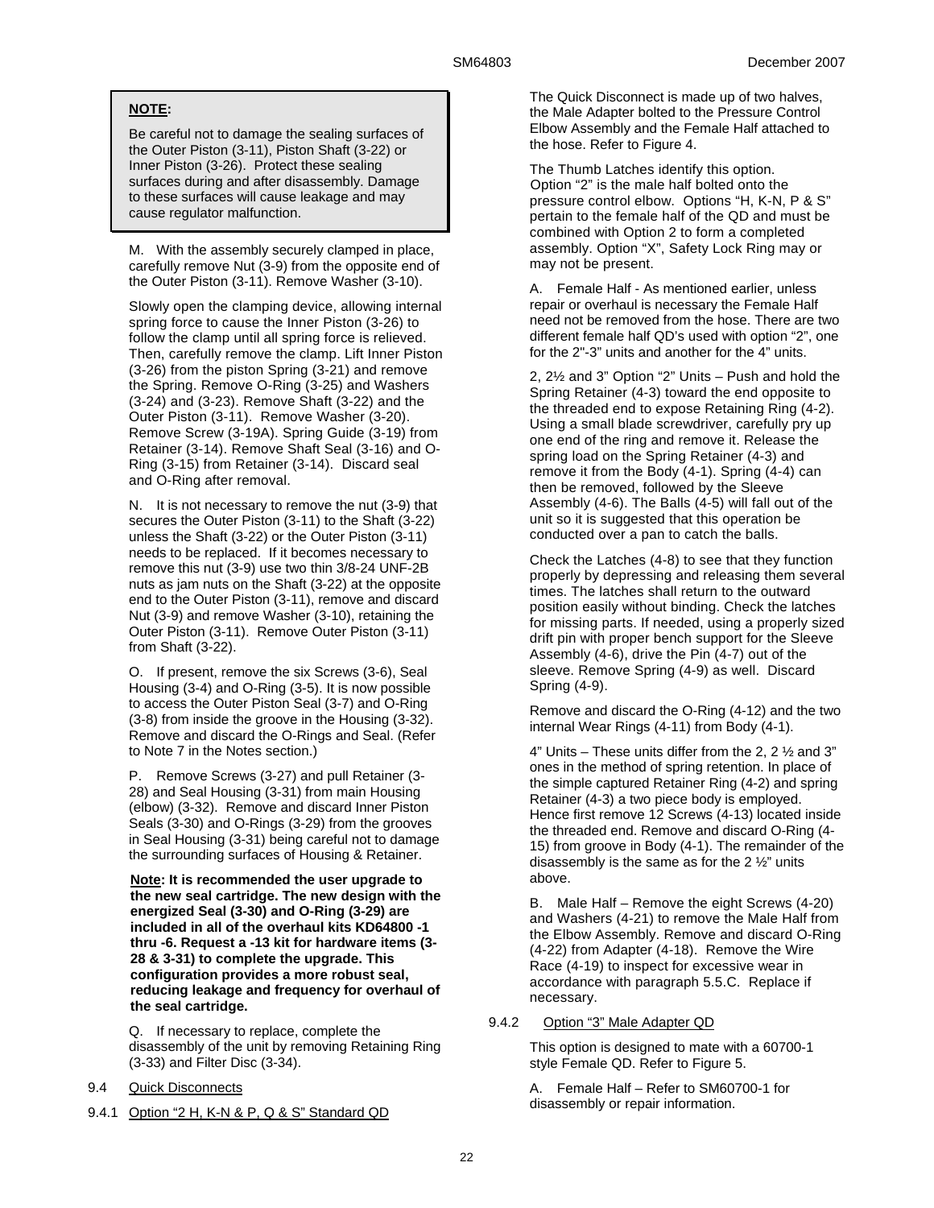**NOTE:**

Be careful not to damage the sealing surfaces of the Outer Piston (3-11), Piston Shaft (3-22) or Inner Piston (3-26). Protect these sealing surfaces during and after disassembly. Damage to these surfaces will cause leakage and may cause regulator malfunction.

M. With the assembly securely clamped in place, carefully remove Nut (3-9) from the opposite end of the Outer Piston (3-11). Remove Washer (3-10).

Slowly open the clamping device, allowing internal spring force to cause the Inner Piston (3-26) to follow the clamp until all spring force is relieved. Then, carefully remove the clamp. Lift Inner Piston (3-26) from the piston Spring (3-21) and remove the Spring. Remove O-Ring (3-25) and Washers (3-24) and (3-23). Remove Shaft (3-22) and the Outer Piston (3-11). Remove Washer (3-20). Remove Screw (3-19A). Spring Guide (3-19) from Retainer (3-14). Remove Shaft Seal (3-16) and O-Ring (3-15) from Retainer (3-14). Discard seal and O-Ring after removal.

N. It is not necessary to remove the nut (3-9) that secures the Outer Piston (3-11) to the Shaft (3-22) unless the Shaft (3-22) or the Outer Piston (3-11) needs to be replaced. If it becomes necessary to remove this nut (3-9) use two thin 3/8-24 UNF-2B nuts as jam nuts on the Shaft (3-22) at the opposite end to the Outer Piston (3-11), remove and discard Nut (3-9) and remove Washer (3-10), retaining the Outer Piston (3-11). Remove Outer Piston (3-11) from Shaft (3-22).

O. If present, remove the six Screws (3-6), Seal Housing (3-4) and O-Ring (3-5). It is now possible to access the Outer Piston Seal (3-7) and O-Ring (3-8) from inside the groove in the Housing (3-32). Remove and discard the O-Rings and Seal. (Refer to Note 7 in the Notes section.)

P. Remove Screws (3-27) and pull Retainer (3-28) and Seal Housing (3-31) from main Housing (elbow) (3-32). Remove and discard Inner Piston Seals (3-30) and O-Rings (3-29) from the grooves in Seal Housing (3-31) being careful not to damage the surrounding surfaces of Housing & Retainer.

**Note: It is recommended the user upgrade to the new seal cartridge. The new design with the energized Seal (3-30) and O-Ring (3-29) are included in all of the overhaul kits KD64800 -1 thru -6. Request a -13 kit for hardware items (3-28 & 3-31) to complete the upgrade. This configuration provides a more robust seal, reducing leakage and frequency for overhaul of the seal cartridge.**

Q. If necessary to replace, complete the disassembly of the unit by removing Retaining Ring (3-33) and Filter Disc (3-34).

## 9.4 Quick Disconnects

### 9.4.1 Option "2 H, K-N & P, Q & S" Standard QD

The Quick Disconnect is made up of two halves, the Male Adapter bolted to the Pressure Control Elbow Assembly and the Female Half attached to the hose. Refer to Figure 4.

The Thumb Latches identify this option. Option "2" is the male half bolted onto the pressure control elbow. Options "H, K-N, P & S" pertain to the female half of the QD and must be combined with Option 2 to form a completed assembly. Option "X", Safety Lock Ring may or may not be present.

A. Female Half - As mentioned earlier, unless repair or overhaul is necessary the Female Half need not be removed from the hose. There are two different female half QD's used with option "2", one for the 2"-3" units and another for the 4" units.

2, 2½ and 3" Option "2" Units – Push and hold the Spring Retainer (4-3) toward the end opposite to the threaded end to expose Retaining Ring (4-2). Using a small blade screwdriver, carefully pry up one end of the ring and remove it. Release the spring load on the Spring Retainer (4-3) and remove it from the Body (4-1). Spring (4-4) can then be removed, followed by the Sleeve Assembly (4-6). The Balls (4-5) will fall out of the unit so it is suggested that this operation be conducted over a pan to catch the balls.

Check the Latches (4-8) to see that they function properly by depressing and releasing them several times. The latches shall return to the outward position easily without binding. Check the latches for missing parts. If needed, using a properly sized drift pin with proper bench support for the Sleeve Assembly (4-6), drive the Pin (4-7) out of the sleeve. Remove Spring (4-9) as well. Discard Spring (4-9).

Remove and discard the O-Ring (4-12) and the two internal Wear Rings (4-11) from Body (4-1).

4" Units – These units differ from the 2, 2 ½ and 3" ones in the method of spring retention. In place of the simple captured Retainer Ring (4-2) and spring Retainer (4-3) a two piece body is employed. Hence first remove 12 Screws (4-13) located inside the threaded end. Remove and discard O-Ring (4-15) from groove in Body (4-1). The remainder of the disassembly is the same as for the 2 ½" units above.

B. Male Half – Remove the eight Screws (4-20) and Washers (4-21) to remove the Male Half from the Elbow Assembly. Remove and discard O-Ring (4-22) from Adapter (4-18). Remove the Wire Race (4-19) to inspect for excessive wear in accordance with paragraph 5.5.C. Replace if necessary.

### 9.4.2 Option "3" Male Adapter QD

This option is designed to mate with a 60700-1 style Female QD. Refer to Figure 5.

A. Female Half – Refer to SM60700-1 for disassembly or repair information.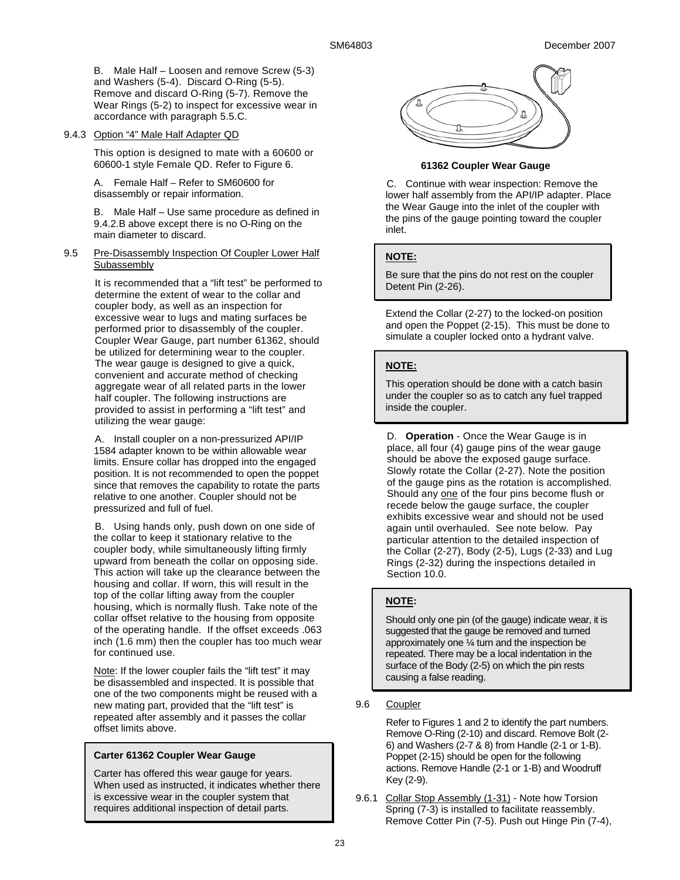B. Male Half – Loosen and remove Screw (5-3) and Washers (5-4). Discard O-Ring (5-5). Remove and discard O-Ring (5-7). Remove the Wear Rings (5-2) to inspect for excessive wear in accordance with paragraph 5.5.C.

9.4.3 Option "4" Male Half Adapter QD

This option is designed to mate with a 60600 or 60600-1 style Female QD. Refer to Figure 6.

A. Female Half – Refer to SM60600 for disassembly or repair information.

B. Male Half – Use same procedure as defined in 9.4.2.B above except there is no O-Ring on the main diameter to discard.

9.5 Pre-Disassembly Inspection Of Coupler Lower Half Subassembly

It is recommended that a "lift test" be performed to determine the extent of wear to the collar and coupler body, as well as an inspection for excessive wear to lugs and mating surfaces be performed prior to disassembly of the coupler. Coupler Wear Gauge, part number 61362, should be utilized for determining wear to the coupler. The wear gauge is designed to give a quick, convenient and accurate method of checking aggregate wear of all related parts in the lower half coupler. The following instructions are provided to assist in performing a "lift test" and utilizing the wear gauge:

A. Install coupler on a non-pressurized API/IP 1584 adapter known to be within allowable wear limits. Ensure collar has dropped into the engaged position. It is not recommended to open the poppet since that removes the capability to rotate the parts relative to one another. Coupler should not be pressurized and full of fuel.

B. Using hands only, push down on one side of the collar to keep it stationary relative to the coupler body, while simultaneously lifting firmly upward from beneath the collar on opposing side. This action will take up the clearance between the housing and collar. If worn, this will result in the top of the collar lifting away from the coupler housing, which is normally flush. Take note of the collar offset relative to the housing from opposite of the operating handle. If the offset exceeds .063 inch (1.6 mm) then the coupler has too much wear for continued use.

Note: If the lower coupler fails the "lift test" it may be disassembled and inspected. It is possible that one of the two components might be reused with a new mating part, provided that the "lift test" is repeated after assembly and it passes the collar offset limits above.

**Carter 61362 Coupler Wear Gauge**

Carter has offered this wear gauge for years. When used as instructed, it indicates whether there is excessive wear in the coupler system that requires additional inspection of detail parts.

**61362 Coupler Wear Gauge**

C. Continue with wear inspection: Remove the lower half assembly from the API/IP adapter. Place the Wear Gauge into the inlet of the coupler with the pins of the gauge pointing toward the coupler inlet.

**NOTE:**

Be sure that the pins do not rest on the coupler Detent Pin (2-26).

Extend the Collar (2-27) to the locked-on position and open the Poppet (2-15). This must be done to simulate a coupler locked onto a hydrant valve.

**NOTE:**

This operation should be done with a catch basin under the coupler so as to catch any fuel trapped inside the coupler.

D. **Operation** - Once the Wear Gauge is in place, all four (4) gauge pins of the wear gauge should be above the exposed gauge surface. Slowly rotate the Collar (2-27). Note the position of the gauge pins as the rotation is accomplished. Should any one of the four pins become flush or recede below the gauge surface, the coupler exhibits excessive wear and should not be used again until overhauled. See note below. Pay particular attention to the detailed inspection of the Collar (2-27), Body (2-5), Lugs (2-33) and Lug Rings (2-32) during the inspections detailed in Section 10.0.

**NOTE:**

Should only one pin (of the gauge) indicate wear, it is suggested that the gauge be removed and turned approximately one ¼ turn and the inspection be repeated. There may be a local indentation in the surface of the Body (2-5) on which the pin rests causing a false reading.

9.6 Coupler

Refer to Figures 1 and 2 to identify the part numbers. Remove O-Ring (2-10) and discard. Remove Bolt (2-6) and Washers (2-7 & 8) from Handle (2-1 or 1-B). Poppet (2-15) should be open for the following actions. Remove Handle (2-1 or 1-B) and Woodruff Key (2-9).

9.6.1 Collar Stop Assembly (1-31) - Note how Torsion Spring (7-3) is installed to facilitate reassembly. Remove Cotter Pin (7-5). Push out Hinge Pin (7-4),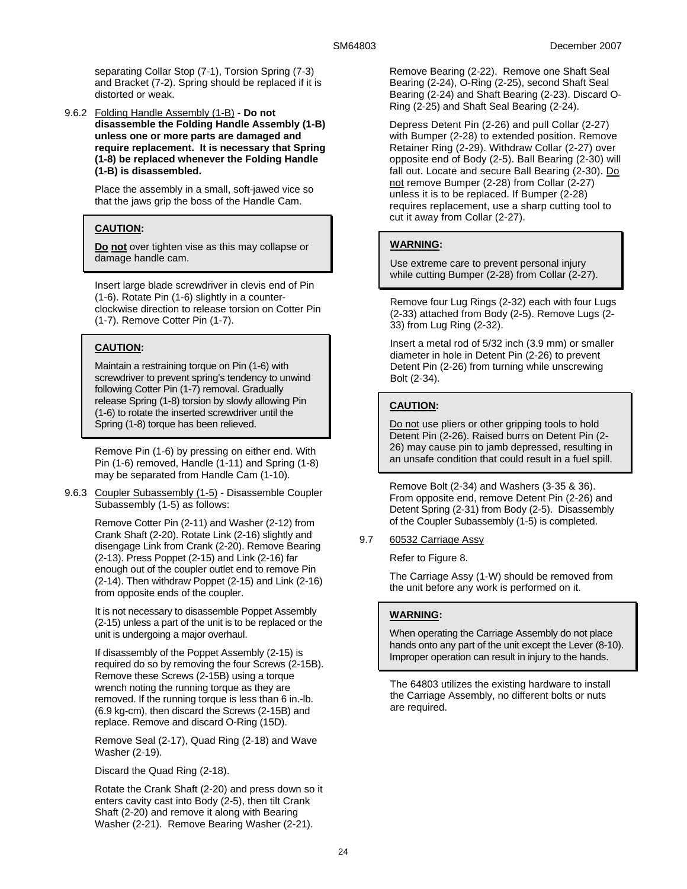separating Collar Stop (7-1), Torsion Spring (7-3) and Bracket (7-2). Spring should be replaced if it is distorted or weak.

9.6.2 Folding Handle Assembly (1-B) - **Do not disassemble the Folding Handle Assembly (1-B) unless one or more parts are damaged and require replacement. It is necessary that Spring (1-8) be replaced whenever the Folding Handle (1-B) is disassembled.**

Place the assembly in a small, soft-jawed vice so that the jaws grip the boss of the Handle Cam.

> **CAUTION:**
>
> **Do not** over tighten vise as this may collapse or damage handle cam.

Insert large blade screwdriver in clevis end of Pin (1-6). Rotate Pin (1-6) slightly in a counter-clockwise direction to release torsion on Cotter Pin (1-7). Remove Cotter Pin (1-7).

> **CAUTION:**
>
> Maintain a restraining torque on Pin (1-6) with screwdriver to prevent spring's tendency to unwind following Cotter Pin (1-7) removal. Gradually release Spring (1-8) torsion by slowly allowing Pin (1-6) to rotate the inserted screwdriver until the Spring (1-8) torque has been relieved.

Remove Pin (1-6) by pressing on either end. With Pin (1-6) removed, Handle (1-11) and Spring (1-8) may be separated from Handle Cam (1-10).

9.6.3 Coupler Subassembly (1-5) - Disassemble Coupler Subassembly (1-5) as follows:

Remove Cotter Pin (2-11) and Washer (2-12) from Crank Shaft (2-20). Rotate Link (2-16) slightly and disengage Link from Crank (2-20). Remove Bearing (2-13). Press Poppet (2-15) and Link (2-16) far enough out of the coupler outlet end to remove Pin (2-14). Then withdraw Poppet (2-15) and Link (2-16) from opposite ends of the coupler.

It is not necessary to disassemble Poppet Assembly (2-15) unless a part of the unit is to be replaced or the unit is undergoing a major overhaul.

If disassembly of the Poppet Assembly (2-15) is required do so by removing the four Screws (2-15B). Remove these Screws (2-15B) using a torque wrench noting the running torque as they are removed. If the running torque is less than 6 in.-lb. (6.9 kg-cm), then discard the Screws (2-15B) and replace. Remove and discard O-Ring (15D).

Remove Seal (2-17), Quad Ring (2-18) and Wave Washer (2-19).

Discard the Quad Ring (2-18).

Rotate the Crank Shaft (2-20) and press down so it enters cavity cast into Body (2-5), then tilt Crank Shaft (2-20) and remove it along with Bearing Washer (2-21). Remove Bearing Washer (2-21).

Remove Bearing (2-22). Remove one Shaft Seal Bearing (2-24), O-Ring (2-25), second Shaft Seal Bearing (2-24) and Shaft Bearing (2-23). Discard O-Ring (2-25) and Shaft Seal Bearing (2-24).

Depress Detent Pin (2-26) and pull Collar (2-27) with Bumper (2-28) to extended position. Remove Retainer Ring (2-29). Withdraw Collar (2-27) over opposite end of Body (2-5). Ball Bearing (2-30) will fall out. Locate and secure Ball Bearing (2-30). Do not remove Bumper (2-28) from Collar (2-27) unless it is to be replaced. If Bumper (2-28) requires replacement, use a sharp cutting tool to cut it away from Collar (2-27).

> **WARNING:**
>
> Use extreme care to prevent personal injury while cutting Bumper (2-28) from Collar (2-27).

Remove four Lug Rings (2-32) each with four Lugs (2-33) attached from Body (2-5). Remove Lugs (2-33) from Lug Ring (2-32).

Insert a metal rod of 5/32 inch (3.9 mm) or smaller diameter in hole in Detent Pin (2-26) to prevent Detent Pin (2-26) from turning while unscrewing Bolt (2-34).

> **CAUTION:**
>
> Do not use pliers or other gripping tools to hold Detent Pin (2-26). Raised burrs on Detent Pin (2-26) may cause pin to jamb depressed, resulting in an unsafe condition that could result in a fuel spill.

Remove Bolt (2-34) and Washers (3-35 & 36). From opposite end, remove Detent Pin (2-26) and Detent Spring (2-31) from Body (2-5). Disassembly of the Coupler Subassembly (1-5) is completed.

9.7 60532 Carriage Assy

Refer to Figure 8.

The Carriage Assy (1-W) should be removed from the unit before any work is performed on it.

> **WARNING:**
>
> When operating the Carriage Assembly do not place hands onto any part of the unit except the Lever (8-10). Improper operation can result in injury to the hands.

The 64803 utilizes the existing hardware to install the Carriage Assembly, no different bolts or nuts are required.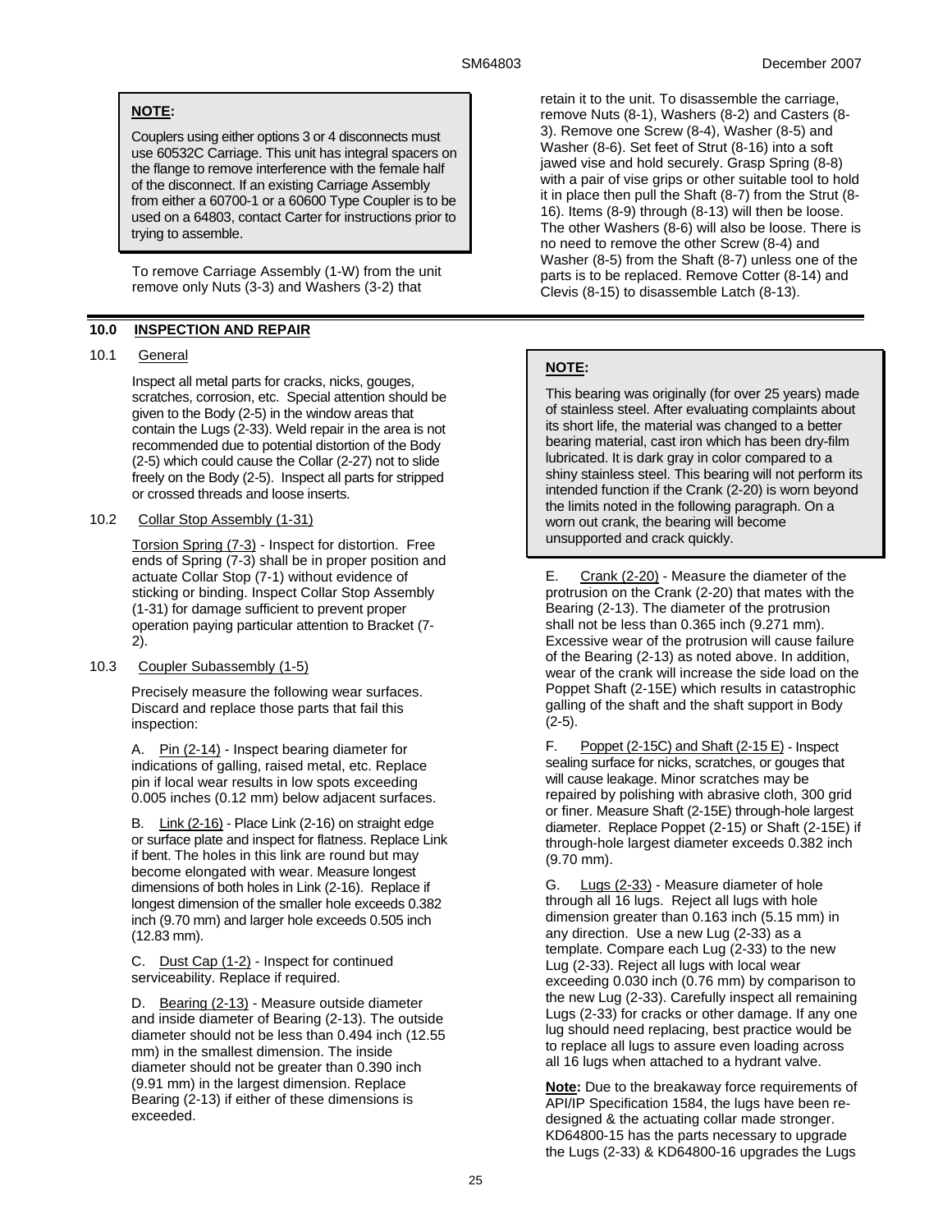> **NOTE:**
>
> Couplers using either options 3 or 4 disconnects must use 60532C Carriage. This unit has integral spacers on the flange to remove interference with the female half of the disconnect. If an existing Carriage Assembly from either a 60700-1 or a 60600 Type Coupler is to be used on a 64803, contact Carter for instructions prior to trying to assemble.

To remove Carriage Assembly (1-W) from the unit remove only Nuts (3-3) and Washers (3-2) that retain it to the unit. To disassemble the carriage, remove Nuts (8-1), Washers (8-2) and Casters (8-3). Remove one Screw (8-4), Washer (8-5) and Washer (8-6). Set feet of Strut (8-16) into a soft jawed vise and hold securely. Grasp Spring (8-8) with a pair of vise grips or other suitable tool to hold it in place then pull the Shaft (8-7) from the Strut (8-16). Items (8-9) through (8-13) will then be loose. The other Washers (8-6) will also be loose. There is no need to remove the other Screw (8-4) and Washer (8-5) from the Shaft (8-7) unless one of the parts is to be replaced. Remove Cotter (8-14) and Clevis (8-15) to disassemble Latch (8-13).

## 10.0 INSPECTION AND REPAIR

### 10.1 General

Inspect all metal parts for cracks, nicks, gouges, scratches, corrosion, etc. Special attention should be given to the Body (2-5) in the window areas that contain the Lugs (2-33). Weld repair in the area is not recommended due to potential distortion of the Body (2-5) which could cause the Collar (2-27) not to slide freely on the Body (2-5). Inspect all parts for stripped or crossed threads and loose inserts.

### 10.2 Collar Stop Assembly (1-31)

Torsion Spring (7-3) - Inspect for distortion. Free ends of Spring (7-3) shall be in proper position and actuate Collar Stop (7-1) without evidence of sticking or binding. Inspect Collar Stop Assembly (1-31) for damage sufficient to prevent proper operation paying particular attention to Bracket (7-2).

### 10.3 Coupler Subassembly (1-5)

Precisely measure the following wear surfaces. Discard and replace those parts that fail this inspection:

A. Pin (2-14) - Inspect bearing diameter for indications of galling, raised metal, etc. Replace pin if local wear results in low spots exceeding 0.005 inches (0.12 mm) below adjacent surfaces.

B. Link (2-16) - Place Link (2-16) on straight edge or surface plate and inspect for flatness. Replace Link if bent. The holes in this link are round but may become elongated with wear. Measure longest dimensions of both holes in Link (2-16). Replace if longest dimension of the smaller hole exceeds 0.382 inch (9.70 mm) and larger hole exceeds 0.505 inch (12.83 mm).

C. Dust Cap (1-2) - Inspect for continued serviceability. Replace if required.

D. Bearing (2-13) - Measure outside diameter and inside diameter of Bearing (2-13). The outside diameter should not be less than 0.494 inch (12.55 mm) in the smallest dimension. The inside diameter should not be greater than 0.390 inch (9.91 mm) in the largest dimension. Replace Bearing (2-13) if either of these dimensions is exceeded.

> **NOTE:**
>
> This bearing was originally (for over 25 years) made of stainless steel. After evaluating complaints about its short life, the material was changed to a better bearing material, cast iron which has been dry-film lubricated. It is dark gray in color compared to a shiny stainless steel. This bearing will not perform its intended function if the Crank (2-20) is worn beyond the limits noted in the following paragraph. On a worn out crank, the bearing will become unsupported and crack quickly.

E. Crank (2-20) - Measure the diameter of the protrusion on the Crank (2-20) that mates with the Bearing (2-13). The diameter of the protrusion shall not be less than 0.365 inch (9.271 mm). Excessive wear of the protrusion will cause failure of the Bearing (2-13) as noted above. In addition, wear of the crank will increase the side load on the Poppet Shaft (2-15E) which results in catastrophic galling of the shaft and the shaft support in Body (2-5).

F. Poppet (2-15C) and Shaft (2-15 E) - Inspect sealing surface for nicks, scratches, or gouges that will cause leakage. Minor scratches may be repaired by polishing with abrasive cloth, 300 grid or finer. Measure Shaft (2-15E) through-hole largest diameter. Replace Poppet (2-15) or Shaft (2-15E) if through-hole largest diameter exceeds 0.382 inch (9.70 mm).

G. Lugs (2-33) - Measure diameter of hole through all 16 lugs. Reject all lugs with hole dimension greater than 0.163 inch (5.15 mm) in any direction. Use a new Lug (2-33) as a template. Compare each Lug (2-33) to the new Lug (2-33). Reject all lugs with local wear exceeding 0.030 inch (0.76 mm) by comparison to the new Lug (2-33). Carefully inspect all remaining Lugs (2-33) for cracks or other damage. If any one lug should need replacing, best practice would be to replace all lugs to assure even loading across all 16 lugs when attached to a hydrant valve.

**Note:** Due to the breakaway force requirements of API/IP Specification 1584, the lugs have been re-designed & the actuating collar made stronger. KD64800-15 has the parts necessary to upgrade the Lugs (2-33) & KD64800-16 upgrades the Lugs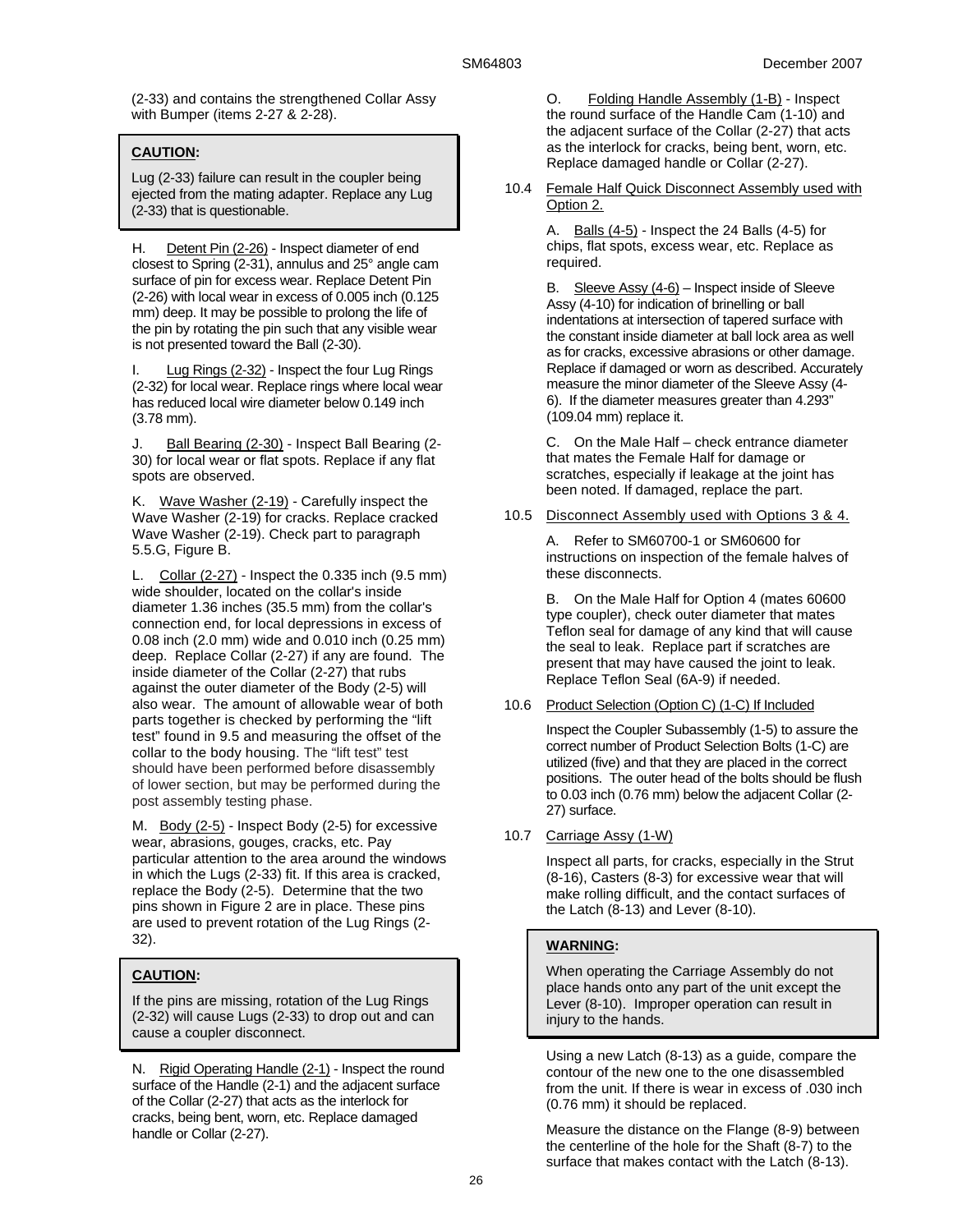(2-33) and contains the strengthened Collar Assy with Bumper (items 2-27 & 2-28).

> **CAUTION:**
>
> Lug (2-33) failure can result in the coupler being ejected from the mating adapter. Replace any Lug (2-33) that is questionable.

H. Detent Pin (2-26) - Inspect diameter of end closest to Spring (2-31), annulus and 25° angle cam surface of pin for excess wear. Replace Detent Pin (2-26) with local wear in excess of 0.005 inch (0.125 mm) deep. It may be possible to prolong the life of the pin by rotating the pin such that any visible wear is not presented toward the Ball (2-30).

I. Lug Rings (2-32) - Inspect the four Lug Rings (2-32) for local wear. Replace rings where local wear has reduced local wire diameter below 0.149 inch (3.78 mm).

J. Ball Bearing (2-30) - Inspect Ball Bearing (2-30) for local wear or flat spots. Replace if any flat spots are observed.

K. Wave Washer (2-19) - Carefully inspect the Wave Washer (2-19) for cracks. Replace cracked Wave Washer (2-19). Check part to paragraph 5.5.G, Figure B.

L. Collar (2-27) - Inspect the 0.335 inch (9.5 mm) wide shoulder, located on the collar's inside diameter 1.36 inches (35.5 mm) from the collar's connection end, for local depressions in excess of 0.08 inch (2.0 mm) wide and 0.010 inch (0.25 mm) deep. Replace Collar (2-27) if any are found. The inside diameter of the Collar (2-27) that rubs against the outer diameter of the Body (2-5) will also wear. The amount of allowable wear of both parts together is checked by performing the "lift test" found in 9.5 and measuring the offset of the collar to the body housing. The "lift test" test should have been performed before disassembly of lower section, but may be performed during the post assembly testing phase.

M. Body (2-5) - Inspect Body (2-5) for excessive wear, abrasions, gouges, cracks, etc. Pay particular attention to the area around the windows in which the Lugs (2-33) fit. If this area is cracked, replace the Body (2-5). Determine that the two pins shown in Figure 2 are in place. These pins are used to prevent rotation of the Lug Rings (2-32).

> **CAUTION:**
>
> If the pins are missing, rotation of the Lug Rings (2-32) will cause Lugs (2-33) to drop out and can cause a coupler disconnect.

N. Rigid Operating Handle (2-1) - Inspect the round surface of the Handle (2-1) and the adjacent surface of the Collar (2-27) that acts as the interlock for cracks, being bent, worn, etc. Replace damaged handle or Collar (2-27).

O. Folding Handle Assembly (1-B) - Inspect the round surface of the Handle Cam (1-10) and the adjacent surface of the Collar (2-27) that acts as the interlock for cracks, being bent, worn, etc. Replace damaged handle or Collar (2-27).

10.4 Female Half Quick Disconnect Assembly used with Option 2.

A. Balls (4-5) - Inspect the 24 Balls (4-5) for chips, flat spots, excess wear, etc. Replace as required.

B. Sleeve Assy (4-6) – Inspect inside of Sleeve Assy (4-10) for indication of brinelling or ball indentations at intersection of tapered surface with the constant inside diameter at ball lock area as well as for cracks, excessive abrasions or other damage. Replace if damaged or worn as described. Accurately measure the minor diameter of the Sleeve Assy (4-6). If the diameter measures greater than 4.293" (109.04 mm) replace it.

C. On the Male Half – check entrance diameter that mates the Female Half for damage or scratches, especially if leakage at the joint has been noted. If damaged, replace the part.

10.5 Disconnect Assembly used with Options 3 & 4.

A. Refer to SM60700-1 or SM60600 for instructions on inspection of the female halves of these disconnects.

B. On the Male Half for Option 4 (mates 60600 type coupler), check outer diameter that mates Teflon seal for damage of any kind that will cause the seal to leak. Replace part if scratches are present that may have caused the joint to leak. Replace Teflon Seal (6A-9) if needed.

10.6 Product Selection (Option C) (1-C) If Included

Inspect the Coupler Subassembly (1-5) to assure the correct number of Product Selection Bolts (1-C) are utilized (five) and that they are placed in the correct positions. The outer head of the bolts should be flush to 0.03 inch (0.76 mm) below the adjacent Collar (2-27) surface.

10.7 Carriage Assy (1-W)

Inspect all parts, for cracks, especially in the Strut (8-16), Casters (8-3) for excessive wear that will make rolling difficult, and the contact surfaces of the Latch (8-13) and Lever (8-10).

> **WARNING:**
>
> When operating the Carriage Assembly do not place hands onto any part of the unit except the Lever (8-10). Improper operation can result in injury to the hands.

Using a new Latch (8-13) as a guide, compare the contour of the new one to the one disassembled from the unit. If there is wear in excess of .030 inch (0.76 mm) it should be replaced.

Measure the distance on the Flange (8-9) between the centerline of the hole for the Shaft (8-7) to the surface that makes contact with the Latch (8-13).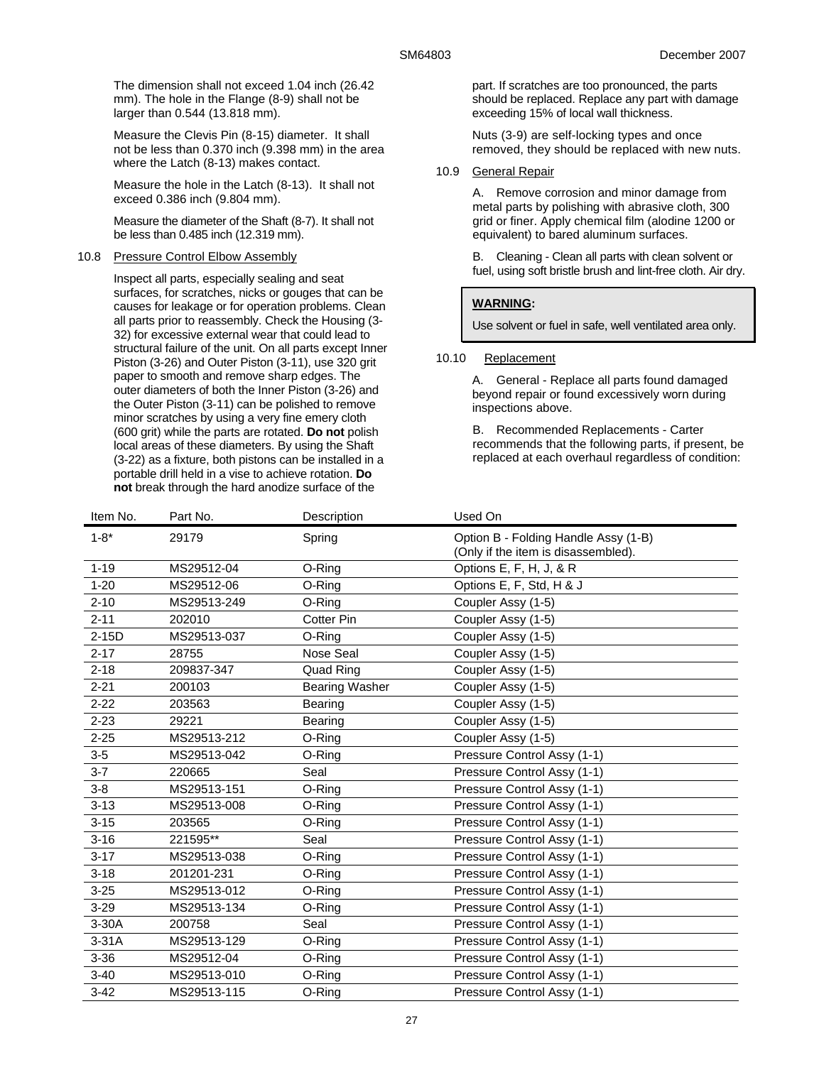The dimension shall not exceed 1.04 inch (26.42 mm). The hole in the Flange (8-9) shall not be larger than 0.544 (13.818 mm).

Measure the Clevis Pin (8-15) diameter. It shall not be less than 0.370 inch (9.398 mm) in the area where the Latch (8-13) makes contact.

Measure the hole in the Latch (8-13). It shall not exceed 0.386 inch (9.804 mm).

Measure the diameter of the Shaft (8-7). It shall not be less than 0.485 inch (12.319 mm).

10.8 Pressure Control Elbow Assembly

Inspect all parts, especially sealing and seat surfaces, for scratches, nicks or gouges that can be causes for leakage or for operation problems. Clean all parts prior to reassembly. Check the Housing (3-32) for excessive external wear that could lead to structural failure of the unit. On all parts except Inner Piston (3-26) and Outer Piston (3-11), use 320 grit paper to smooth and remove sharp edges. The outer diameters of both the Inner Piston (3-26) and the Outer Piston (3-11) can be polished to remove minor scratches by using a very fine emery cloth (600 grit) while the parts are rotated. **Do not** polish local areas of these diameters. By using the Shaft (3-22) as a fixture, both pistons can be installed in a portable drill held in a vise to achieve rotation. **Do not** break through the hard anodize surface of the part. If scratches are too pronounced, the parts should be replaced. Replace any part with damage exceeding 15% of local wall thickness.

Nuts (3-9) are self-locking types and once removed, they should be replaced with new nuts.

10.9 General Repair

A. Remove corrosion and minor damage from metal parts by polishing with abrasive cloth, 300 grid or finer. Apply chemical film (alodine 1200 or equivalent) to bared aluminum surfaces.

B. Cleaning - Clean all parts with clean solvent or fuel, using soft bristle brush and lint-free cloth. Air dry.

> **WARNING:**
>
> Use solvent or fuel in safe, well ventilated area only.

10.10 Replacement

A. General - Replace all parts found damaged beyond repair or found excessively worn during inspections above.

B. Recommended Replacements - Carter recommends that the following parts, if present, be replaced at each overhaul regardless of condition:

| Item No. | Part No. | Description | Used On |
|---|---|---|---|
| 1-8* | 29179 | Spring | Option B - Folding Handle Assy (1-B) (Only if the item is disassembled). |
| 1-19 | MS29512-04 | O-Ring | Options E, F, H, J, & R |
| 1-20 | MS29512-06 | O-Ring | Options E, F, Std, H & J |
| 2-10 | MS29513-249 | O-Ring | Coupler Assy (1-5) |
| 2-11 | 202010 | Cotter Pin | Coupler Assy (1-5) |
| 2-15D | MS29513-037 | O-Ring | Coupler Assy (1-5) |
| 2-17 | 28755 | Nose Seal | Coupler Assy (1-5) |
| 2-18 | 209837-347 | Quad Ring | Coupler Assy (1-5) |
| 2-21 | 200103 | Bearing Washer | Coupler Assy (1-5) |
| 2-22 | 203563 | Bearing | Coupler Assy (1-5) |
| 2-23 | 29221 | Bearing | Coupler Assy (1-5) |
| 2-25 | MS29513-212 | O-Ring | Coupler Assy (1-5) |
| 3-5 | MS29513-042 | O-Ring | Pressure Control Assy (1-1) |
| 3-7 | 220665 | Seal | Pressure Control Assy (1-1) |
| 3-8 | MS29513-151 | O-Ring | Pressure Control Assy (1-1) |
| 3-13 | MS29513-008 | O-Ring | Pressure Control Assy (1-1) |
| 3-15 | 203565 | O-Ring | Pressure Control Assy (1-1) |
| 3-16 | 221595** | Seal | Pressure Control Assy (1-1) |
| 3-17 | MS29513-038 | O-Ring | Pressure Control Assy (1-1) |
| 3-18 | 201201-231 | O-Ring | Pressure Control Assy (1-1) |
| 3-25 | MS29513-012 | O-Ring | Pressure Control Assy (1-1) |
| 3-29 | MS29513-134 | O-Ring | Pressure Control Assy (1-1) |
| 3-30A | 200758 | Seal | Pressure Control Assy (1-1) |
| 3-31A | MS29513-129 | O-Ring | Pressure Control Assy (1-1) |
| 3-36 | MS29512-04 | O-Ring | Pressure Control Assy (1-1) |
| 3-40 | MS29513-010 | O-Ring | Pressure Control Assy (1-1) |
| 3-42 | MS29513-115 | O-Ring | Pressure Control Assy (1-1) |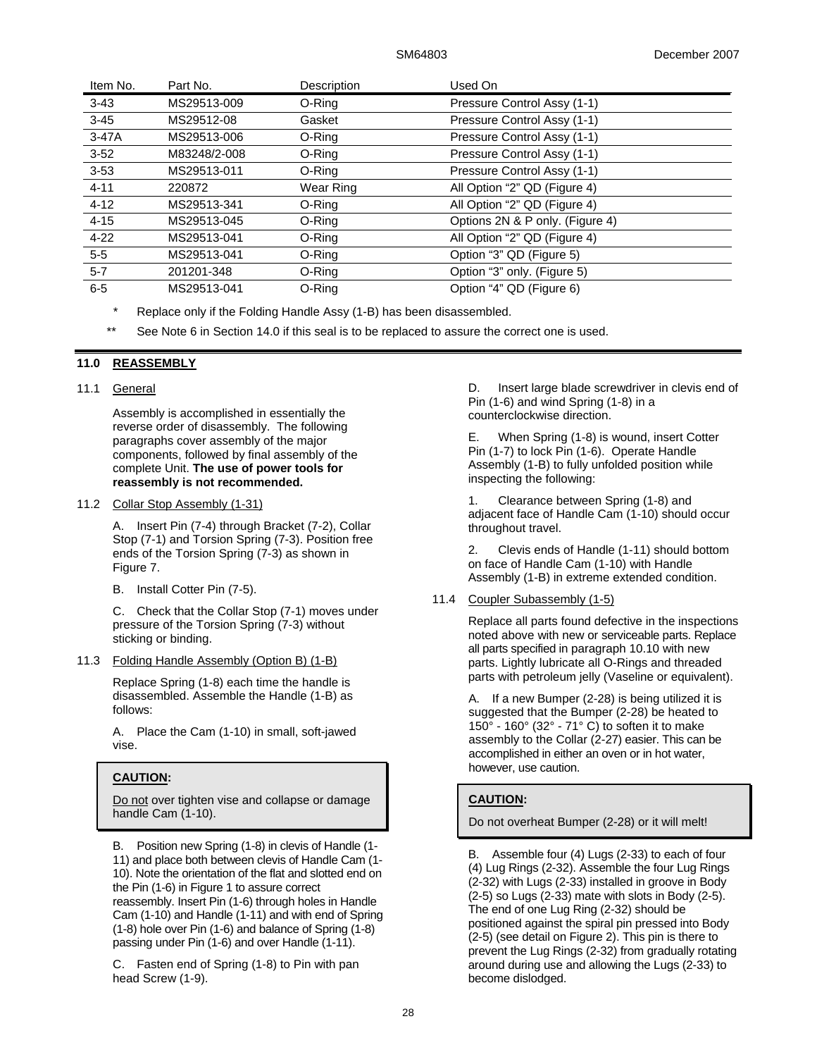| Item No. | Part No. | Description | Used On |
|---|---|---|---|
| 3-43 | MS29513-009 | O-Ring | Pressure Control Assy (1-1) |
| 3-45 | MS29512-08 | Gasket | Pressure Control Assy (1-1) |
| 3-47A | MS29513-006 | O-Ring | Pressure Control Assy (1-1) |
| 3-52 | M83248/2-008 | O-Ring | Pressure Control Assy (1-1) |
| 3-53 | MS29513-011 | O-Ring | Pressure Control Assy (1-1) |
| 4-11 | 220872 | Wear Ring | All Option “2” QD (Figure 4) |
| 4-12 | MS29513-341 | O-Ring | All Option “2” QD (Figure 4) |
| 4-15 | MS29513-045 | O-Ring | Options 2N & P only. (Figure 4) |
| 4-22 | MS29513-041 | O-Ring | All Option “2” QD (Figure 4) |
| 5-5 | MS29513-041 | O-Ring | Option “3” QD (Figure 5) |
| 5-7 | 201201-348 | O-Ring | Option “3” only. (Figure 5) |
| 6-5 | MS29513-041 | O-Ring | Option “4” QD (Figure 6) |

\* Replace only if the Folding Handle Assy (1-B) has been disassembled.

\*\* See Note 6 in Section 14.0 if this seal is to be replaced to assure the correct one is used.

## 11.0 REASSEMBLY

### 11.1 General

Assembly is accomplished in essentially the reverse order of disassembly. The following paragraphs cover assembly of the major components, followed by final assembly of the complete Unit. **The use of power tools for reassembly is not recommended.**

### 11.2 Collar Stop Assembly (1-31)

A. Insert Pin (7-4) through Bracket (7-2), Collar Stop (7-1) and Torsion Spring (7-3). Position free ends of the Torsion Spring (7-3) as shown in Figure 7.

B. Install Cotter Pin (7-5).

C. Check that the Collar Stop (7-1) moves under pressure of the Torsion Spring (7-3) without sticking or binding.

### 11.3 Folding Handle Assembly (Option B) (1-B)

Replace Spring (1-8) each time the handle is disassembled. Assemble the Handle (1-B) as follows:

A. Place the Cam (1-10) in small, soft-jawed vise.

> **CAUTION:**
>
> Do not over tighten vise and collapse or damage handle Cam (1-10).

B. Position new Spring (1-8) in clevis of Handle (1-11) and place both between clevis of Handle Cam (1-10). Note the orientation of the flat and slotted end on the Pin (1-6) in Figure 1 to assure correct reassembly. Insert Pin (1-6) through holes in Handle Cam (1-10) and Handle (1-11) and with end of Spring (1-8) hole over Pin (1-6) and balance of Spring (1-8) passing under Pin (1-6) and over Handle (1-11).

C. Fasten end of Spring (1-8) to Pin with pan head Screw (1-9).

D. Insert large blade screwdriver in clevis end of Pin (1-6) and wind Spring (1-8) in a counterclockwise direction.

E. When Spring (1-8) is wound, insert Cotter Pin (1-7) to lock Pin (1-6). Operate Handle Assembly (1-B) to fully unfolded position while inspecting the following:

1. Clearance between Spring (1-8) and adjacent face of Handle Cam (1-10) should occur throughout travel.

2. Clevis ends of Handle (1-11) should bottom on face of Handle Cam (1-10) with Handle Assembly (1-B) in extreme extended condition.

### 11.4 Coupler Subassembly (1-5)

Replace all parts found defective in the inspections noted above with new or serviceable parts. Replace all parts specified in paragraph 10.10 with new parts. Lightly lubricate all O-Rings and threaded parts with petroleum jelly (Vaseline or equivalent).

A. If a new Bumper (2-28) is being utilized it is suggested that the Bumper (2-28) be heated to 150° - 160° (32° - 71° C) to soften it to make assembly to the Collar (2-27) easier. This can be accomplished in either an oven or in hot water, however, use caution.

> **CAUTION:**
>
> Do not overheat Bumper (2-28) or it will melt!

B. Assemble four (4) Lugs (2-33) to each of four (4) Lug Rings (2-32). Assemble the four Lug Rings (2-32) with Lugs (2-33) installed in groove in Body (2-5) so Lugs (2-33) mate with slots in Body (2-5). The end of one Lug Ring (2-32) should be positioned against the spiral pin pressed into Body (2-5) (see detail on Figure 2). This pin is there to prevent the Lug Rings (2-32) from gradually rotating around during use and allowing the Lugs (2-33) to become dislodged.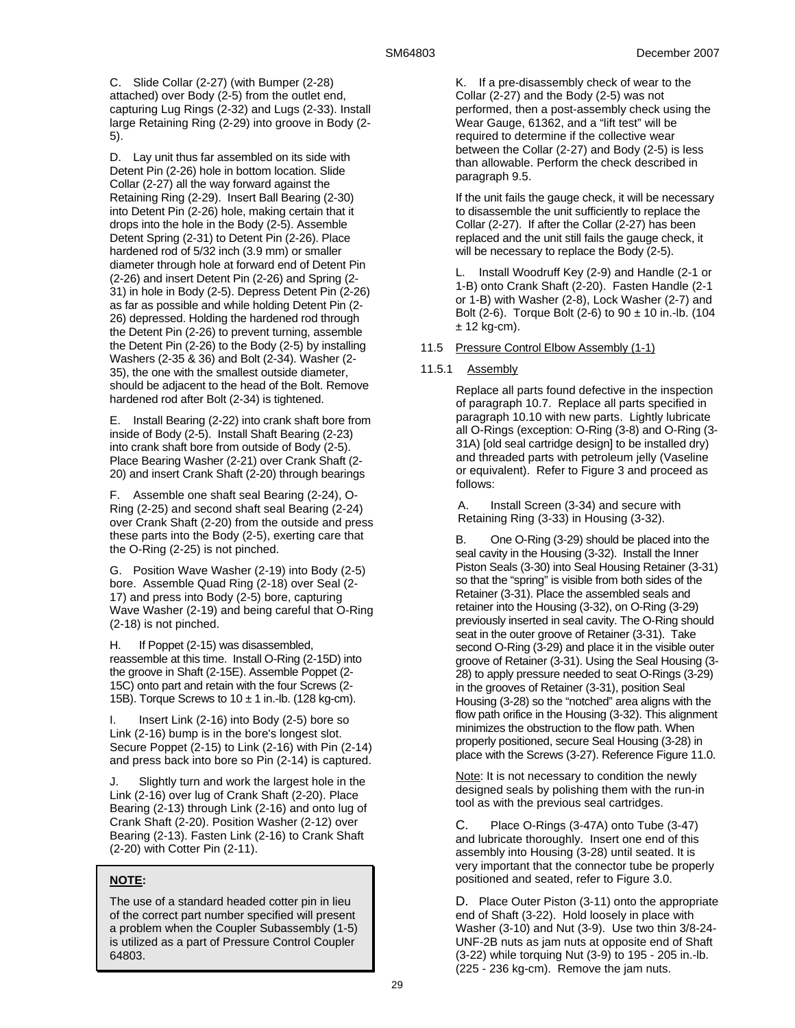C. Slide Collar (2-27) (with Bumper (2-28) attached) over Body (2-5) from the outlet end, capturing Lug Rings (2-32) and Lugs (2-33). Install large Retaining Ring (2-29) into groove in Body (2-5).

D. Lay unit thus far assembled on its side with Detent Pin (2-26) hole in bottom location. Slide Collar (2-27) all the way forward against the Retaining Ring (2-29). Insert Ball Bearing (2-30) into Detent Pin (2-26) hole, making certain that it drops into the hole in the Body (2-5). Assemble Detent Spring (2-31) to Detent Pin (2-26). Place hardened rod of 5/32 inch (3.9 mm) or smaller diameter through hole at forward end of Detent Pin (2-26) and insert Detent Pin (2-26) and Spring (2-31) in hole in Body (2-5). Depress Detent Pin (2-26) as far as possible and while holding Detent Pin (2-26) depressed. Holding the hardened rod through the Detent Pin (2-26) to prevent turning, assemble the Detent Pin (2-26) to the Body (2-5) by installing Washers (2-35 & 36) and Bolt (2-34). Washer (2-35), the one with the smallest outside diameter, should be adjacent to the head of the Bolt. Remove hardened rod after Bolt (2-34) is tightened.

E. Install Bearing (2-22) into crank shaft bore from inside of Body (2-5). Install Shaft Bearing (2-23) into crank shaft bore from outside of Body (2-5). Place Bearing Washer (2-21) over Crank Shaft (2-20) and insert Crank Shaft (2-20) through bearings

F. Assemble one shaft seal Bearing (2-24), O-Ring (2-25) and second shaft seal Bearing (2-24) over Crank Shaft (2-20) from the outside and press these parts into the Body (2-5), exerting care that the O-Ring (2-25) is not pinched.

G. Position Wave Washer (2-19) into Body (2-5) bore. Assemble Quad Ring (2-18) over Seal (2-17) and press into Body (2-5) bore, capturing Wave Washer (2-19) and being careful that O-Ring (2-18) is not pinched.

H. If Poppet (2-15) was disassembled, reassemble at this time. Install O-Ring (2-15D) into the groove in Shaft (2-15E). Assemble Poppet (2-15C) onto part and retain with the four Screws (2-15B). Torque Screws to 10 ± 1 in.-lb. (128 kg-cm).

I. Insert Link (2-16) into Body (2-5) bore so Link (2-16) bump is in the bore's longest slot. Secure Poppet (2-15) to Link (2-16) with Pin (2-14) and press back into bore so Pin (2-14) is captured.

J. Slightly turn and work the largest hole in the Link (2-16) over lug of Crank Shaft (2-20). Place Bearing (2-13) through Link (2-16) and onto lug of Crank Shaft (2-20). Position Washer (2-12) over Bearing (2-13). Fasten Link (2-16) to Crank Shaft (2-20) with Cotter Pin (2-11).

**NOTE:**

The use of a standard headed cotter pin in lieu of the correct part number specified will present a problem when the Coupler Subassembly (1-5) is utilized as a part of Pressure Control Coupler 64803.

K. If a pre-disassembly check of wear to the Collar (2-27) and the Body (2-5) was not performed, then a post-assembly check using the Wear Gauge, 61362, and a "lift test" will be required to determine if the collective wear between the Collar (2-27) and Body (2-5) is less than allowable. Perform the check described in paragraph 9.5.

If the unit fails the gauge check, it will be necessary to disassemble the unit sufficiently to replace the Collar (2-27). If after the Collar (2-27) has been replaced and the unit still fails the gauge check, it will be necessary to replace the Body (2-5).

L. Install Woodruff Key (2-9) and Handle (2-1 or 1-B) onto Crank Shaft (2-20). Fasten Handle (2-1 or 1-B) with Washer (2-8), Lock Washer (2-7) and Bolt (2-6). Torque Bolt (2-6) to 90 ± 10 in.-lb. (104 ± 12 kg-cm).

## 11.5 Pressure Control Elbow Assembly (1-1)

### 11.5.1 Assembly

Replace all parts found defective in the inspection of paragraph 10.7. Replace all parts specified in paragraph 10.10 with new parts. Lightly lubricate all O-Rings (exception: O-Ring (3-8) and O-Ring (3-31A) [old seal cartridge design] to be installed dry) and threaded parts with petroleum jelly (Vaseline or equivalent). Refer to Figure 3 and proceed as follows:

A. Install Screen (3-34) and secure with Retaining Ring (3-33) in Housing (3-32).

B. One O-Ring (3-29) should be placed into the seal cavity in the Housing (3-32). Install the Inner Piston Seals (3-30) into Seal Housing Retainer (3-31) so that the "spring" is visible from both sides of the Retainer (3-31). Place the assembled seals and retainer into the Housing (3-32), on O-Ring (3-29) previously inserted in seal cavity. The O-Ring should seat in the outer groove of Retainer (3-31). Take second O-Ring (3-29) and place it in the visible outer groove of Retainer (3-31). Using the Seal Housing (3-28) to apply pressure needed to seat O-Rings (3-29) in the grooves of Retainer (3-31), position Seal Housing (3-28) so the "notched" area aligns with the flow path orifice in the Housing (3-32). This alignment minimizes the obstruction to the flow path. When properly positioned, secure Seal Housing (3-28) in place with the Screws (3-27). Reference Figure 11.0.

Note: It is not necessary to condition the newly designed seals by polishing them with the run-in tool as with the previous seal cartridges.

C. Place O-Rings (3-47A) onto Tube (3-47) and lubricate thoroughly. Insert one end of this assembly into Housing (3-28) until seated. It is very important that the connector tube be properly positioned and seated, refer to Figure 3.0.

D. Place Outer Piston (3-11) onto the appropriate end of Shaft (3-22). Hold loosely in place with Washer (3-10) and Nut (3-9). Use two thin 3/8-24-UNF-2B nuts as jam nuts at opposite end of Shaft (3-22) while torquing Nut (3-9) to 195 - 205 in.-lb. (225 - 236 kg-cm). Remove the jam nuts.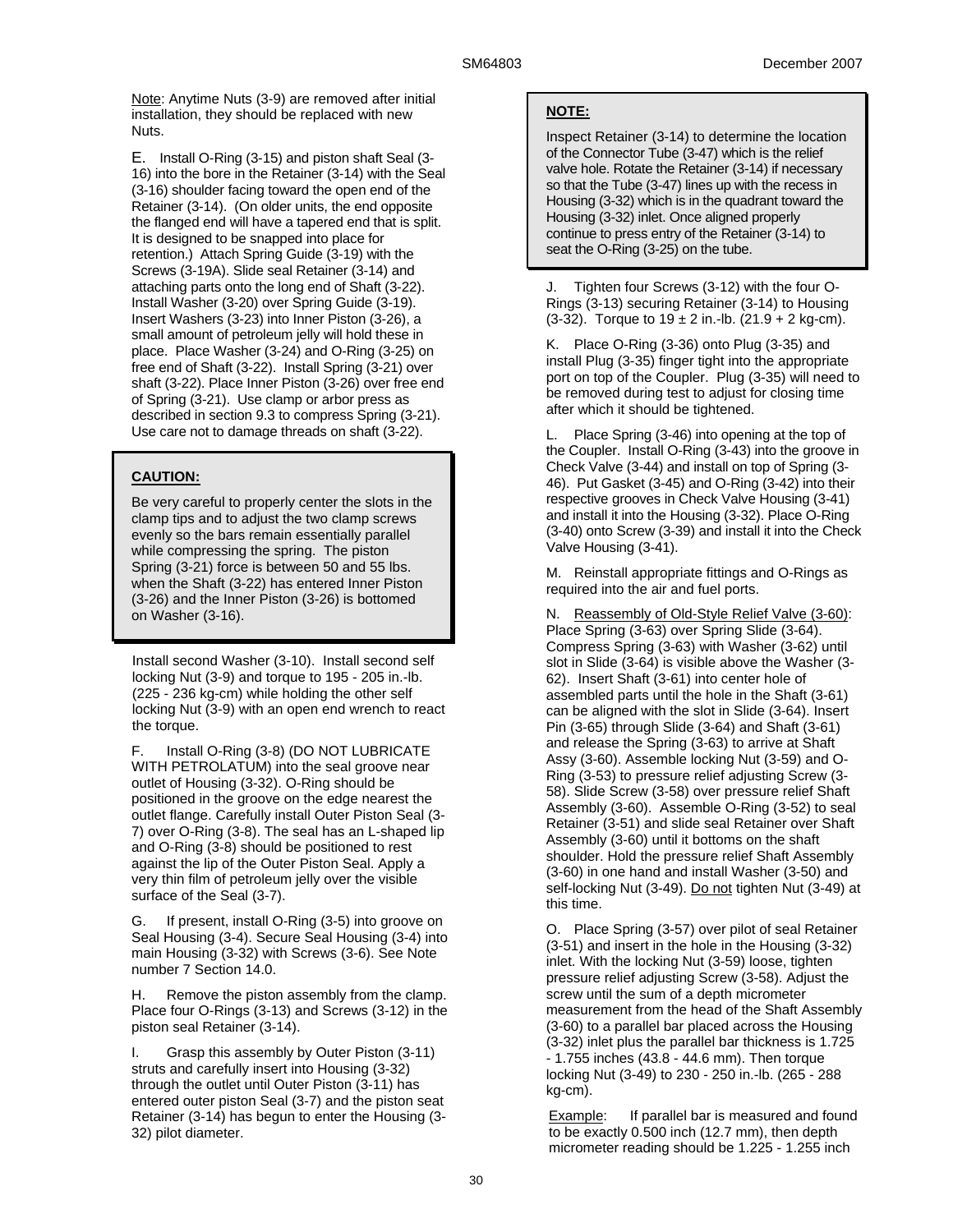Note: Anytime Nuts (3-9) are removed after initial installation, they should be replaced with new Nuts.

E. Install O-Ring (3-15) and piston shaft Seal (3-16) into the bore in the Retainer (3-14) with the Seal (3-16) shoulder facing toward the open end of the Retainer (3-14). (On older units, the end opposite the flanged end will have a tapered end that is split. It is designed to be snapped into place for retention.) Attach Spring Guide (3-19) with the Screws (3-19A). Slide seal Retainer (3-14) and attaching parts onto the long end of Shaft (3-22). Install Washer (3-20) over Spring Guide (3-19). Insert Washers (3-23) into Inner Piston (3-26), a small amount of petroleum jelly will hold these in place. Place Washer (3-24) and O-Ring (3-25) on free end of Shaft (3-22). Install Spring (3-21) over shaft (3-22). Place Inner Piston (3-26) over free end of Spring (3-21). Use clamp or arbor press as described in section 9.3 to compress Spring (3-21). Use care not to damage threads on shaft (3-22).

**CAUTION:**

Be very careful to properly center the slots in the clamp tips and to adjust the two clamp screws evenly so the bars remain essentially parallel while compressing the spring. The piston Spring (3-21) force is between 50 and 55 lbs. when the Shaft (3-22) has entered Inner Piston (3-26) and the Inner Piston (3-26) is bottomed on Washer (3-16).

Install second Washer (3-10). Install second self locking Nut (3-9) and torque to 195 - 205 in.-lb. (225 - 236 kg-cm) while holding the other self locking Nut (3-9) with an open end wrench to react the torque.

F. Install O-Ring (3-8) (DO NOT LUBRICATE WITH PETROLATUM) into the seal groove near outlet of Housing (3-32). O-Ring should be positioned in the groove on the edge nearest the outlet flange. Carefully install Outer Piston Seal (3-7) over O-Ring (3-8). The seal has an L-shaped lip and O-Ring (3-8) should be positioned to rest against the lip of the Outer Piston Seal. Apply a very thin film of petroleum jelly over the visible surface of the Seal (3-7).

G. If present, install O-Ring (3-5) into groove on Seal Housing (3-4). Secure Seal Housing (3-4) into main Housing (3-32) with Screws (3-6). See Note number 7 Section 14.0.

H. Remove the piston assembly from the clamp. Place four O-Rings (3-13) and Screws (3-12) in the piston seal Retainer (3-14).

I. Grasp this assembly by Outer Piston (3-11) struts and carefully insert into Housing (3-32) through the outlet until Outer Piston (3-11) has entered outer piston Seal (3-7) and the piston seat Retainer (3-14) has begun to enter the Housing (3-32) pilot diameter.

**NOTE:**

Inspect Retainer (3-14) to determine the location of the Connector Tube (3-47) which is the relief valve hole. Rotate the Retainer (3-14) if necessary so that the Tube (3-47) lines up with the recess in Housing (3-32) which is in the quadrant toward the Housing (3-32) inlet. Once aligned properly continue to press entry of the Retainer (3-14) to seat the O-Ring (3-25) on the tube.

J. Tighten four Screws (3-12) with the four O-Rings (3-13) securing Retainer (3-14) to Housing (3-32). Torque to 19 ± 2 in.-lb. (21.9 + 2 kg-cm).

K. Place O-Ring (3-36) onto Plug (3-35) and install Plug (3-35) finger tight into the appropriate port on top of the Coupler. Plug (3-35) will need to be removed during test to adjust for closing time after which it should be tightened.

L. Place Spring (3-46) into opening at the top of the Coupler. Install O-Ring (3-43) into the groove in Check Valve (3-44) and install on top of Spring (3-46). Put Gasket (3-45) and O-Ring (3-42) into their respective grooves in Check Valve Housing (3-41) and install it into the Housing (3-32). Place O-Ring (3-40) onto Screw (3-39) and install it into the Check Valve Housing (3-41).

M. Reinstall appropriate fittings and O-Rings as required into the air and fuel ports.

N. <u>Reassembly of Old-Style Relief Valve (3-60)</u>: Place Spring (3-63) over Spring Slide (3-64). Compress Spring (3-63) with Washer (3-62) until slot in Slide (3-64) is visible above the Washer (3-62). Insert Shaft (3-61) into center hole of assembled parts until the hole in the Shaft (3-61) can be aligned with the slot in Slide (3-64). Insert Pin (3-65) through Slide (3-64) and Shaft (3-61) and release the Spring (3-63) to arrive at Shaft Assy (3-60). Assemble locking Nut (3-59) and O-Ring (3-53) to pressure relief adjusting Screw (3-58). Slide Screw (3-58) over pressure relief Shaft Assembly (3-60). Assemble O-Ring (3-52) to seal Retainer (3-51) and slide seal Retainer over Shaft Assembly (3-60) until it bottoms on the shaft shoulder. Hold the pressure relief Shaft Assembly (3-60) in one hand and install Washer (3-50) and self-locking Nut (3-49). <u>Do not</u> tighten Nut (3-49) at this time.

O. Place Spring (3-57) over pilot of seal Retainer (3-51) and insert in the hole in the Housing (3-32) inlet. With the locking Nut (3-59) loose, tighten pressure relief adjusting Screw (3-58). Adjust the screw until the sum of a depth micrometer measurement from the head of the Shaft Assembly (3-60) to a parallel bar placed across the Housing (3-32) inlet plus the parallel bar thickness is 1.725 - 1.755 inches (43.8 - 44.6 mm). Then torque locking Nut (3-49) to 230 - 250 in.-lb. (265 - 288 kg-cm).

<u>Example</u>: If parallel bar is measured and found to be exactly 0.500 inch (12.7 mm), then depth micrometer reading should be 1.225 - 1.255 inch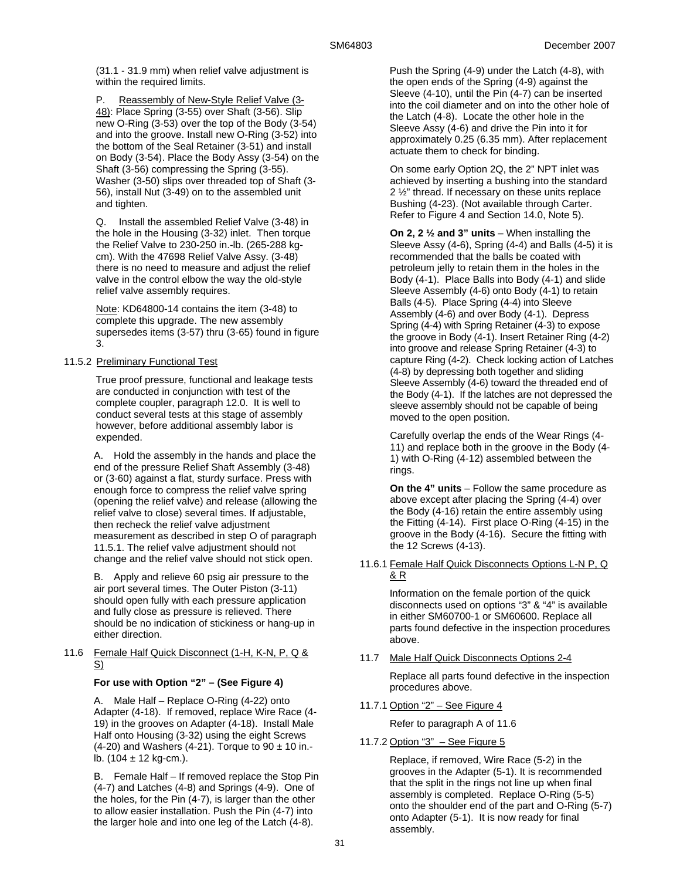(31.1 - 31.9 mm) when relief valve adjustment is within the required limits.

P. Reassembly of New-Style Relief Valve (3-48): Place Spring (3-55) over Shaft (3-56). Slip new O-Ring (3-53) over the top of the Body (3-54) and into the groove. Install new O-Ring (3-52) into the bottom of the Seal Retainer (3-51) and install on Body (3-54). Place the Body Assy (3-54) on the Shaft (3-56) compressing the Spring (3-55). Washer (3-50) slips over threaded top of Shaft (3-56), install Nut (3-49) on to the assembled unit and tighten.

Q. Install the assembled Relief Valve (3-48) in the hole in the Housing (3-32) inlet. Then torque the Relief Valve to 230-250 in.-lb. (265-288 kg-cm). With the 47698 Relief Valve Assy. (3-48) there is no need to measure and adjust the relief valve in the control elbow the way the old-style relief valve assembly requires.

Note: KD64800-14 contains the item (3-48) to complete this upgrade. The new assembly supersedes items (3-57) thru (3-65) found in figure 3.

11.5.2 Preliminary Functional Test

True proof pressure, functional and leakage tests are conducted in conjunction with test of the complete coupler, paragraph 12.0. It is well to conduct several tests at this stage of assembly however, before additional assembly labor is expended.

A. Hold the assembly in the hands and place the end of the pressure Relief Shaft Assembly (3-48) or (3-60) against a flat, sturdy surface. Press with enough force to compress the relief valve spring (opening the relief valve) and release (allowing the relief valve to close) several times. If adjustable, then recheck the relief valve adjustment measurement as described in step O of paragraph 11.5.1. The relief valve adjustment should not change and the relief valve should not stick open.

B. Apply and relieve 60 psig air pressure to the air port several times. The Outer Piston (3-11) should open fully with each pressure application and fully close as pressure is relieved. There should be no indication of stickiness or hang-up in either direction.

11.6 Female Half Quick Disconnect (1-H, K-N, P, Q & S)

**For use with Option "2" – (See Figure 4)**

A. Male Half – Replace O-Ring (4-22) onto Adapter (4-18). If removed, replace Wire Race (4-19) in the grooves on Adapter (4-18). Install Male Half onto Housing (3-32) using the eight Screws (4-20) and Washers (4-21). Torque to 90 ± 10 in.-lb. (104 ± 12 kg-cm.).

B. Female Half – If removed replace the Stop Pin (4-7) and Latches (4-8) and Springs (4-9). One of the holes, for the Pin (4-7), is larger than the other to allow easier installation. Push the Pin (4-7) into the larger hole and into one leg of the Latch (4-8). Push the Spring (4-9) under the Latch (4-8), with the open ends of the Spring (4-9) against the Sleeve (4-10), until the Pin (4-7) can be inserted into the coil diameter and on into the other hole of the Latch (4-8). Locate the other hole in the Sleeve Assy (4-6) and drive the Pin into it for approximately 0.25 (6.35 mm). After replacement actuate them to check for binding.

On some early Option 2Q, the 2" NPT inlet was achieved by inserting a bushing into the standard 2 ½" thread. If necessary on these units replace Bushing (4-23). (Not available through Carter. Refer to Figure 4 and Section 14.0, Note 5).

**On 2, 2 ½ and 3" units** – When installing the Sleeve Assy (4-6), Spring (4-4) and Balls (4-5) it is recommended that the balls be coated with petroleum jelly to retain them in the holes in the Body (4-1). Place Balls into Body (4-1) and slide Sleeve Assembly (4-6) onto Body (4-1) to retain Balls (4-5). Place Spring (4-4) into Sleeve Assembly (4-6) and over Body (4-1). Depress Spring (4-4) with Spring Retainer (4-3) to expose the groove in Body (4-1). Insert Retainer Ring (4-2) into groove and release Spring Retainer (4-3) to capture Ring (4-2). Check locking action of Latches (4-8) by depressing both together and sliding Sleeve Assembly (4-6) toward the threaded end of the Body (4-1). If the latches are not depressed the sleeve assembly should not be capable of being moved to the open position.

Carefully overlap the ends of the Wear Rings (4-11) and replace both in the groove in the Body (4-1) with O-Ring (4-12) assembled between the rings.

**On the 4" units** – Follow the same procedure as above except after placing the Spring (4-4) over the Body (4-16) retain the entire assembly using the Fitting (4-14). First place O-Ring (4-15) in the groove in the Body (4-16). Secure the fitting with the 12 Screws (4-13).

11.6.1 Female Half Quick Disconnects Options L-N P, Q & R

Information on the female portion of the quick disconnects used on options "3" & "4" is available in either SM60700-1 or SM60600. Replace all parts found defective in the inspection procedures above.

11.7 Male Half Quick Disconnects Options 2-4

Replace all parts found defective in the inspection procedures above.

11.7.1 Option "2" – See Figure 4

Refer to paragraph A of 11.6

11.7.2 Option "3" – See Figure 5

Replace, if removed, Wire Race (5-2) in the grooves in the Adapter (5-1). It is recommended that the split in the rings not line up when final assembly is completed. Replace O-Ring (5-5) onto the shoulder end of the part and O-Ring (5-7) onto Adapter (5-1). It is now ready for final assembly.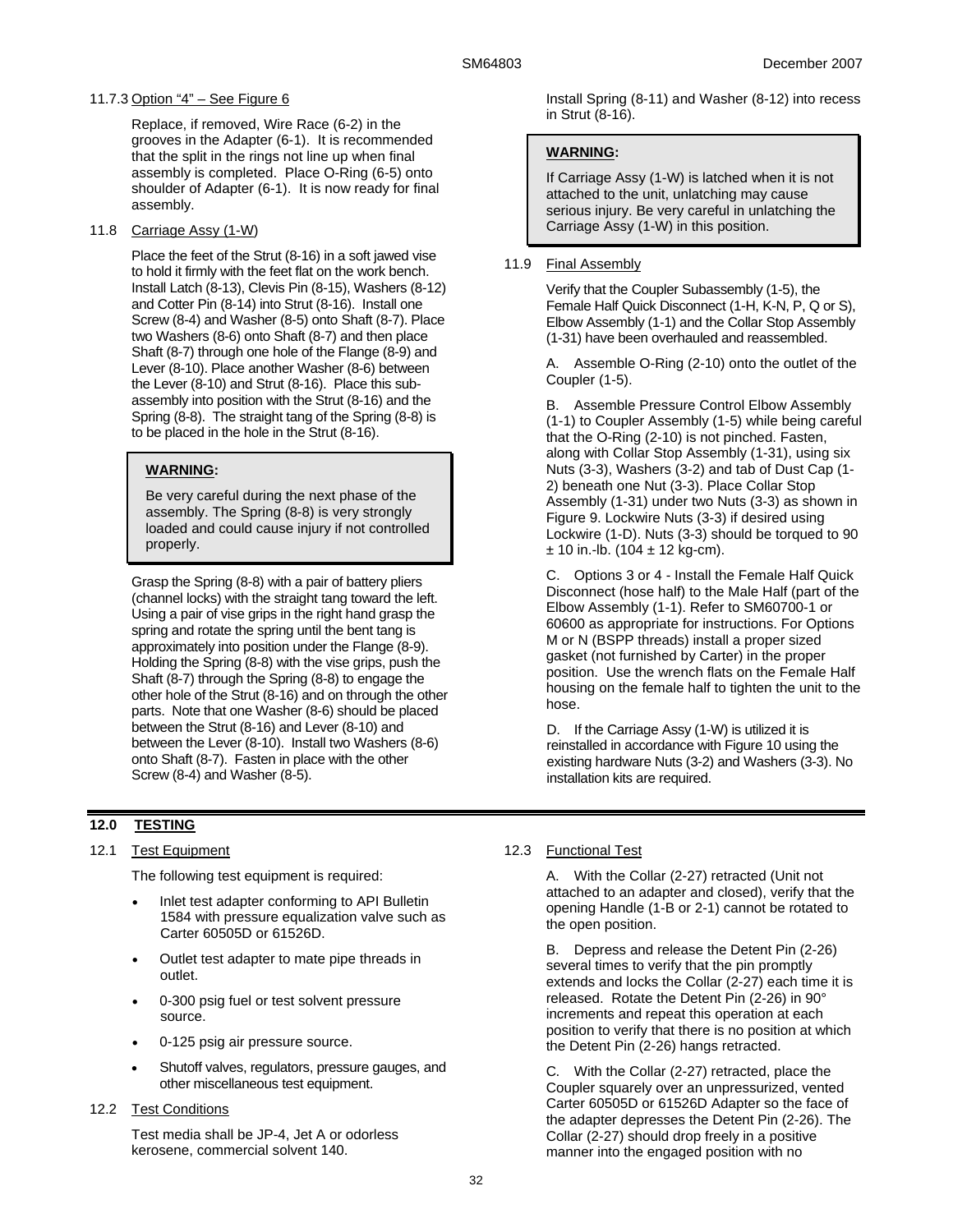11.7.3 Option "4" – See Figure 6

Replace, if removed, Wire Race (6-2) in the grooves in the Adapter (6-1). It is recommended that the split in the rings not line up when final assembly is completed. Place O-Ring (6-5) onto shoulder of Adapter (6-1). It is now ready for final assembly.

11.8 Carriage Assy (1-W)

Place the feet of the Strut (8-16) in a soft jawed vise to hold it firmly with the feet flat on the work bench. Install Latch (8-13), Clevis Pin (8-15), Washers (8-12) and Cotter Pin (8-14) into Strut (8-16). Install one Screw (8-4) and Washer (8-5) onto Shaft (8-7). Place two Washers (8-6) onto Shaft (8-7) and then place Shaft (8-7) through one hole of the Flange (8-9) and Lever (8-10). Place another Washer (8-6) between the Lever (8-10) and Strut (8-16). Place this sub-assembly into position with the Strut (8-16) and the Spring (8-8). The straight tang of the Spring (8-8) is to be placed in the hole in the Strut (8-16).

> **WARNING:**
>
> Be very careful during the next phase of the assembly. The Spring (8-8) is very strongly loaded and could cause injury if not controlled properly.

Grasp the Spring (8-8) with a pair of battery pliers (channel locks) with the straight tang toward the left. Using a pair of vise grips in the right hand grasp the spring and rotate the spring until the bent tang is approximately into position under the Flange (8-9). Holding the Spring (8-8) with the vise grips, push the Shaft (8-7) through the Spring (8-8) to engage the other hole of the Strut (8-16) and on through the other parts. Note that one Washer (8-6) should be placed between the Strut (8-16) and Lever (8-10) and between the Lever (8-10). Install two Washers (8-6) onto Shaft (8-7). Fasten in place with the other Screw (8-4) and Washer (8-5).

Install Spring (8-11) and Washer (8-12) into recess in Strut (8-16).

> **WARNING:**
>
> If Carriage Assy (1-W) is latched when it is not attached to the unit, unlatching may cause serious injury. Be very careful in unlatching the Carriage Assy (1-W) in this position.

11.9 Final Assembly

Verify that the Coupler Subassembly (1-5), the Female Half Quick Disconnect (1-H, K-N, P, Q or S), Elbow Assembly (1-1) and the Collar Stop Assembly (1-31) have been overhauled and reassembled.

A. Assemble O-Ring (2-10) onto the outlet of the Coupler (1-5).

B. Assemble Pressure Control Elbow Assembly (1-1) to Coupler Assembly (1-5) while being careful that the O-Ring (2-10) is not pinched. Fasten, along with Collar Stop Assembly (1-31), using six Nuts (3-3), Washers (3-2) and tab of Dust Cap (1-2) beneath one Nut (3-3). Place Collar Stop Assembly (1-31) under two Nuts (3-3) as shown in Figure 9. Lockwire Nuts (3-3) if desired using Lockwire (1-D). Nuts (3-3) should be torqued to 90 ± 10 in.-lb. (104 ± 12 kg-cm).

C. Options 3 or 4 - Install the Female Half Quick Disconnect (hose half) to the Male Half (part of the Elbow Assembly (1-1). Refer to SM60700-1 or 60600 as appropriate for instructions. For Options M or N (BSPP threads) install a proper sized gasket (not furnished by Carter) in the proper position. Use the wrench flats on the Female Half housing on the female half to tighten the unit to the hose.

D. If the Carriage Assy (1-W) is utilized it is reinstalled in accordance with Figure 10 using the existing hardware Nuts (3-2) and Washers (3-3). No installation kits are required.

## 12.0 TESTING

12.1 Test Equipment

The following test equipment is required:

- Inlet test adapter conforming to API Bulletin 1584 with pressure equalization valve such as Carter 60505D or 61526D.
- Outlet test adapter to mate pipe threads in outlet.
- 0-300 psig fuel or test solvent pressure source.
- 0-125 psig air pressure source.
- Shutoff valves, regulators, pressure gauges, and other miscellaneous test equipment.

12.2 Test Conditions

Test media shall be JP-4, Jet A or odorless kerosene, commercial solvent 140.

12.3 Functional Test

A. With the Collar (2-27) retracted (Unit not attached to an adapter and closed), verify that the opening Handle (1-B or 2-1) cannot be rotated to the open position.

B. Depress and release the Detent Pin (2-26) several times to verify that the pin promptly extends and locks the Collar (2-27) each time it is released. Rotate the Detent Pin (2-26) in 90° increments and repeat this operation at each position to verify that there is no position at which the Detent Pin (2-26) hangs retracted.

C. With the Collar (2-27) retracted, place the Coupler squarely over an unpressurized, vented Carter 60505D or 61526D Adapter so the face of the adapter depresses the Detent Pin (2-26). The Collar (2-27) should drop freely in a positive manner into the engaged position with no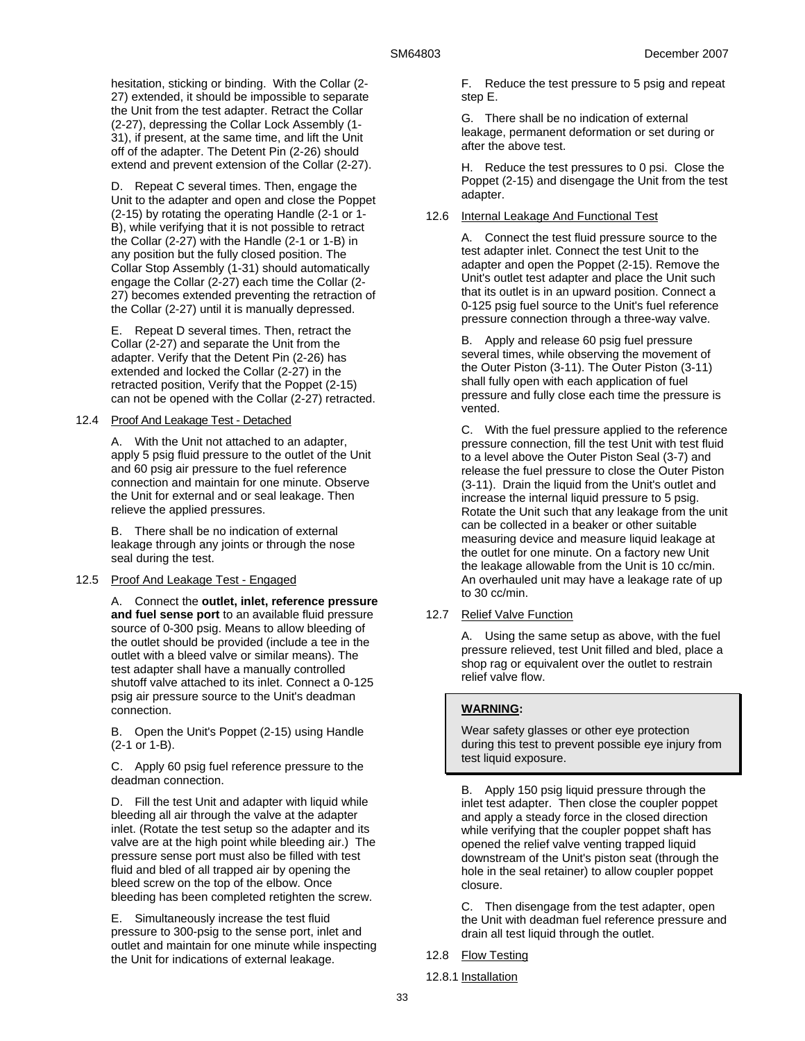hesitation, sticking or binding. With the Collar (2-27) extended, it should be impossible to separate the Unit from the test adapter. Retract the Collar (2-27), depressing the Collar Lock Assembly (1-31), if present, at the same time, and lift the Unit off of the adapter. The Detent Pin (2-26) should extend and prevent extension of the Collar (2-27).

D. Repeat C several times. Then, engage the Unit to the adapter and open and close the Poppet (2-15) by rotating the operating Handle (2-1 or 1-B), while verifying that it is not possible to retract the Collar (2-27) with the Handle (2-1 or 1-B) in any position but the fully closed position. The Collar Stop Assembly (1-31) should automatically engage the Collar (2-27) each time the Collar (2-27) becomes extended preventing the retraction of the Collar (2-27) until it is manually depressed.

E. Repeat D several times. Then, retract the Collar (2-27) and separate the Unit from the adapter. Verify that the Detent Pin (2-26) has extended and locked the Collar (2-27) in the retracted position, Verify that the Poppet (2-15) can not be opened with the Collar (2-27) retracted.

12.4 Proof And Leakage Test - Detached

A. With the Unit not attached to an adapter, apply 5 psig fluid pressure to the outlet of the Unit and 60 psig air pressure to the fuel reference connection and maintain for one minute. Observe the Unit for external and or seal leakage. Then relieve the applied pressures.

B. There shall be no indication of external leakage through any joints or through the nose seal during the test.

12.5 Proof And Leakage Test - Engaged

A. Connect the **outlet, inlet, reference pressure and fuel sense port** to an available fluid pressure source of 0-300 psig. Means to allow bleeding of the outlet should be provided (include a tee in the outlet with a bleed valve or similar means). The test adapter shall have a manually controlled shutoff valve attached to its inlet. Connect a 0-125 psig air pressure source to the Unit's deadman connection.

B. Open the Unit's Poppet (2-15) using Handle (2-1 or 1-B).

C. Apply 60 psig fuel reference pressure to the deadman connection.

D. Fill the test Unit and adapter with liquid while bleeding all air through the valve at the adapter inlet. (Rotate the test setup so the adapter and its valve are at the high point while bleeding air.) The pressure sense port must also be filled with test fluid and bled of all trapped air by opening the bleed screw on the top of the elbow. Once bleeding has been completed retighten the screw.

E. Simultaneously increase the test fluid pressure to 300-psig to the sense port, inlet and outlet and maintain for one minute while inspecting the Unit for indications of external leakage.

F. Reduce the test pressure to 5 psig and repeat step E.

G. There shall be no indication of external leakage, permanent deformation or set during or after the above test.

H. Reduce the test pressures to 0 psi. Close the Poppet (2-15) and disengage the Unit from the test adapter.

12.6 Internal Leakage And Functional Test

A. Connect the test fluid pressure source to the test adapter inlet. Connect the test Unit to the adapter and open the Poppet (2-15). Remove the Unit's outlet test adapter and place the Unit such that its outlet is in an upward position. Connect a 0-125 psig fuel source to the Unit's fuel reference pressure connection through a three-way valve.

B. Apply and release 60 psig fuel pressure several times, while observing the movement of the Outer Piston (3-11). The Outer Piston (3-11) shall fully open with each application of fuel pressure and fully close each time the pressure is vented.

C. With the fuel pressure applied to the reference pressure connection, fill the test Unit with test fluid to a level above the Outer Piston Seal (3-7) and release the fuel pressure to close the Outer Piston (3-11). Drain the liquid from the Unit's outlet and increase the internal liquid pressure to 5 psig. Rotate the Unit such that any leakage from the unit can be collected in a beaker or other suitable measuring device and measure liquid leakage at the outlet for one minute. On a factory new Unit the leakage allowable from the Unit is 10 cc/min. An overhauled unit may have a leakage rate of up to 30 cc/min.

12.7 Relief Valve Function

A. Using the same setup as above, with the fuel pressure relieved, test Unit filled and bled, place a shop rag or equivalent over the outlet to restrain relief valve flow.

**WARNING:**

Wear safety glasses or other eye protection during this test to prevent possible eye injury from test liquid exposure.

B. Apply 150 psig liquid pressure through the inlet test adapter. Then close the coupler poppet and apply a steady force in the closed direction while verifying that the coupler poppet shaft has opened the relief valve venting trapped liquid downstream of the Unit's piston seat (through the hole in the seal retainer) to allow coupler poppet closure.

C. Then disengage from the test adapter, open the Unit with deadman fuel reference pressure and drain all test liquid through the outlet.

12.8 Flow Testing

12.8.1 Installation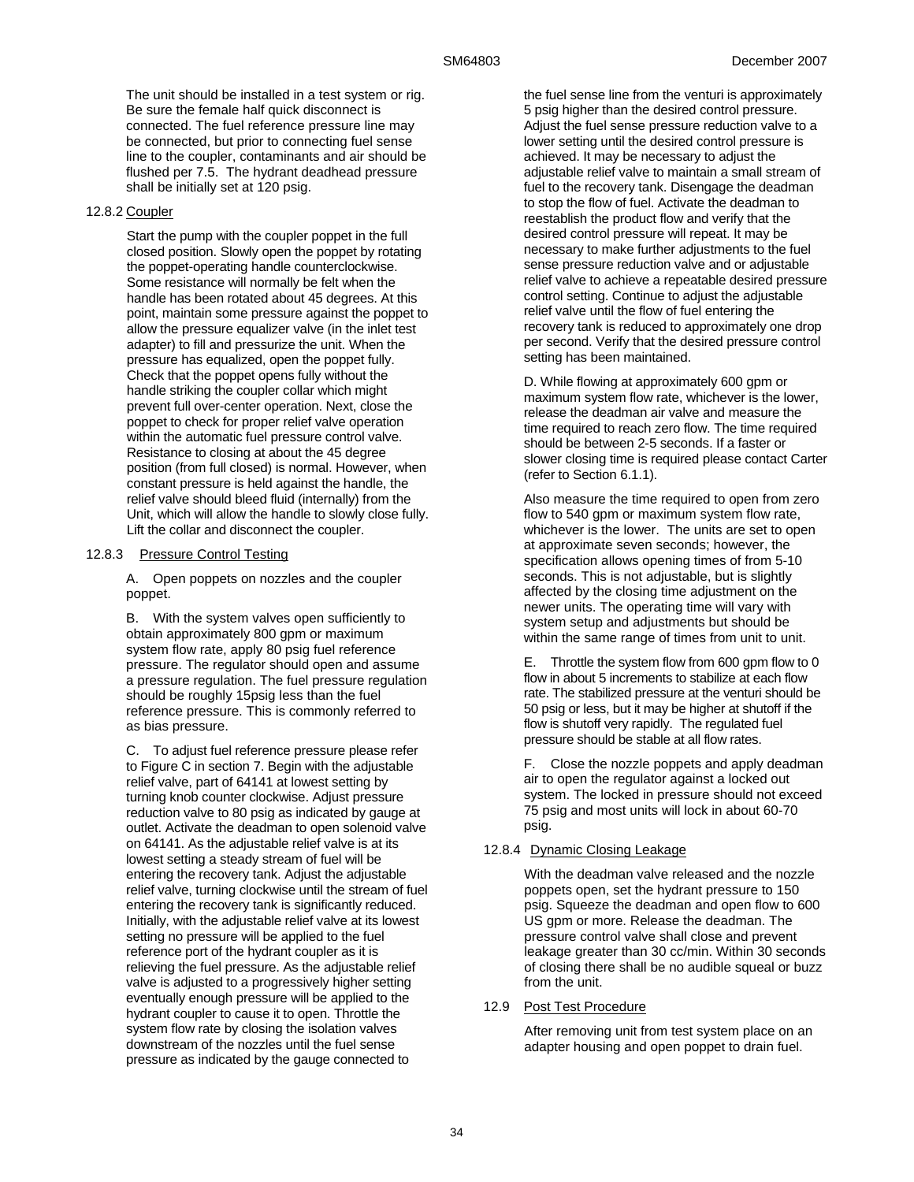The unit should be installed in a test system or rig. Be sure the female half quick disconnect is connected. The fuel reference pressure line may be connected, but prior to connecting fuel sense line to the coupler, contaminants and air should be flushed per 7.5. The hydrant deadhead pressure shall be initially set at 120 psig.

12.8.2 Coupler

Start the pump with the coupler poppet in the full closed position. Slowly open the poppet by rotating the poppet-operating handle counterclockwise. Some resistance will normally be felt when the handle has been rotated about 45 degrees. At this point, maintain some pressure against the poppet to allow the pressure equalizer valve (in the inlet test adapter) to fill and pressurize the unit. When the pressure has equalized, open the poppet fully. Check that the poppet opens fully without the handle striking the coupler collar which might prevent full over-center operation. Next, close the poppet to check for proper relief valve operation within the automatic fuel pressure control valve. Resistance to closing at about the 45 degree position (from full closed) is normal. However, when constant pressure is held against the handle, the relief valve should bleed fluid (internally) from the Unit, which will allow the handle to slowly close fully. Lift the collar and disconnect the coupler.

12.8.3 Pressure Control Testing

A. Open poppets on nozzles and the coupler poppet.

B. With the system valves open sufficiently to obtain approximately 800 gpm or maximum system flow rate, apply 80 psig fuel reference pressure. The regulator should open and assume a pressure regulation. The fuel pressure regulation should be roughly 15psig less than the fuel reference pressure. This is commonly referred to as bias pressure.

C. To adjust fuel reference pressure please refer to Figure C in section 7. Begin with the adjustable relief valve, part of 64141 at lowest setting by turning knob counter clockwise. Adjust pressure reduction valve to 80 psig as indicated by gauge at outlet. Activate the deadman to open solenoid valve on 64141. As the adjustable relief valve is at its lowest setting a steady stream of fuel will be entering the recovery tank. Adjust the adjustable relief valve, turning clockwise until the stream of fuel entering the recovery tank is significantly reduced. Initially, with the adjustable relief valve at its lowest setting no pressure will be applied to the fuel reference port of the hydrant coupler as it is relieving the fuel pressure. As the adjustable relief valve is adjusted to a progressively higher setting eventually enough pressure will be applied to the hydrant coupler to cause it to open. Throttle the system flow rate by closing the isolation valves downstream of the nozzles until the fuel sense pressure as indicated by the gauge connected to the fuel sense line from the venturi is approximately 5 psig higher than the desired control pressure. Adjust the fuel sense pressure reduction valve to a lower setting until the desired control pressure is achieved. It may be necessary to adjust the adjustable relief valve to maintain a small stream of fuel to the recovery tank. Disengage the deadman to stop the flow of fuel. Activate the deadman to reestablish the product flow and verify that the desired control pressure will repeat. It may be necessary to make further adjustments to the fuel sense pressure reduction valve and or adjustable relief valve to achieve a repeatable desired pressure control setting. Continue to adjust the adjustable relief valve until the flow of fuel entering the recovery tank is reduced to approximately one drop per second. Verify that the desired pressure control setting has been maintained.

D. While flowing at approximately 600 gpm or maximum system flow rate, whichever is the lower, release the deadman air valve and measure the time required to reach zero flow. The time required should be between 2-5 seconds. If a faster or slower closing time is required please contact Carter (refer to Section 6.1.1).

Also measure the time required to open from zero flow to 540 gpm or maximum system flow rate, whichever is the lower. The units are set to open at approximate seven seconds; however, the specification allows opening times of from 5-10 seconds. This is not adjustable, but is slightly affected by the closing time adjustment on the newer units. The operating time will vary with system setup and adjustments but should be within the same range of times from unit to unit.

E. Throttle the system flow from 600 gpm flow to 0 flow in about 5 increments to stabilize at each flow rate. The stabilized pressure at the venturi should be 50 psig or less, but it may be higher at shutoff if the flow is shutoff very rapidly. The regulated fuel pressure should be stable at all flow rates.

F. Close the nozzle poppets and apply deadman air to open the regulator against a locked out system. The locked in pressure should not exceed 75 psig and most units will lock in about 60-70 psig.

12.8.4 Dynamic Closing Leakage

With the deadman valve released and the nozzle poppets open, set the hydrant pressure to 150 psig. Squeeze the deadman and open flow to 600 US gpm or more. Release the deadman. The pressure control valve shall close and prevent leakage greater than 30 cc/min. Within 30 seconds of closing there shall be no audible squeal or buzz from the unit.

12.9 Post Test Procedure

After removing unit from test system place on an adapter housing and open poppet to drain fuel.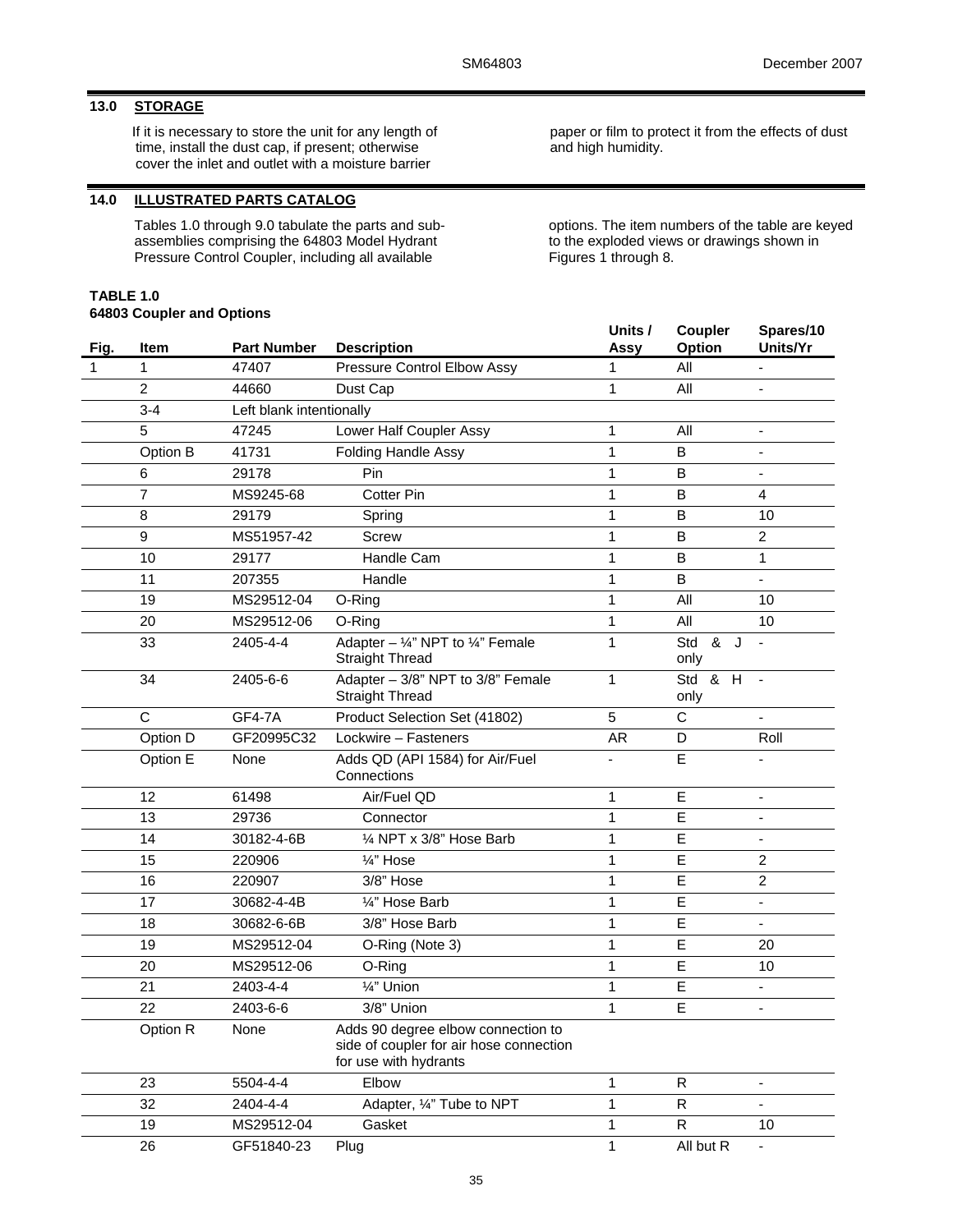## 13.0 STORAGE

If it is necessary to store the unit for any length of time, install the dust cap, if present; otherwise cover the inlet and outlet with a moisture barrier paper or film to protect it from the effects of dust and high humidity.

## 14.0 ILLUSTRATED PARTS CATALOG

Tables 1.0 through 9.0 tabulate the parts and sub-assemblies comprising the 64803 Model Hydrant Pressure Control Coupler, including all available options. The item numbers of the table are keyed to the exploded views or drawings shown in Figures 1 through 8.

**TABLE 1.0**
**64803 Coupler and Options**

| Fig. | Item | Part Number | Description | Units / Assy | Coupler Option | Spares/10 Units/Yr |
|---|---|---|---|---|---|---|
| 1 | 1 | 47407 | Pressure Control Elbow Assy | 1 | All | - |
| | 2 | 44660 | Dust Cap | 1 | All | - |
| | 3-4 | Left blank intentionally | | | | |
| | 5 | 47245 | Lower Half Coupler Assy | 1 | All | - |
| | Option B | 41731 | Folding Handle Assy | 1 | B | - |
| | 6 | 29178 | Pin | 1 | B | - |
| | 7 | MS9245-68 | Cotter Pin | 1 | B | 4 |
| | 8 | 29179 | Spring | 1 | B | 10 |
| | 9 | MS51957-42 | Screw | 1 | B | 2 |
| | 10 | 29177 | Handle Cam | 1 | B | 1 |
| | 11 | 207355 | Handle | 1 | B | - |
| | 19 | MS29512-04 | O-Ring | 1 | All | 10 |
| | 20 | MS29512-06 | O-Ring | 1 | All | 10 |
| | 33 | 2405-4-4 | Adapter – ¼" NPT to ¼" Female Straight Thread | 1 | Std & J only | - |
| | 34 | 2405-6-6 | Adapter – 3/8" NPT to 3/8" Female Straight Thread | 1 | Std & H only | - |
| | C | GF4-7A | Product Selection Set (41802) | 5 | C | - |
| | Option D | GF20995C32 | Lockwire – Fasteners | AR | D | Roll |
| | Option E | None | Adds QD (API 1584) for Air/Fuel Connections | - | E | - |
| | 12 | 61498 | Air/Fuel QD | 1 | E | - |
| | 13 | 29736 | Connector | 1 | E | - |
| | 14 | 30182-4-6B | ¼ NPT x 3/8" Hose Barb | 1 | E | - |
| | 15 | 220906 | ¼" Hose | 1 | E | 2 |
| | 16 | 220907 | 3/8" Hose | 1 | E | 2 |
| | 17 | 30682-4-4B | ¼" Hose Barb | 1 | E | - |
| | 18 | 30682-6-6B | 3/8" Hose Barb | 1 | E | - |
| | 19 | MS29512-04 | O-Ring (Note 3) | 1 | E | 20 |
| | 20 | MS29512-06 | O-Ring | 1 | E | 10 |
| | 21 | 2403-4-4 | ¼" Union | 1 | E | - |
| | 22 | 2403-6-6 | 3/8" Union | 1 | E | - |
| | Option R | None | Adds 90 degree elbow connection to side of coupler for air hose connection for use with hydrants | | | |
| | 23 | 5504-4-4 | Elbow | 1 | R | - |
| | 32 | 2404-4-4 | Adapter, ¼" Tube to NPT | 1 | R | - |
| | 19 | MS29512-04 | Gasket | 1 | R | 10 |
| | 26 | GF51840-23 | Plug | 1 | All but R | - |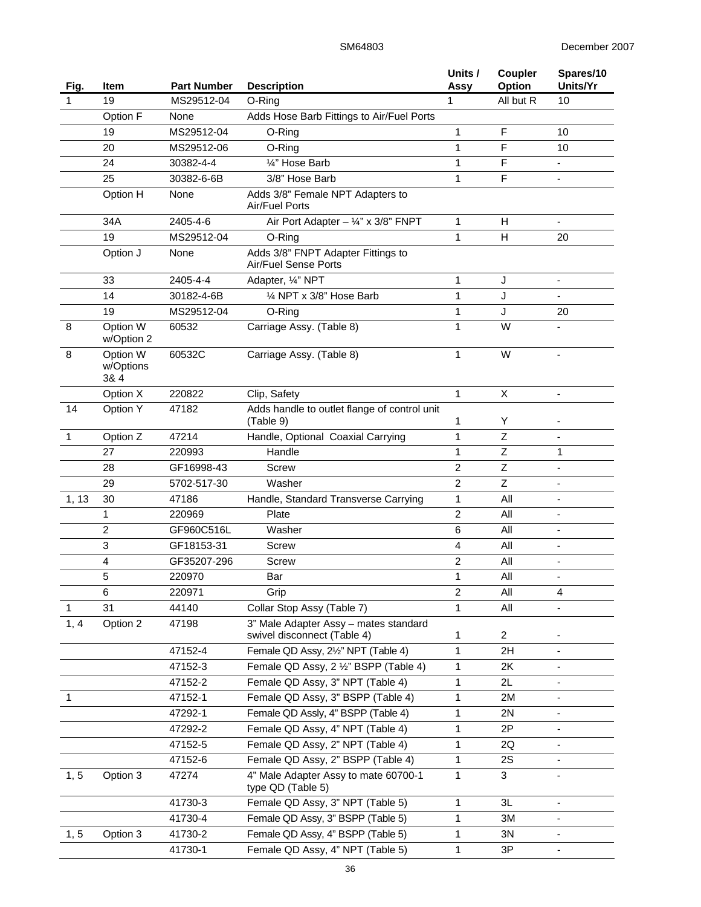| Fig. | Item | Part Number | Description | Units / Assy | Coupler Option | Spares/10 Units/Yr |
|---|---|---|---|---|---|---|
| 1 | 19 | MS29512-04 | O-Ring | 1 | All but R | 10 |
| | Option F | None | Adds Hose Barb Fittings to Air/Fuel Ports | | | |
| | 19 | MS29512-04 | O-Ring | 1 | F | 10 |
| | 20 | MS29512-06 | O-Ring | 1 | F | 10 |
| | 24 | 30382-4-4 | ¼" Hose Barb | 1 | F | - |
| | 25 | 30382-6-6B | 3/8" Hose Barb | 1 | F | - |
| | Option H | None | Adds 3/8" Female NPT Adapters to Air/Fuel Ports | | | |
| | 34A | 2405-4-6 | Air Port Adapter – ¼" x 3/8" FNPT | 1 | H | - |
| | 19 | MS29512-04 | O-Ring | 1 | H | 20 |
| | Option J | None | Adds 3/8" FNPT Adapter Fittings to Air/Fuel Sense Ports | | | |
| | 33 | 2405-4-4 | Adapter, ¼" NPT | 1 | J | - |
| | 14 | 30182-4-6B | ¼ NPT x 3/8" Hose Barb | 1 | J | - |
| | 19 | MS29512-04 | O-Ring | 1 | J | 20 |
| 8 | Option W w/Option 2 | 60532 | Carriage Assy. (Table 8) | 1 | W | - |
| 8 | Option W w/Options 3& 4 | 60532C | Carriage Assy. (Table 8) | 1 | W | - |
| | Option X | 220822 | Clip, Safety | 1 | X | - |
| 14 | Option Y | 47182 | Adds handle to outlet flange of control unit (Table 9) | 1 | Y | - |
| 1 | Option Z | 47214 | Handle, Optional Coaxial Carrying | 1 | Z | - |
| | 27 | 220993 | Handle | 1 | Z | 1 |
| | 28 | GF16998-43 | Screw | 2 | Z | - |
| | 29 | 5702-517-30 | Washer | 2 | Z | - |
| 1, 13 | 30 | 47186 | Handle, Standard Transverse Carrying | 1 | All | - |
| | 1 | 220969 | Plate | 2 | All | - |
| | 2 | GF960C516L | Washer | 6 | All | - |
| | 3 | GF18153-31 | Screw | 4 | All | - |
| | 4 | GF35207-296 | Screw | 2 | All | - |
| | 5 | 220970 | Bar | 1 | All | - |
| | 6 | 220971 | Grip | 2 | All | 4 |
| 1 | 31 | 44140 | Collar Stop Assy (Table 7) | 1 | All | - |
| 1, 4 | Option 2 | 47198 | 3" Male Adapter Assy – mates standard swivel disconnect (Table 4) | 1 | 2 | - |
| | | 47152-4 | Female QD Assy, 2½" NPT (Table 4) | 1 | 2H | - |
| | | 47152-3 | Female QD Assy, 2 ½" BSPP (Table 4) | 1 | 2K | - |
| | | 47152-2 | Female QD Assy, 3" NPT (Table 4) | 1 | 2L | - |
| 1 | | 47152-1 | Female QD Assy, 3" BSPP (Table 4) | 1 | 2M | - |
| | | 47292-1 | Female QD Assly, 4" BSPP (Table 4) | 1 | 2N | - |
| | | 47292-2 | Female QD Assy, 4" NPT (Table 4) | 1 | 2P | - |
| | | 47152-5 | Female QD Assy, 2" NPT (Table 4) | 1 | 2Q | - |
| | | 47152-6 | Female QD Assy, 2" BSPP (Table 4) | 1 | 2S | - |
| 1, 5 | Option 3 | 47274 | 4" Male Adapter Assy to mate 60700-1 type QD (Table 5) | 1 | 3 | - |
| | | 41730-3 | Female QD Assy, 3" NPT (Table 5) | 1 | 3L | - |
| | | 41730-4 | Female QD Assy, 3" BSPP (Table 5) | 1 | 3M | - |
| 1, 5 | Option 3 | 41730-2 | Female QD Assy, 4" BSPP (Table 5) | 1 | 3N | - |
| | | 41730-1 | Female QD Assy, 4" NPT (Table 5) | 1 | 3P | - |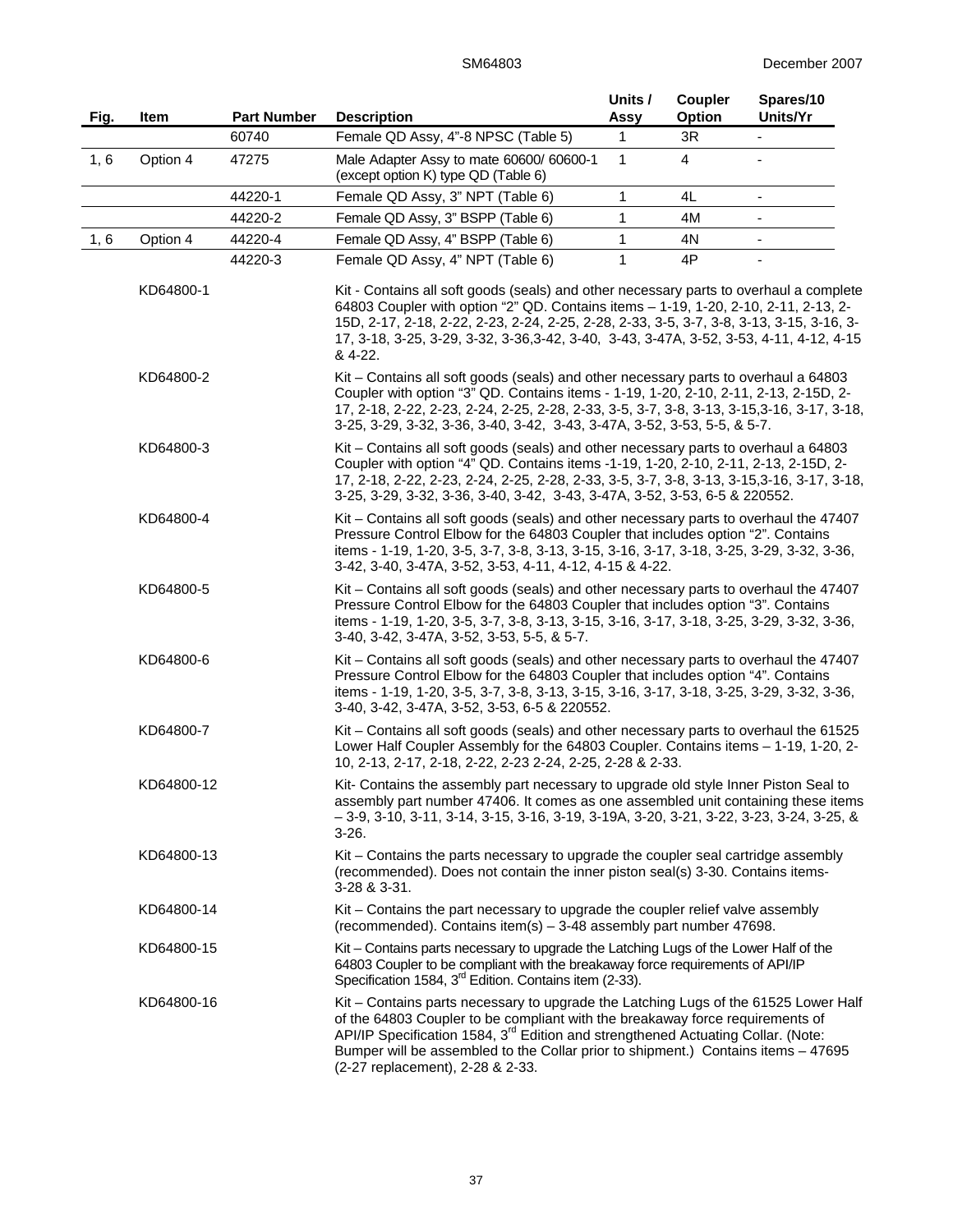| Fig. | Item | Part Number | Description | Units / Assy | Coupler Option | Spares/10 Units/Yr |
|---|---|---|---|---|---|---|
| | | 60740 | Female QD Assy, 4"-8 NPSC (Table 5) | 1 | 3R | - |
| 1, 6 | Option 4 | 47275 | Male Adapter Assy to mate 60600/ 60600-1 (except option K) type QD (Table 6) | 1 | 4 | - |
| | | 44220-1 | Female QD Assy, 3" NPT (Table 6) | 1 | 4L | - |
| | | 44220-2 | Female QD Assy, 3" BSPP (Table 6) | 1 | 4M | - |
| 1, 6 | Option 4 | 44220-4 | Female QD Assy, 4" BSPP (Table 6) | 1 | 4N | - |
| | | 44220-3 | Female QD Assy, 4" NPT (Table 6) | 1 | 4P | - |
| | KD64800-1 | | Kit - Contains all soft goods (seals) and other necessary parts to overhaul a complete 64803 Coupler with option "2" QD. Contains items – 1-19, 1-20, 2-10, 2-11, 2-13, 2-15D, 2-17, 2-18, 2-22, 2-23, 2-24, 2-25, 2-28, 2-33, 3-5, 3-7, 3-8, 3-13, 3-15, 3-16, 3-17, 3-18, 3-25, 3-29, 3-32, 3-36,3-42, 3-40, 3-43, 3-47A, 3-52, 3-53, 4-11, 4-12, 4-15 & 4-22. | | | |
| | KD64800-2 | | Kit – Contains all soft goods (seals) and other necessary parts to overhaul a 64803 Coupler with option "3" QD. Contains items - 1-19, 1-20, 2-10, 2-11, 2-13, 2-15D, 2-17, 2-18, 2-22, 2-23, 2-24, 2-25, 2-28, 2-33, 3-5, 3-7, 3-8, 3-13, 3-15,3-16, 3-17, 3-18, 3-25, 3-29, 3-32, 3-36, 3-40, 3-42, 3-43, 3-47A, 3-52, 3-53, 5-5, & 5-7. | | | |
| | KD64800-3 | | Kit – Contains all soft goods (seals) and other necessary parts to overhaul a 64803 Coupler with option "4" QD. Contains items -1-19, 1-20, 2-10, 2-11, 2-13, 2-15D, 2-17, 2-18, 2-22, 2-23, 2-24, 2-25, 2-28, 2-33, 3-5, 3-7, 3-8, 3-13, 3-15,3-16, 3-17, 3-18, 3-25, 3-29, 3-32, 3-36, 3-40, 3-42, 3-43, 3-47A, 3-52, 3-53, 6-5 & 220552. | | | |
| | KD64800-4 | | Kit – Contains all soft goods (seals) and other necessary parts to overhaul the 47407 Pressure Control Elbow for the 64803 Coupler that includes option "2". Contains items - 1-19, 1-20, 3-5, 3-7, 3-8, 3-13, 3-15, 3-16, 3-17, 3-18, 3-25, 3-29, 3-32, 3-36, 3-42, 3-40, 3-47A, 3-52, 3-53, 4-11, 4-12, 4-15 & 4-22. | | | |
| | KD64800-5 | | Kit – Contains all soft goods (seals) and other necessary parts to overhaul the 47407 Pressure Control Elbow for the 64803 Coupler that includes option "3". Contains items - 1-19, 1-20, 3-5, 3-7, 3-8, 3-13, 3-15, 3-16, 3-17, 3-18, 3-25, 3-29, 3-32, 3-36, 3-40, 3-42, 3-47A, 3-52, 3-53, 5-5, & 5-7. | | | |
| | KD64800-6 | | Kit – Contains all soft goods (seals) and other necessary parts to overhaul the 47407 Pressure Control Elbow for the 64803 Coupler that includes option "4". Contains items - 1-19, 1-20, 3-5, 3-7, 3-8, 3-13, 3-15, 3-16, 3-17, 3-18, 3-25, 3-29, 3-32, 3-36, 3-40, 3-42, 3-47A, 3-52, 3-53, 6-5 & 220552. | | | |
| | KD64800-7 | | Kit – Contains all soft goods (seals) and other necessary parts to overhaul the 61525 Lower Half Coupler Assembly for the 64803 Coupler. Contains items – 1-19, 1-20, 2-10, 2-13, 2-17, 2-18, 2-22, 2-23 2-24, 2-25, 2-28 & 2-33. | | | |
| | KD64800-12 | | Kit- Contains the assembly part necessary to upgrade old style Inner Piston Seal to assembly part number 47406. It comes as one assembled unit containing these items – 3-9, 3-10, 3-11, 3-14, 3-15, 3-16, 3-19, 3-19A, 3-20, 3-21, 3-22, 3-23, 3-24, 3-25, & 3-26. | | | |
| | KD64800-13 | | Kit – Contains the parts necessary to upgrade the coupler seal cartridge assembly (recommended). Does not contain the inner piston seal(s) 3-30. Contains items- 3-28 & 3-31. | | | |
| | KD64800-14 | | Kit – Contains the part necessary to upgrade the coupler relief valve assembly (recommended). Contains item(s) – 3-48 assembly part number 47698. | | | |
| | KD64800-15 | | Kit – Contains parts necessary to upgrade the Latching Lugs of the Lower Half of the 64803 Coupler to be compliant with the breakaway force requirements of API/IP Specification 1584, 3rd Edition. Contains item (2-33). | | | |
| | KD64800-16 | | Kit – Contains parts necessary to upgrade the Latching Lugs of the 61525 Lower Half of the 64803 Coupler to be compliant with the breakaway force requirements of API/IP Specification 1584, 3rd Edition and strengthened Actuating Collar. (Note: Bumper will be assembled to the Collar prior to shipment.) Contains items – 47695 (2-27 replacement), 2-28 & 2-33. | | | |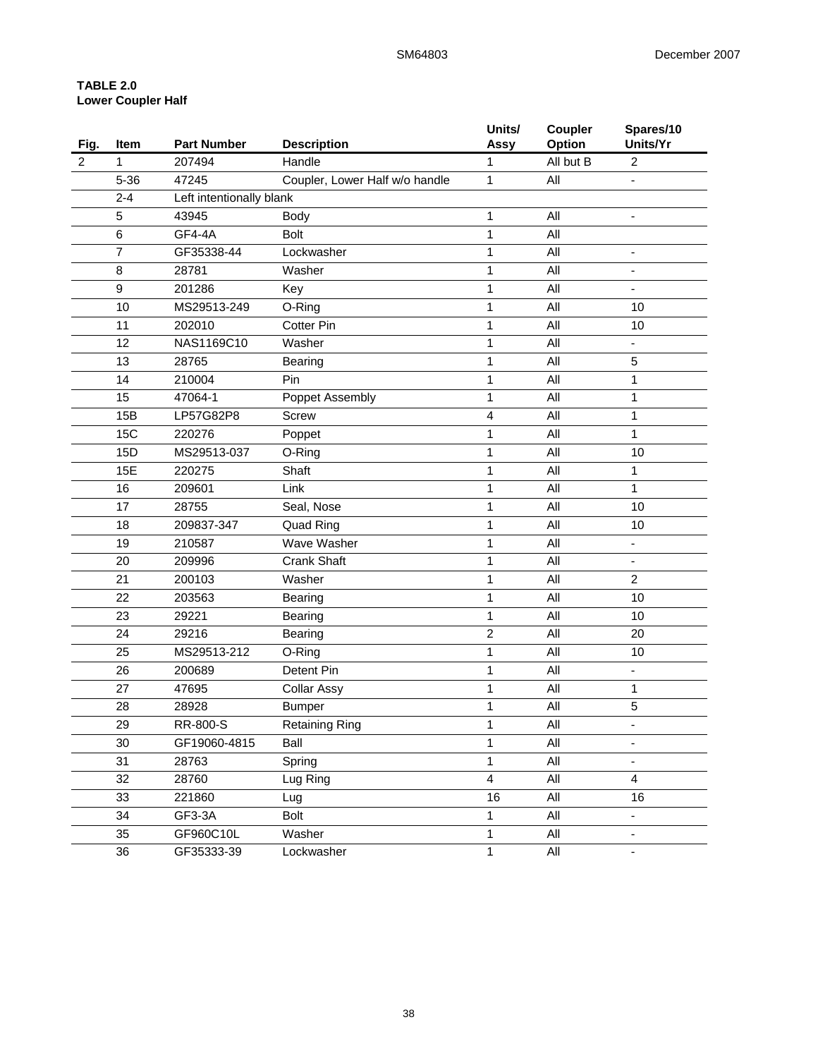**TABLE 2.0**
**Lower Coupler Half**

| Fig. | Item | Part Number | Description | Units/ Assy | Coupler Option | Spares/10 Units/Yr |
|---|---|---|---|---|---|---|
| 2 | 1 | 207494 | Handle | 1 | All but B | 2 |
| | 5-36 | 47245 | Coupler, Lower Half w/o handle | 1 | All | - |
| | 2-4 | Left intentionally blank | | | | |
| | 5 | 43945 | Body | 1 | All | - |
| | 6 | GF4-4A | Bolt | 1 | All | |
| | 7 | GF35338-44 | Lockwasher | 1 | All | - |
| | 8 | 28781 | Washer | 1 | All | - |
| | 9 | 201286 | Key | 1 | All | - |
| | 10 | MS29513-249 | O-Ring | 1 | All | 10 |
| | 11 | 202010 | Cotter Pin | 1 | All | 10 |
| | 12 | NAS1169C10 | Washer | 1 | All | - |
| | 13 | 28765 | Bearing | 1 | All | 5 |
| | 14 | 210004 | Pin | 1 | All | 1 |
| | 15 | 47064-1 | Poppet Assembly | 1 | All | 1 |
| | 15B | LP57G82P8 | Screw | 4 | All | 1 |
| | 15C | 220276 | Poppet | 1 | All | 1 |
| | 15D | MS29513-037 | O-Ring | 1 | All | 10 |
| | 15E | 220275 | Shaft | 1 | All | 1 |
| | 16 | 209601 | Link | 1 | All | 1 |
| | 17 | 28755 | Seal, Nose | 1 | All | 10 |
| | 18 | 209837-347 | Quad Ring | 1 | All | 10 |
| | 19 | 210587 | Wave Washer | 1 | All | - |
| | 20 | 209996 | Crank Shaft | 1 | All | - |
| | 21 | 200103 | Washer | 1 | All | 2 |
| | 22 | 203563 | Bearing | 1 | All | 10 |
| | 23 | 29221 | Bearing | 1 | All | 10 |
| | 24 | 29216 | Bearing | 2 | All | 20 |
| | 25 | MS29513-212 | O-Ring | 1 | All | 10 |
| | 26 | 200689 | Detent Pin | 1 | All | - |
| | 27 | 47695 | Collar Assy | 1 | All | 1 |
| | 28 | 28928 | Bumper | 1 | All | 5 |
| | 29 | RR-800-S | Retaining Ring | 1 | All | - |
| | 30 | GF19060-4815 | Ball | 1 | All | - |
| | 31 | 28763 | Spring | 1 | All | - |
| | 32 | 28760 | Lug Ring | 4 | All | 4 |
| | 33 | 221860 | Lug | 16 | All | 16 |
| | 34 | GF3-3A | Bolt | 1 | All | - |
| | 35 | GF960C10L | Washer | 1 | All | - |
| | 36 | GF35333-39 | Lockwasher | 1 | All | - |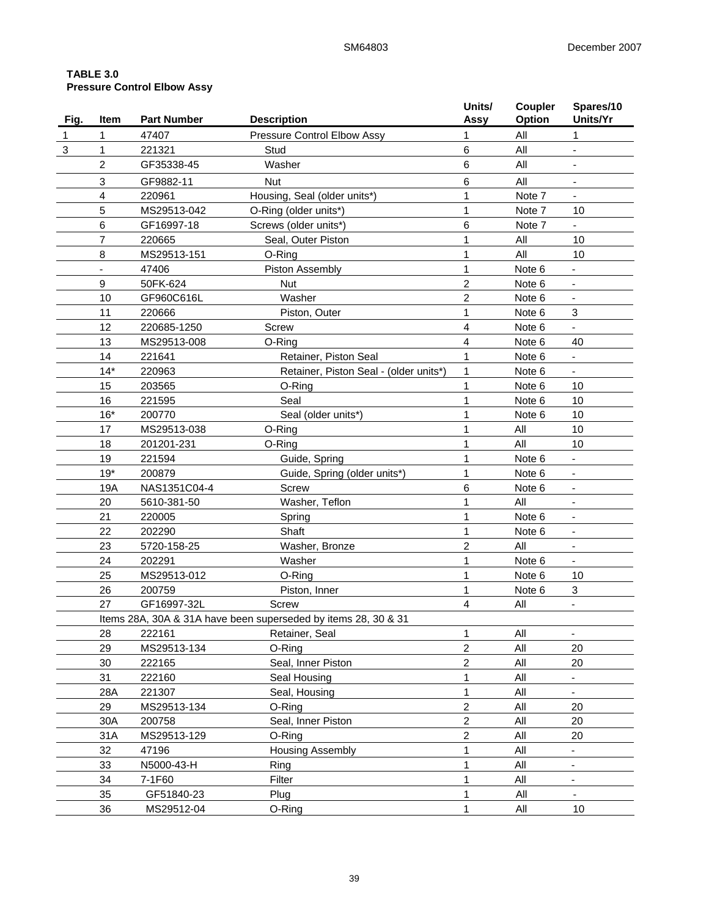**TABLE 3.0**
**Pressure Control Elbow Assy**

| Fig. | Item | Part Number | Description | Units/ Assy | Coupler Option | Spares/10 Units/Yr |
|---|---|---|---|---|---|---|
| 1 | 1 | 47407 | Pressure Control Elbow Assy | 1 | All | 1 |
| 3 | 1 | 221321 | Stud | 6 | All | - |
| | 2 | GF35338-45 | Washer | 6 | All | - |
| | 3 | GF9882-11 | Nut | 6 | All | - |
| | 4 | 220961 | Housing, Seal (older units*) | 1 | Note 7 | - |
| | 5 | MS29513-042 | O-Ring (older units*) | 1 | Note 7 | 10 |
| | 6 | GF16997-18 | Screws (older units*) | 6 | Note 7 | - |
| | 7 | 220665 | Seal, Outer Piston | 1 | All | 10 |
| | 8 | MS29513-151 | O-Ring | 1 | All | 10 |
| | - | 47406 | Piston Assembly | 1 | Note 6 | - |
| | 9 | 50FK-624 | Nut | 2 | Note 6 | - |
| | 10 | GF960C616L | Washer | 2 | Note 6 | - |
| | 11 | 220666 | Piston, Outer | 1 | Note 6 | 3 |
| | 12 | 220685-1250 | Screw | 4 | Note 6 | - |
| | 13 | MS29513-008 | O-Ring | 4 | Note 6 | 40 |
| | 14 | 221641 | Retainer, Piston Seal | 1 | Note 6 | - |
| | 14* | 220963 | Retainer, Piston Seal - (older units*) | 1 | Note 6 | - |
| | 15 | 203565 | O-Ring | 1 | Note 6 | 10 |
| | 16 | 221595 | Seal | 1 | Note 6 | 10 |
| | 16* | 200770 | Seal (older units*) | 1 | Note 6 | 10 |
| | 17 | MS29513-038 | O-Ring | 1 | All | 10 |
| | 18 | 201201-231 | O-Ring | 1 | All | 10 |
| | 19 | 221594 | Guide, Spring | 1 | Note 6 | - |
| | 19* | 200879 | Guide, Spring (older units*) | 1 | Note 6 | - |
| | 19A | NAS1351C04-4 | Screw | 6 | Note 6 | - |
| | 20 | 5610-381-50 | Washer, Teflon | 1 | All | - |
| | 21 | 220005 | Spring | 1 | Note 6 | - |
| | 22 | 202290 | Shaft | 1 | Note 6 | - |
| | 23 | 5720-158-25 | Washer, Bronze | 2 | All | - |
| | 24 | 202291 | Washer | 1 | Note 6 | - |
| | 25 | MS29513-012 | O-Ring | 1 | Note 6 | 10 |
| | 26 | 200759 | Piston, Inner | 1 | Note 6 | 3 |
| | 27 | GF16997-32L | Screw | 4 | All | - |
| | Items 28A, 30A & 31A have been superseded by items 28, 30 & 31 | | | | | |
| | 28 | 222161 | Retainer, Seal | 1 | All | - |
| | 29 | MS29513-134 | O-Ring | 2 | All | 20 |
| | 30 | 222165 | Seal, Inner Piston | 2 | All | 20 |
| | 31 | 222160 | Seal Housing | 1 | All | - |
| | 28A | 221307 | Seal, Housing | 1 | All | - |
| | 29 | MS29513-134 | O-Ring | 2 | All | 20 |
| | 30A | 200758 | Seal, Inner Piston | 2 | All | 20 |
| | 31A | MS29513-129 | O-Ring | 2 | All | 20 |
| | 32 | 47196 | Housing Assembly | 1 | All | - |
| | 33 | N5000-43-H | Ring | 1 | All | - |
| | 34 | 7-1F60 | Filter | 1 | All | - |
| | 35 | GF51840-23 | Plug | 1 | All | - |
| | 36 | MS29512-04 | O-Ring | 1 | All | 10 |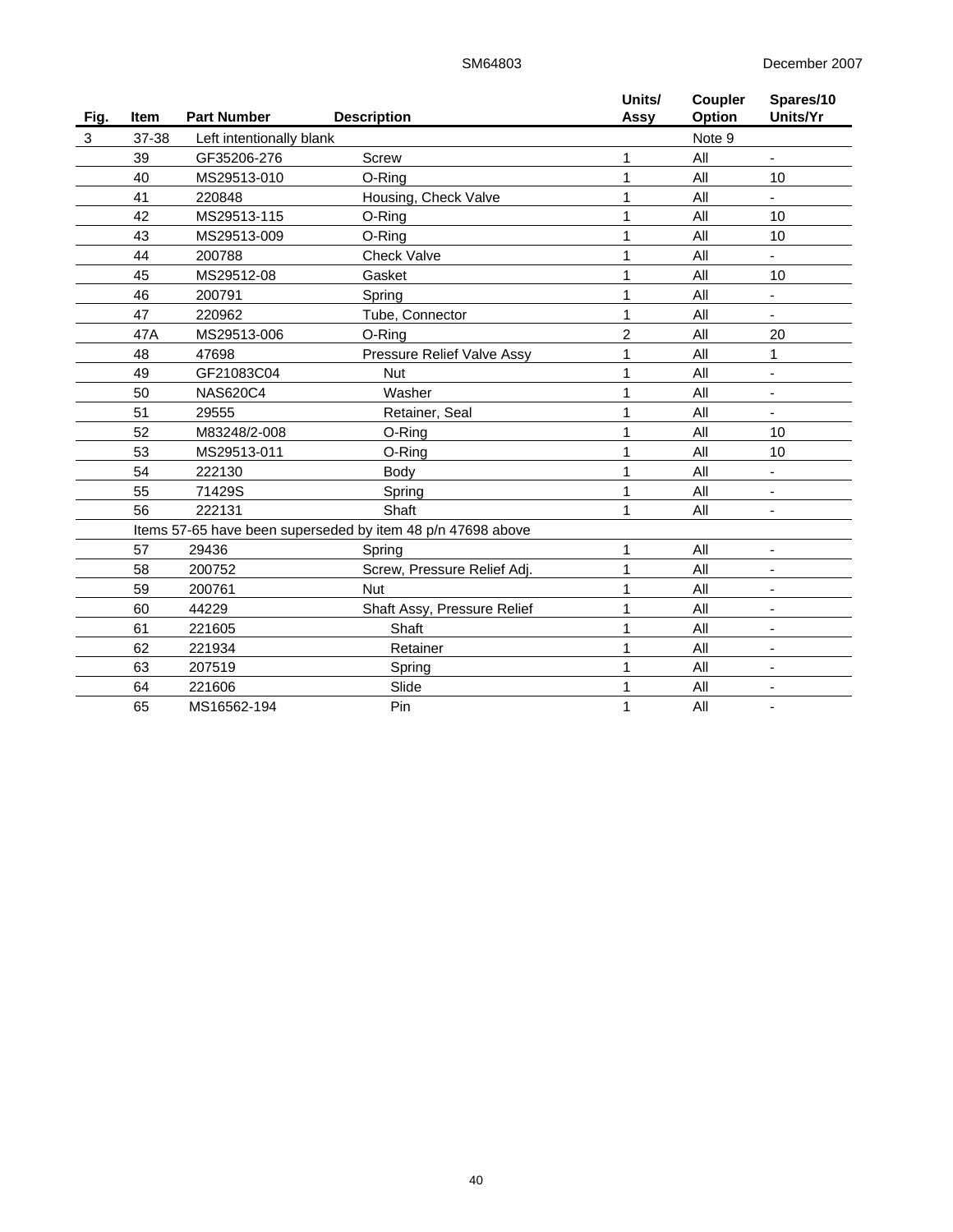| Fig. | Item | Part Number | Description | Units/ Assy | Coupler Option | Spares/10 Units/Yr |
|---|---|---|---|---|---|---|
| 3 | 37-38 | Left intentionally blank | | | Note 9 | |
| | 39 | GF35206-276 | Screw | 1 | All | - |
| | 40 | MS29513-010 | O-Ring | 1 | All | 10 |
| | 41 | 220848 | Housing, Check Valve | 1 | All | - |
| | 42 | MS29513-115 | O-Ring | 1 | All | 10 |
| | 43 | MS29513-009 | O-Ring | 1 | All | 10 |
| | 44 | 200788 | Check Valve | 1 | All | - |
| | 45 | MS29512-08 | Gasket | 1 | All | 10 |
| | 46 | 200791 | Spring | 1 | All | - |
| | 47 | 220962 | Tube, Connector | 1 | All | - |
| | 47A | MS29513-006 | O-Ring | 2 | All | 20 |
| | 48 | 47698 | Pressure Relief Valve Assy | 1 | All | 1 |
| | 49 | GF21083C04 | Nut | 1 | All | - |
| | 50 | NAS620C4 | Washer | 1 | All | - |
| | 51 | 29555 | Retainer, Seal | 1 | All | - |
| | 52 | M83248/2-008 | O-Ring | 1 | All | 10 |
| | 53 | MS29513-011 | O-Ring | 1 | All | 10 |
| | 54 | 222130 | Body | 1 | All | - |
| | 55 | 71429S | Spring | 1 | All | - |
| | 56 | 222131 | Shaft | 1 | All | - |
| | Items 57-65 have been superseded by item 48 p/n 47698 above | | | | | |
| | 57 | 29436 | Spring | 1 | All | - |
| | 58 | 200752 | Screw, Pressure Relief Adj. | 1 | All | - |
| | 59 | 200761 | Nut | 1 | All | - |
| | 60 | 44229 | Shaft Assy, Pressure Relief | 1 | All | - |
| | 61 | 221605 | Shaft | 1 | All | - |
| | 62 | 221934 | Retainer | 1 | All | - |
| | 63 | 207519 | Spring | 1 | All | - |
| | 64 | 221606 | Slide | 1 | All | - |
| | 65 | MS16562-194 | Pin | 1 | All | - |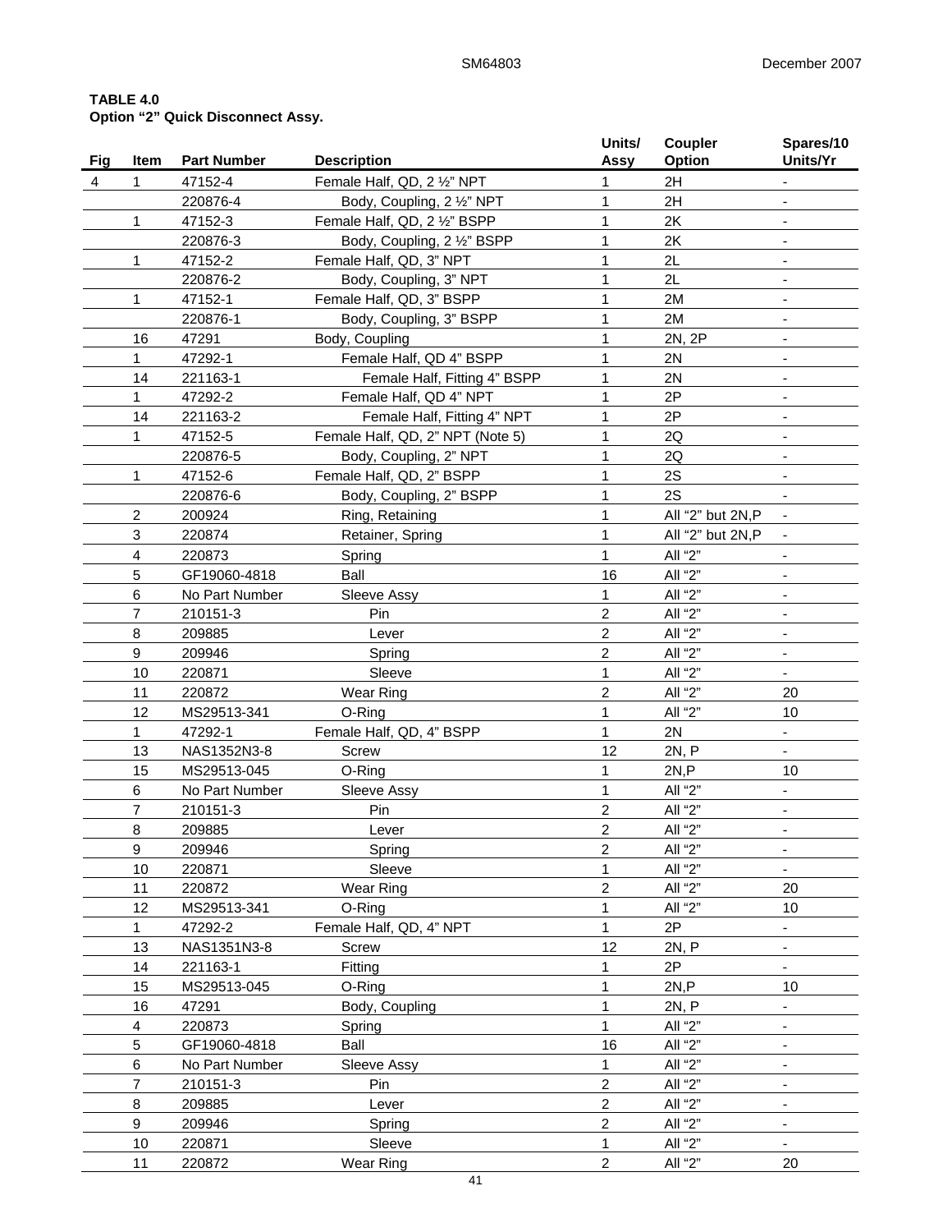**TABLE 4.0**
**Option “2” Quick Disconnect Assy.**

| Fig | Item | Part Number | Description | Units/ Assy | Coupler Option | Spares/10 Units/Yr |
|---|---|---|---|---|---|---|
| 4 | 1 | 47152-4 | Female Half, QD, 2 ½” NPT | 1 | 2H | - |
| | | 220876-4 | Body, Coupling, 2 ½” NPT | 1 | 2H | - |
| | 1 | 47152-3 | Female Half, QD, 2 ½” BSPP | 1 | 2K | - |
| | | 220876-3 | Body, Coupling, 2 ½” BSPP | 1 | 2K | - |
| | 1 | 47152-2 | Female Half, QD, 3” NPT | 1 | 2L | - |
| | | 220876-2 | Body, Coupling, 3” NPT | 1 | 2L | - |
| | 1 | 47152-1 | Female Half, QD, 3” BSPP | 1 | 2M | - |
| | | 220876-1 | Body, Coupling, 3” BSPP | 1 | 2M | - |
| | 16 | 47291 | Body, Coupling | 1 | 2N, 2P | - |
| | 1 | 47292-1 | Female Half, QD 4” BSPP | 1 | 2N | - |
| | 14 | 221163-1 | Female Half, Fitting 4” BSPP | 1 | 2N | - |
| | 1 | 47292-2 | Female Half, QD 4” NPT | 1 | 2P | - |
| | 14 | 221163-2 | Female Half, Fitting 4” NPT | 1 | 2P | - |
| | 1 | 47152-5 | Female Half, QD, 2” NPT (Note 5) | 1 | 2Q | - |
| | | 220876-5 | Body, Coupling, 2” NPT | 1 | 2Q | - |
| | 1 | 47152-6 | Female Half, QD, 2” BSPP | 1 | 2S | - |
| | | 220876-6 | Body, Coupling, 2” BSPP | 1 | 2S | - |
| | 2 | 200924 | Ring, Retaining | 1 | All “2” but 2N,P | - |
| | 3 | 220874 | Retainer, Spring | 1 | All “2” but 2N,P | - |
| | 4 | 220873 | Spring | 1 | All “2” | - |
| | 5 | GF19060-4818 | Ball | 16 | All “2” | - |
| | 6 | No Part Number | Sleeve Assy | 1 | All “2” | - |
| | 7 | 210151-3 | Pin | 2 | All “2” | - |
| | 8 | 209885 | Lever | 2 | All “2” | - |
| | 9 | 209946 | Spring | 2 | All “2” | - |
| | 10 | 220871 | Sleeve | 1 | All “2” | - |
| | 11 | 220872 | Wear Ring | 2 | All “2” | 20 |
| | 12 | MS29513-341 | O-Ring | 1 | All “2” | 10 |
| | 1 | 47292-1 | Female Half, QD, 4” BSPP | 1 | 2N | - |
| | 13 | NAS1352N3-8 | Screw | 12 | 2N, P | - |
| | 15 | MS29513-045 | O-Ring | 1 | 2N,P | 10 |
| | 6 | No Part Number | Sleeve Assy | 1 | All “2” | - |
| | 7 | 210151-3 | Pin | 2 | All “2” | - |
| | 8 | 209885 | Lever | 2 | All “2” | - |
| | 9 | 209946 | Spring | 2 | All “2” | - |
| | 10 | 220871 | Sleeve | 1 | All “2” | - |
| | 11 | 220872 | Wear Ring | 2 | All “2” | 20 |
| | 12 | MS29513-341 | O-Ring | 1 | All “2” | 10 |
| | 1 | 47292-2 | Female Half, QD, 4” NPT | 1 | 2P | - |
| | 13 | NAS1351N3-8 | Screw | 12 | 2N, P | - |
| | 14 | 221163-1 | Fitting | 1 | 2P | - |
| | 15 | MS29513-045 | O-Ring | 1 | 2N,P | 10 |
| | 16 | 47291 | Body, Coupling | 1 | 2N, P | - |
| | 4 | 220873 | Spring | 1 | All “2” | - |
| | 5 | GF19060-4818 | Ball | 16 | All “2” | - |
| | 6 | No Part Number | Sleeve Assy | 1 | All “2” | - |
| | 7 | 210151-3 | Pin | 2 | All “2” | - |
| | 8 | 209885 | Lever | 2 | All “2” | - |
| | 9 | 209946 | Spring | 2 | All “2” | - |
| | 10 | 220871 | Sleeve | 1 | All “2” | - |
| | 11 | 220872 | Wear Ring | 2 | All “2” | 20 |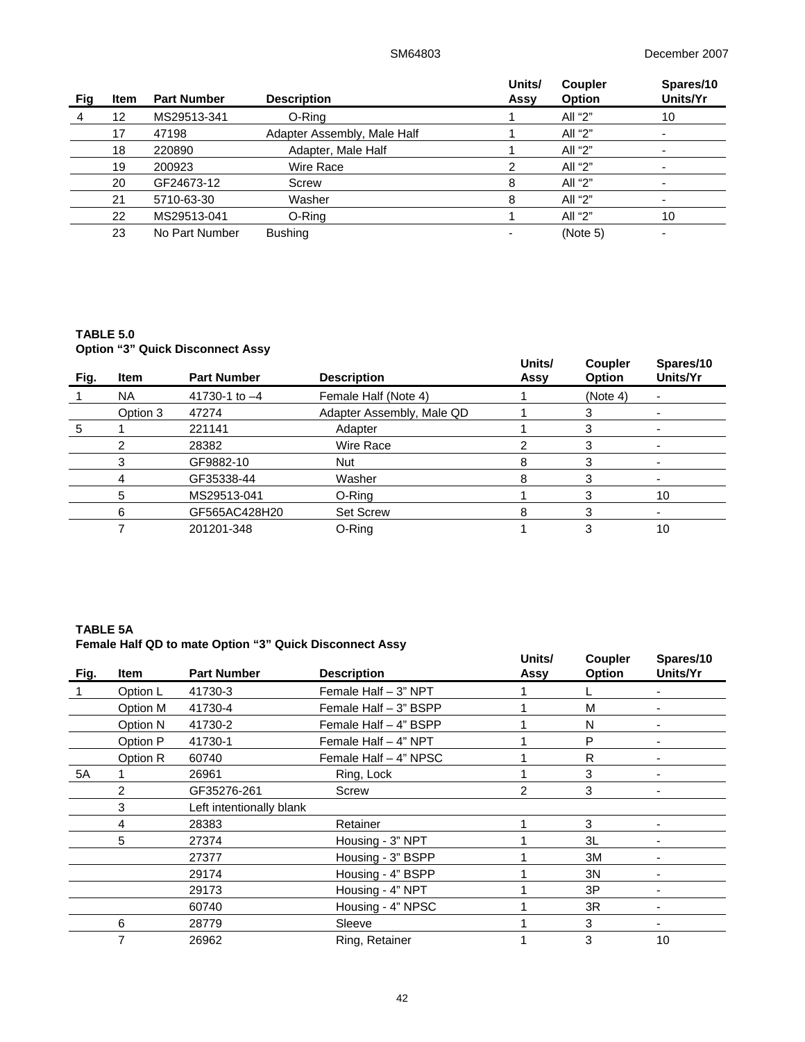| Fig | Item | Part Number | Description | Units/ Assy | Coupler Option | Spares/10 Units/Yr |
|---|---|---|---|---|---|---|
| 4 | 12 | MS29513-341 | O-Ring | 1 | All “2” | 10 |
| | 17 | 47198 | Adapter Assembly, Male Half | 1 | All “2” | - |
| | 18 | 220890 | Adapter, Male Half | 1 | All “2” | - |
| | 19 | 200923 | Wire Race | 2 | All “2” | - |
| | 20 | GF24673-12 | Screw | 8 | All “2” | - |
| | 21 | 5710-63-30 | Washer | 8 | All “2” | - |
| | 22 | MS29513-041 | O-Ring | 1 | All “2” | 10 |
| | 23 | No Part Number | Bushing | - | (Note 5) | - |

**TABLE 5.0**
**Option “3” Quick Disconnect Assy**

| Fig. | Item | Part Number | Description | Units/ Assy | Coupler Option | Spares/10 Units/Yr |
|---|---|---|---|---|---|---|
| 1 | NA | 41730-1 to –4 | Female Half (Note 4) | 1 | (Note 4) | - |
| | Option 3 | 47274 | Adapter Assembly, Male QD | 1 | 3 | - |
| 5 | 1 | 221141 | Adapter | 1 | 3 | - |
| | 2 | 28382 | Wire Race | 2 | 3 | - |
| | 3 | GF9882-10 | Nut | 8 | 3 | - |
| | 4 | GF35338-44 | Washer | 8 | 3 | - |
| | 5 | MS29513-041 | O-Ring | 1 | 3 | 10 |
| | 6 | GF565AC428H20 | Set Screw | 8 | 3 | - |
| | 7 | 201201-348 | O-Ring | 1 | 3 | 10 |

**TABLE 5A**
**Female Half QD to mate Option “3” Quick Disconnect Assy**

| Fig. | Item | Part Number | Description | Units/ Assy | Coupler Option | Spares/10 Units/Yr |
|---|---|---|---|---|---|---|
| 1 | Option L | 41730-3 | Female Half – 3” NPT | 1 | L | - |
| | Option M | 41730-4 | Female Half – 3” BSPP | 1 | M | - |
| | Option N | 41730-2 | Female Half – 4” BSPP | 1 | N | - |
| | Option P | 41730-1 | Female Half – 4” NPT | 1 | P | - |
| | Option R | 60740 | Female Half – 4” NPSC | 1 | R | - |
| 5A | 1 | 26961 | Ring, Lock | 1 | 3 | - |
| | 2 | GF35276-261 | Screw | 2 | 3 | - |
| | 3 | Left intentionally blank | | | | |
| | 4 | 28383 | Retainer | 1 | 3 | - |
| | 5 | 27374 | Housing - 3” NPT | 1 | 3L | - |
| | | 27377 | Housing - 3” BSPP | 1 | 3M | - |
| | | 29174 | Housing - 4” BSPP | 1 | 3N | - |
| | | 29173 | Housing - 4” NPT | 1 | 3P | - |
| | | 60740 | Housing - 4” NPSC | 1 | 3R | - |
| | 6 | 28779 | Sleeve | 1 | 3 | - |
| | 7 | 26962 | Ring, Retainer | 1 | 3 | 10 |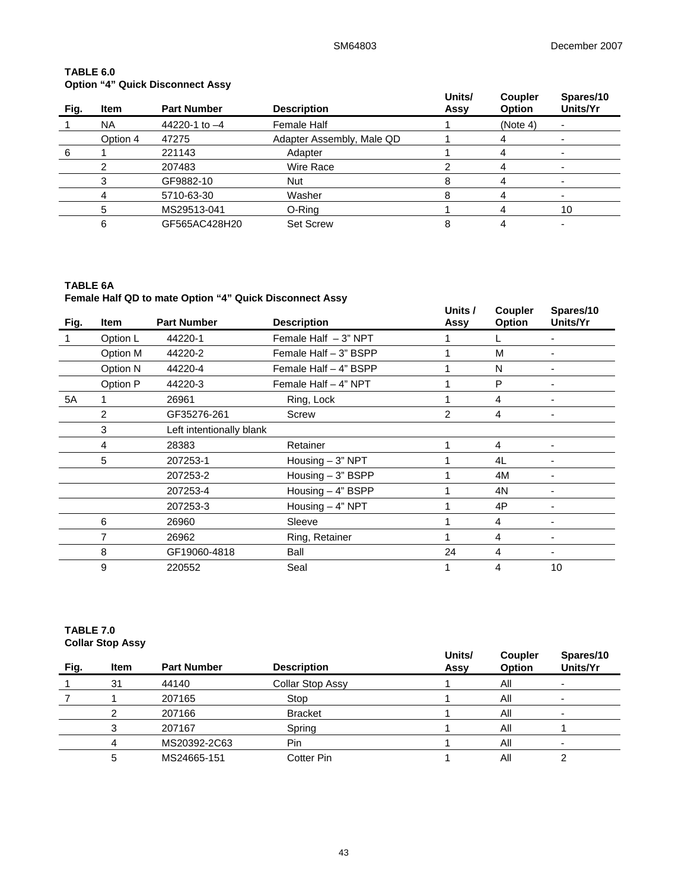**TABLE 6.0**
**Option “4” Quick Disconnect Assy**

| Fig. | Item | Part Number | Description | Units/ Assy | Coupler Option | Spares/10 Units/Yr |
|---|---|---|---|---|---|---|
| 1 | NA | 44220-1 to –4 | Female Half | 1 | (Note 4) | - |
| | Option 4 | 47275 | Adapter Assembly, Male QD | 1 | 4 | - |
| 6 | 1 | 221143 | Adapter | 1 | 4 | - |
| | 2 | 207483 | Wire Race | 2 | 4 | - |
| | 3 | GF9882-10 | Nut | 8 | 4 | - |
| | 4 | 5710-63-30 | Washer | 8 | 4 | - |
| | 5 | MS29513-041 | O-Ring | 1 | 4 | 10 |
| | 6 | GF565AC428H20 | Set Screw | 8 | 4 | - |

**TABLE 6A**
**Female Half QD to mate Option “4” Quick Disconnect Assy**

| Fig. | Item | Part Number | Description | Units / Assy | Coupler Option | Spares/10 Units/Yr |
|---|---|---|---|---|---|---|
| 1 | Option L | 44220-1 | Female Half – 3” NPT | 1 | L | - |
| | Option M | 44220-2 | Female Half – 3” BSPP | 1 | M | - |
| | Option N | 44220-4 | Female Half – 4” BSPP | 1 | N | - |
| | Option P | 44220-3 | Female Half – 4” NPT | 1 | P | - |
| 5A | 1 | 26961 | Ring, Lock | 1 | 4 | - |
| | 2 | GF35276-261 | Screw | 2 | 4 | - |
| | 3 | Left intentionally blank | | | | |
| | 4 | 28383 | Retainer | 1 | 4 | - |
| | 5 | 207253-1 | Housing – 3” NPT | 1 | 4L | - |
| | | 207253-2 | Housing – 3” BSPP | 1 | 4M | - |
| | | 207253-4 | Housing – 4” BSPP | 1 | 4N | - |
| | | 207253-3 | Housing – 4” NPT | 1 | 4P | - |
| | 6 | 26960 | Sleeve | 1 | 4 | - |
| | 7 | 26962 | Ring, Retainer | 1 | 4 | - |
| | 8 | GF19060-4818 | Ball | 24 | 4 | - |
| | 9 | 220552 | Seal | 1 | 4 | 10 |

**TABLE 7.0**
**Collar Stop Assy**

| Fig. | Item | Part Number | Description | Units/ Assy | Coupler Option | Spares/10 Units/Yr |
|---|---|---|---|---|---|---|
| 1 | 31 | 44140 | Collar Stop Assy | 1 | All | - |
| 7 | 1 | 207165 | Stop | 1 | All | - |
| | 2 | 207166 | Bracket | 1 | All | - |
| | 3 | 207167 | Spring | 1 | All | 1 |
| | 4 | MS20392-2C63 | Pin | 1 | All | - |
| | 5 | MS24665-151 | Cotter Pin | 1 | All | 2 |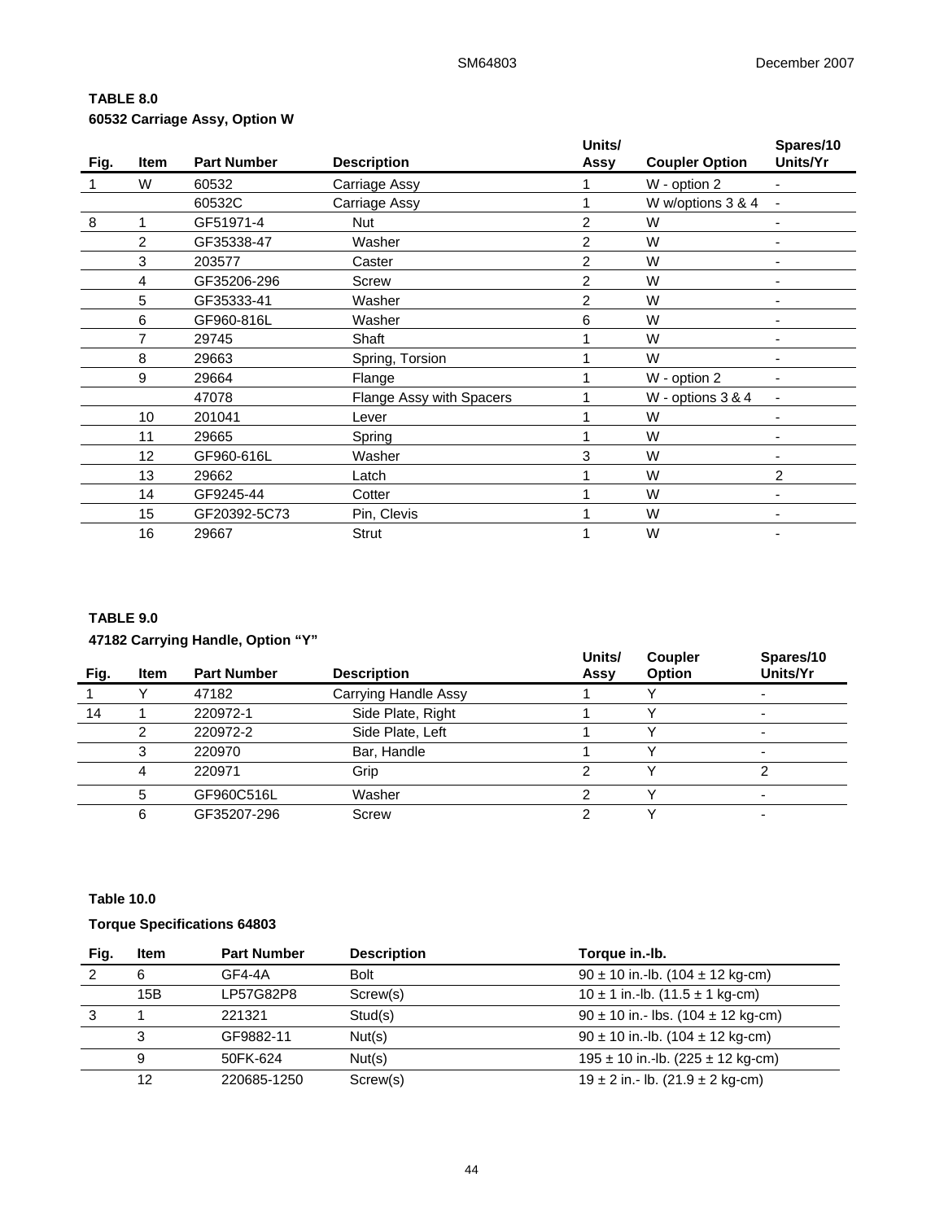**TABLE 8.0**

**60532 Carriage Assy, Option W**

| Fig. | Item | Part Number | Description | Units/ Assy | Coupler Option | Spares/10 Units/Yr |
|---|---|---|---|---|---|---|
| 1 | W | 60532 | Carriage Assy | 1 | W - option 2 | - |
| | | 60532C | Carriage Assy | 1 | W w/options 3 & 4 | - |
| 8 | 1 | GF51971-4 | Nut | 2 | W | - |
| | 2 | GF35338-47 | Washer | 2 | W | - |
| | 3 | 203577 | Caster | 2 | W | - |
| | 4 | GF35206-296 | Screw | 2 | W | - |
| | 5 | GF35333-41 | Washer | 2 | W | - |
| | 6 | GF960-816L | Washer | 6 | W | - |
| | 7 | 29745 | Shaft | 1 | W | - |
| | 8 | 29663 | Spring, Torsion | 1 | W | - |
| | 9 | 29664 | Flange | 1 | W - option 2 | - |
| | | 47078 | Flange Assy with Spacers | 1 | W - options 3 & 4 | - |
| | 10 | 201041 | Lever | 1 | W | - |
| | 11 | 29665 | Spring | 1 | W | - |
| | 12 | GF960-616L | Washer | 3 | W | - |
| | 13 | 29662 | Latch | 1 | W | 2 |
| | 14 | GF9245-44 | Cotter | 1 | W | - |
| | 15 | GF20392-5C73 | Pin, Clevis | 1 | W | - |
| | 16 | 29667 | Strut | 1 | W | - |

**TABLE 9.0**

**47182 Carrying Handle, Option "Y"**

| Fig. | Item | Part Number | Description | Units/ Assy | Coupler Option | Spares/10 Units/Yr |
|---|---|---|---|---|---|---|
| 1 | Y | 47182 | Carrying Handle Assy | 1 | Y | - |
| 14 | 1 | 220972-1 | Side Plate, Right | 1 | Y | - |
| | 2 | 220972-2 | Side Plate, Left | 1 | Y | - |
| | 3 | 220970 | Bar, Handle | 1 | Y | - |
| | 4 | 220971 | Grip | 2 | Y | 2 |
| | 5 | GF960C516L | Washer | 2 | Y | - |
| | 6 | GF35207-296 | Screw | 2 | Y | - |

**Table 10.0**

**Torque Specifications 64803**

| Fig. | Item | Part Number | Description | Torque in.-lb. |
|---|---|---|---|---|
| 2 | 6 | GF4-4A | Bolt | 90 ± 10 in.-lb. (104 ± 12 kg-cm) |
| | 15B | LP57G82P8 | Screw(s) | 10 ± 1 in.-lb. (11.5 ± 1 kg-cm) |
| 3 | 1 | 221321 | Stud(s) | 90 ± 10 in.- lbs. (104 ± 12 kg-cm) |
| | 3 | GF9882-11 | Nut(s) | 90 ± 10 in.-lb. (104 ± 12 kg-cm) |
| | 9 | 50FK-624 | Nut(s) | 195 ± 10 in.-lb. (225 ± 12 kg-cm) |
| | 12 | 220685-1250 | Screw(s) | 19 ± 2 in.- lb. (21.9 ± 2 kg-cm) |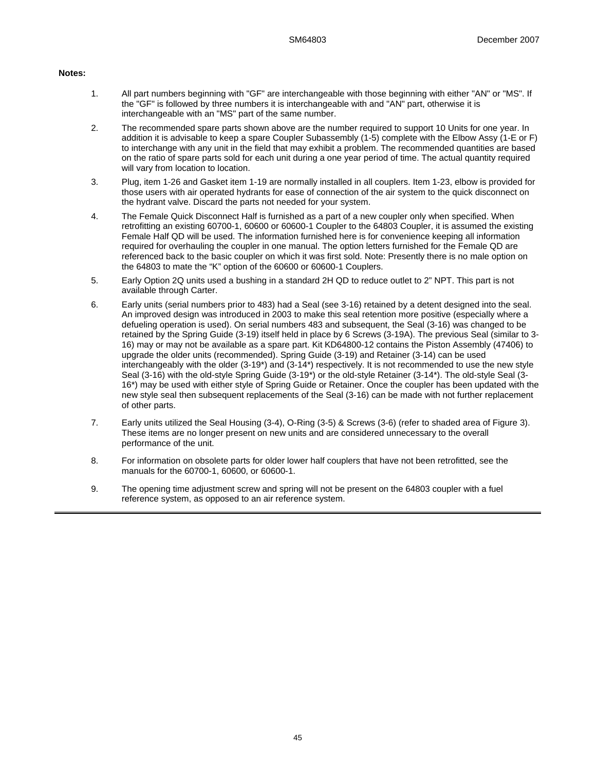**Notes:**

1. All part numbers beginning with "GF" are interchangeable with those beginning with either "AN" or "MS". If the "GF" is followed by three numbers it is interchangeable with and "AN" part, otherwise it is interchangeable with an "MS" part of the same number.

2. The recommended spare parts shown above are the number required to support 10 Units for one year. In addition it is advisable to keep a spare Coupler Subassembly (1-5) complete with the Elbow Assy (1-E or F) to interchange with any unit in the field that may exhibit a problem. The recommended quantities are based on the ratio of spare parts sold for each unit during a one year period of time. The actual quantity required will vary from location to location.

3. Plug, item 1-26 and Gasket item 1-19 are normally installed in all couplers. Item 1-23, elbow is provided for those users with air operated hydrants for ease of connection of the air system to the quick disconnect on the hydrant valve. Discard the parts not needed for your system.

4. The Female Quick Disconnect Half is furnished as a part of a new coupler only when specified. When retrofitting an existing 60700-1, 60600 or 60600-1 Coupler to the 64803 Coupler, it is assumed the existing Female Half QD will be used. The information furnished here is for convenience keeping all information required for overhauling the coupler in one manual. The option letters furnished for the Female QD are referenced back to the basic coupler on which it was first sold. Note: Presently there is no male option on the 64803 to mate the "K" option of the 60600 or 60600-1 Couplers.

5. Early Option 2Q units used a bushing in a standard 2H QD to reduce outlet to 2" NPT. This part is not available through Carter.

6. Early units (serial numbers prior to 483) had a Seal (see 3-16) retained by a detent designed into the seal. An improved design was introduced in 2003 to make this seal retention more positive (especially where a defueling operation is used). On serial numbers 483 and subsequent, the Seal (3-16) was changed to be retained by the Spring Guide (3-19) itself held in place by 6 Screws (3-19A). The previous Seal (similar to 3-16) may or may not be available as a spare part. Kit KD64800-12 contains the Piston Assembly (47406) to upgrade the older units (recommended). Spring Guide (3-19) and Retainer (3-14) can be used interchangeably with the older (3-19*) and (3-14*) respectively. It is not recommended to use the new style Seal (3-16) with the old-style Spring Guide (3-19*) or the old-style Retainer (3-14*). The old-style Seal (3-16*) may be used with either style of Spring Guide or Retainer. Once the coupler has been updated with the new style seal then subsequent replacements of the Seal (3-16) can be made with not further replacement of other parts.

7. Early units utilized the Seal Housing (3-4), O-Ring (3-5) & Screws (3-6) (refer to shaded area of Figure 3). These items are no longer present on new units and are considered unnecessary to the overall performance of the unit.

8. For information on obsolete parts for older lower half couplers that have not been retrofitted, see the manuals for the 60700-1, 60600, or 60600-1.

9. The opening time adjustment screw and spring will not be present on the 64803 coupler with a fuel reference system, as opposed to an air reference system.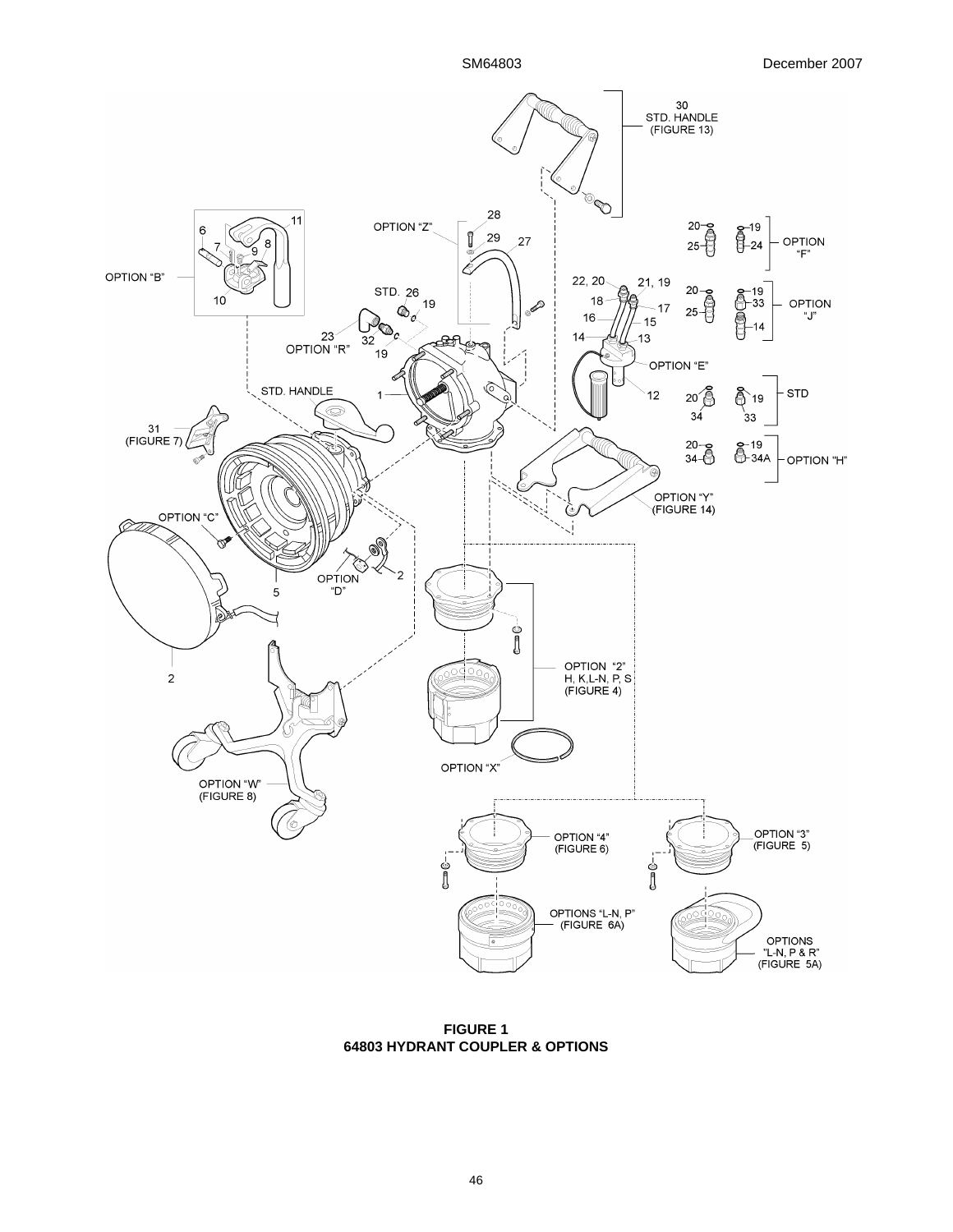**FIGURE 1**
**64803 HYDRANT COUPLER & OPTIONS**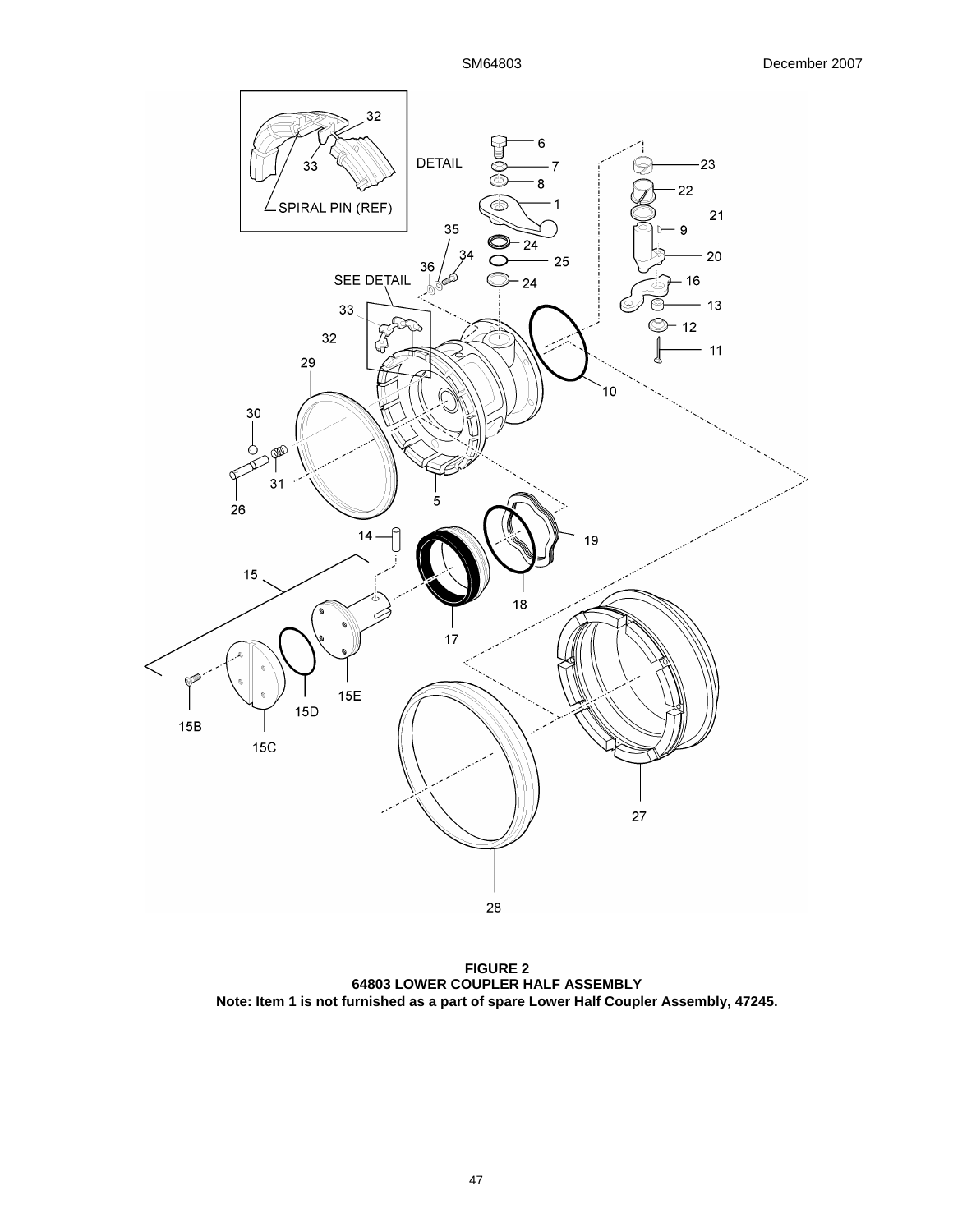**FIGURE 2**
**64803 LOWER COUPLER HALF ASSEMBLY**
**Note: Item 1 is not furnished as a part of spare Lower Half Coupler Assembly, 47245.**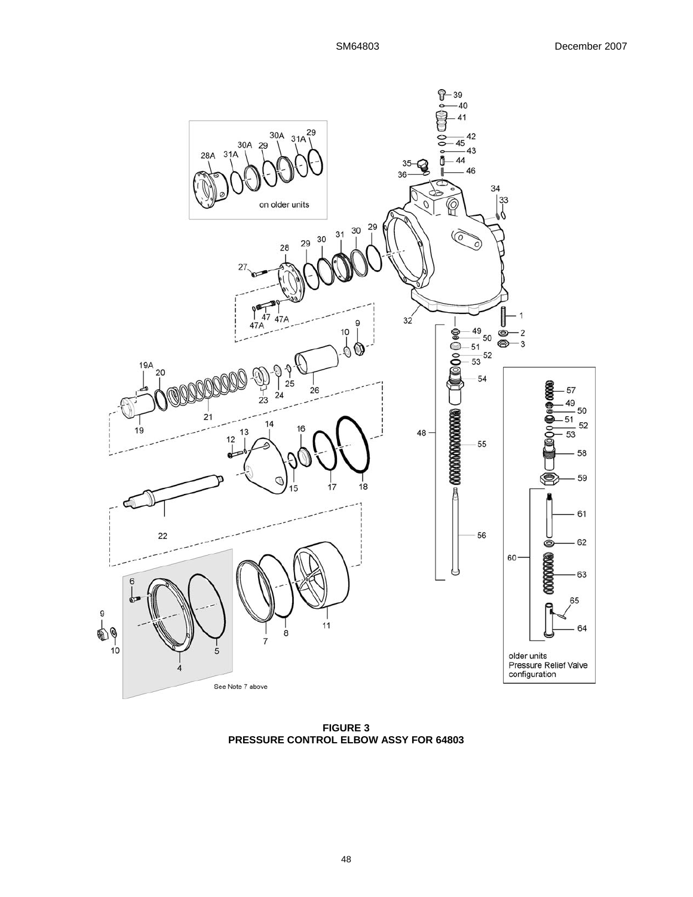**FIGURE 3**
**PRESSURE CONTROL ELBOW ASSY FOR 64803**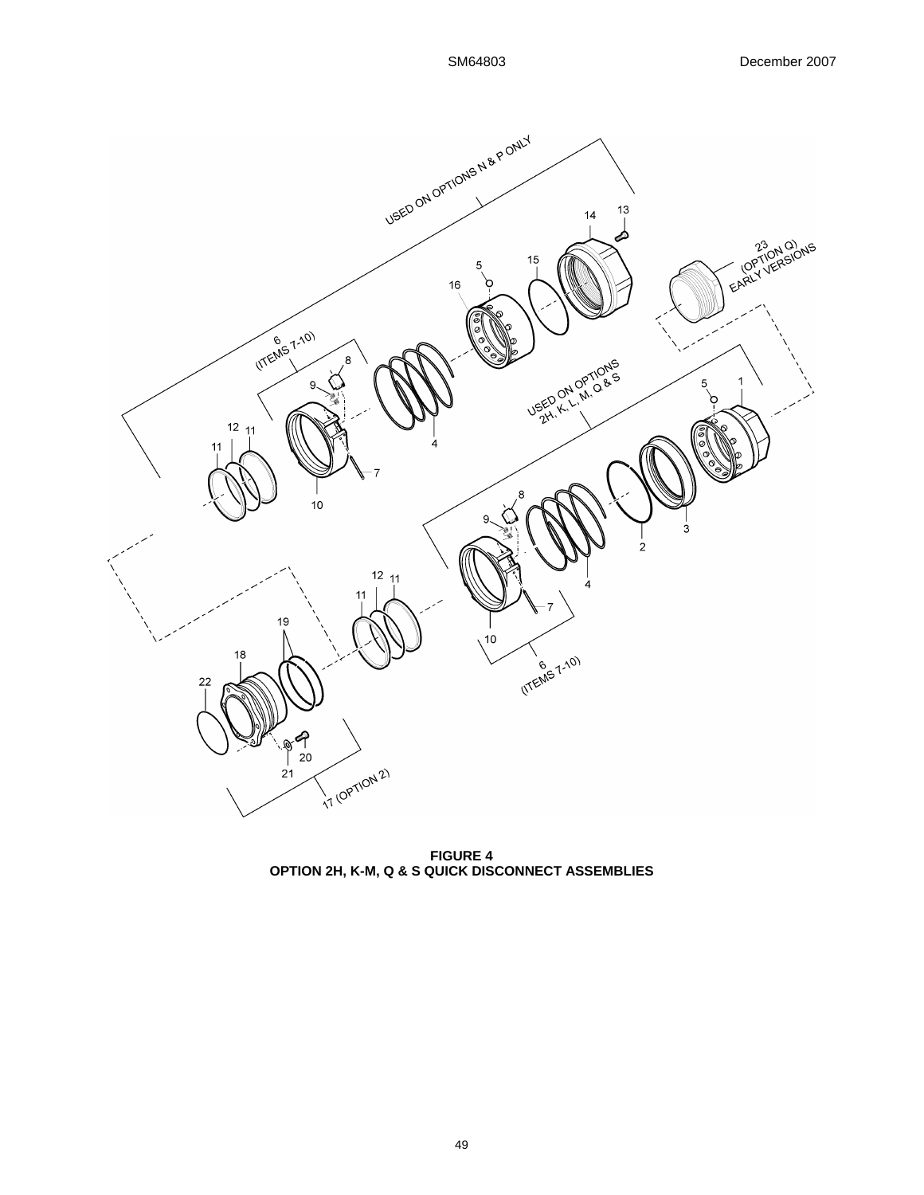**FIGURE 4**
**OPTION 2H, K-M, Q & S QUICK DISCONNECT ASSEMBLIES**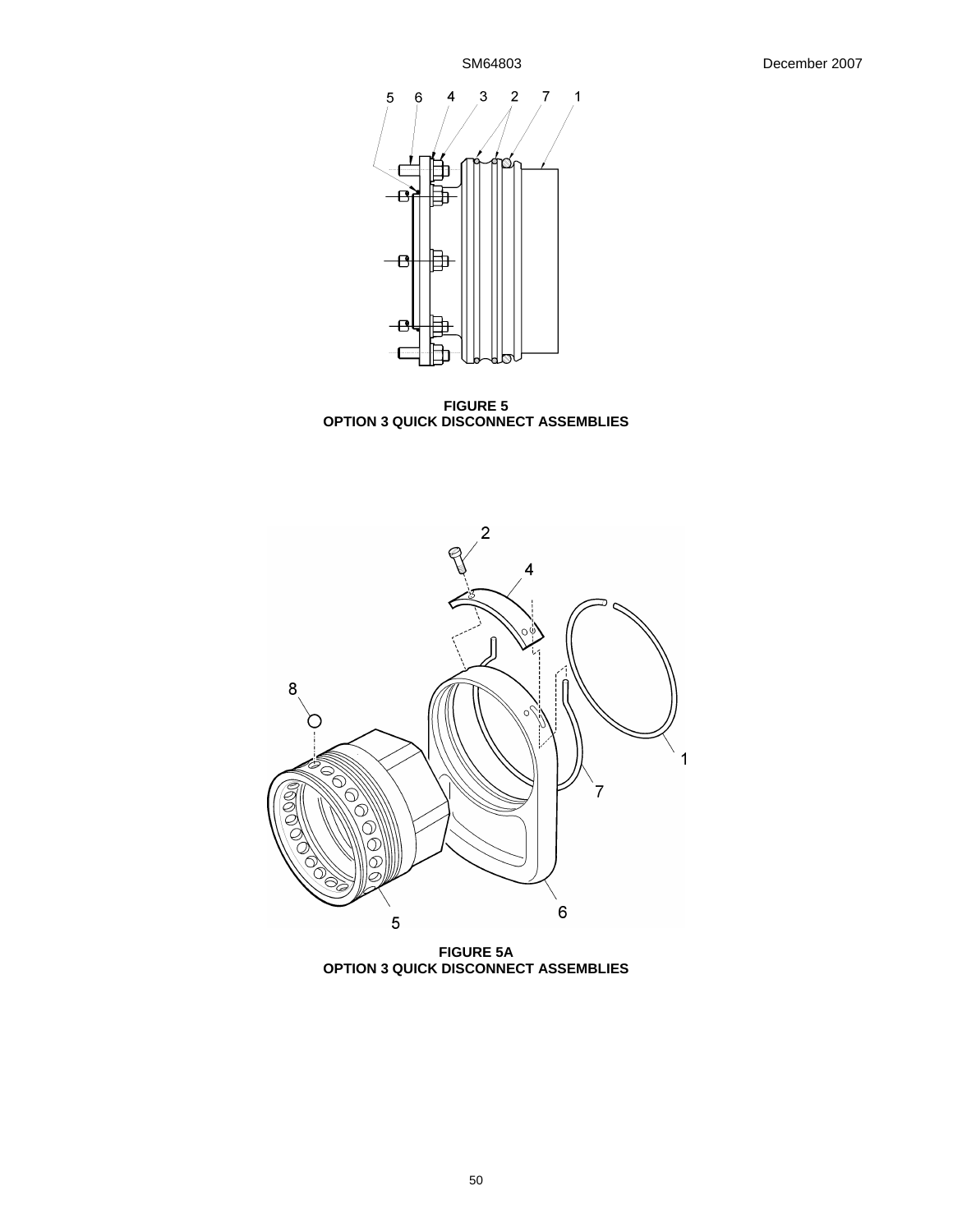**FIGURE 5**
**OPTION 3 QUICK DISCONNECT ASSEMBLIES**

**FIGURE 5A**
**OPTION 3 QUICK DISCONNECT ASSEMBLIES**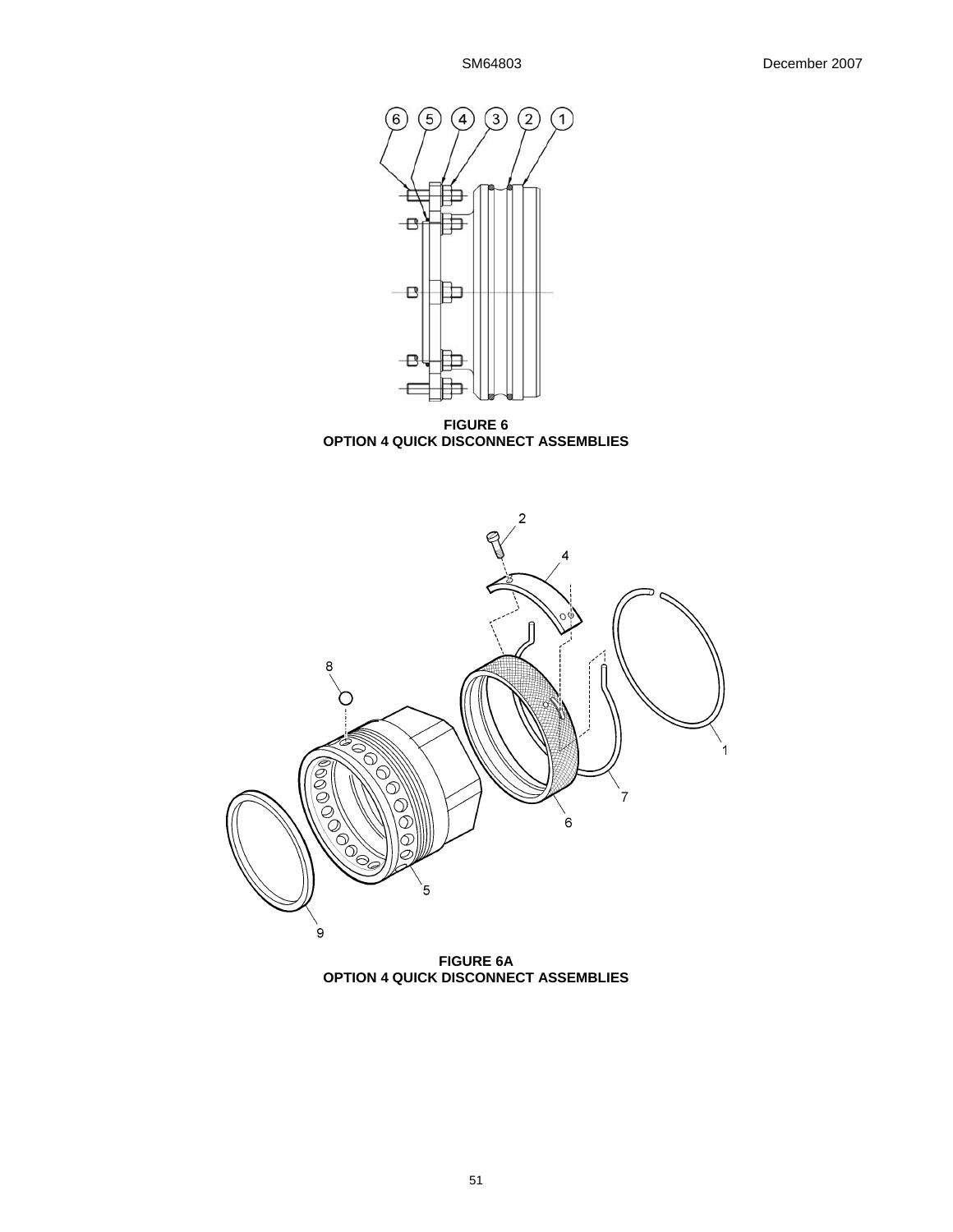**FIGURE 6**
**OPTION 4 QUICK DISCONNECT ASSEMBLIES**

**FIGURE 6A**
**OPTION 4 QUICK DISCONNECT ASSEMBLIES**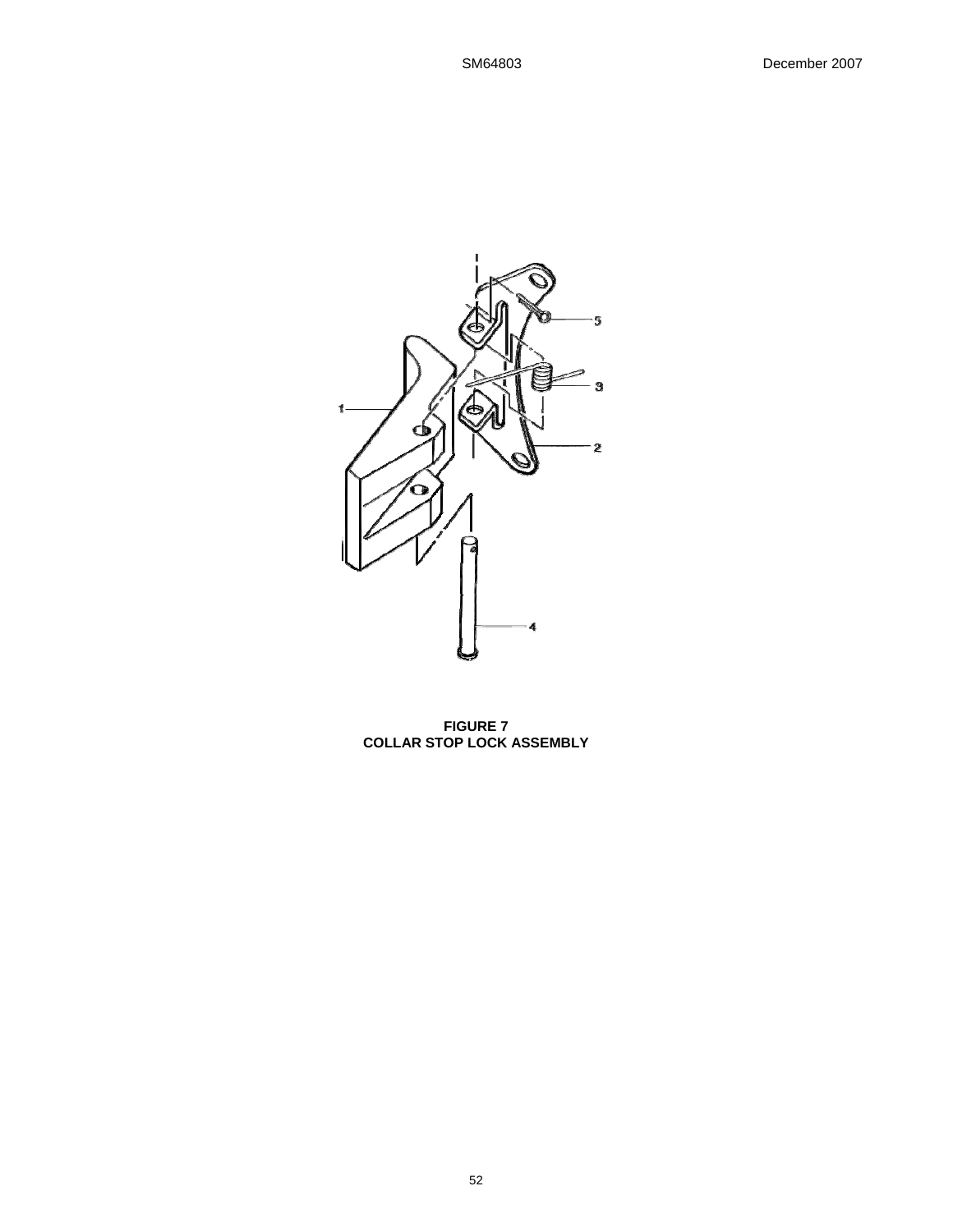**FIGURE 7**
**COLLAR STOP LOCK ASSEMBLY**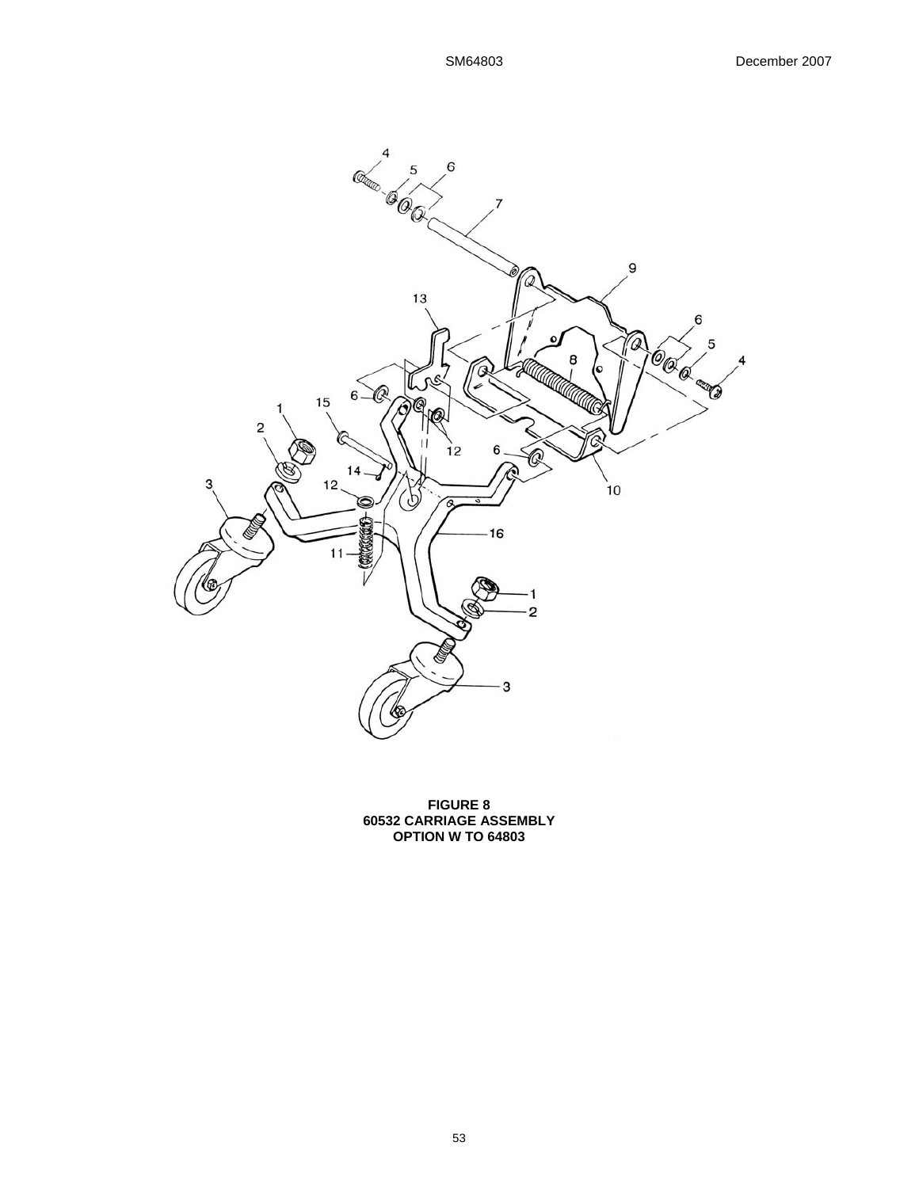**FIGURE 8**
**60532 CARRIAGE ASSEMBLY**
**OPTION W TO 64803**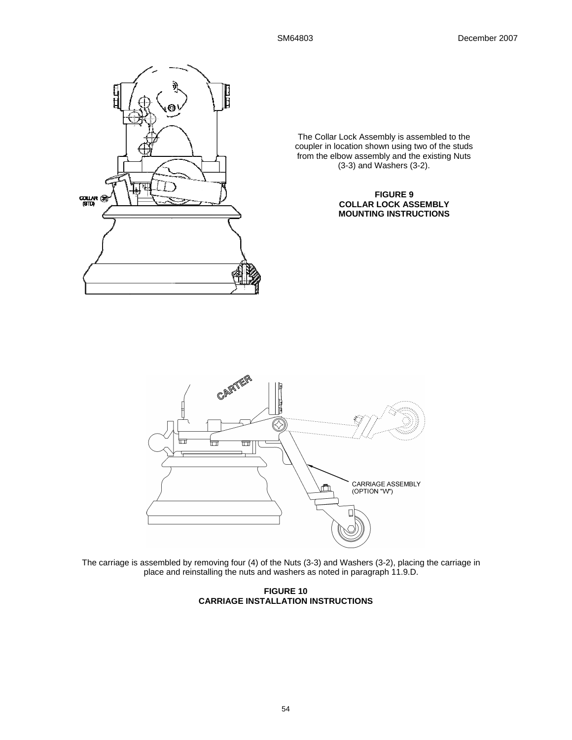The Collar Lock Assembly is assembled to the coupler in location shown using two of the studs from the elbow assembly and the existing Nuts (3-3) and Washers (3-2).

**FIGURE 9**
**COLLAR LOCK ASSEMBLY**
**MOUNTING INSTRUCTIONS**

The carriage is assembled by removing four (4) of the Nuts (3-3) and Washers (3-2), placing the carriage in place and reinstalling the nuts and washers as noted in paragraph 11.9.D.

**FIGURE 10**
**CARRIAGE INSTALLATION INSTRUCTIONS**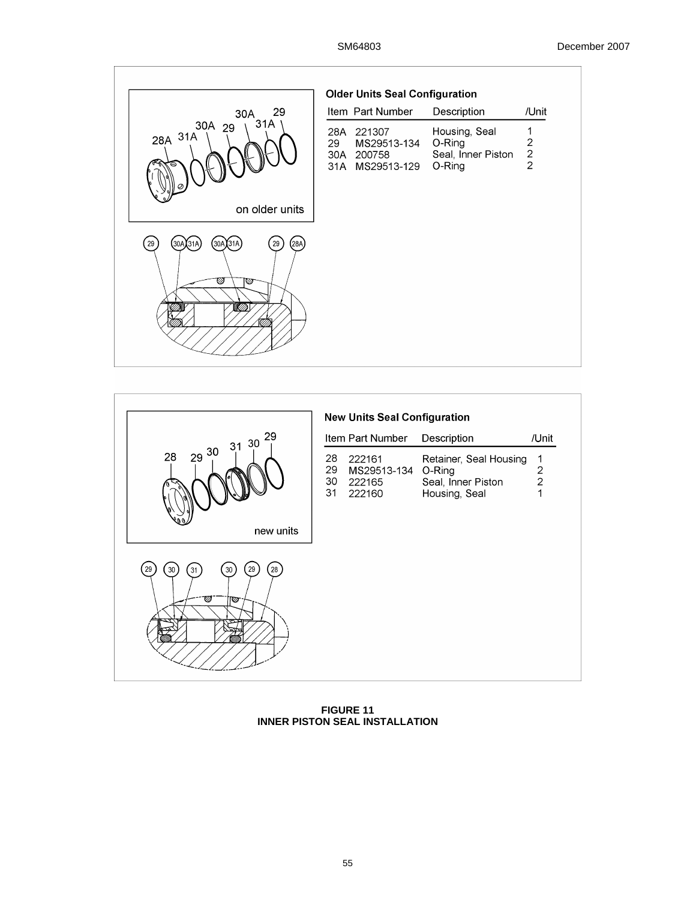**Older Units Seal Configuration**

| Item | Part Number | Description | /Unit |
|---|---|---|---|
| 28A | 221307 | Housing, Seal | 1 |
| 29 | MS29513-134 | O-Ring | 2 |
| 30A | 200758 | Seal, Inner Piston | 2 |
| 31A | MS29513-129 | O-Ring | 2 |

**New Units Seal Configuration**

| Item | Part Number | Description | /Unit |
|---|---|---|---|
| 28 | 222161 | Retainer, Seal Housing | 1 |
| 29 | MS29513-134 | O-Ring | 2 |
| 30 | 222165 | Seal, Inner Piston | 2 |
| 31 | 222160 | Housing, Seal | 1 |

**FIGURE 11**
**INNER PISTON SEAL INSTALLATION**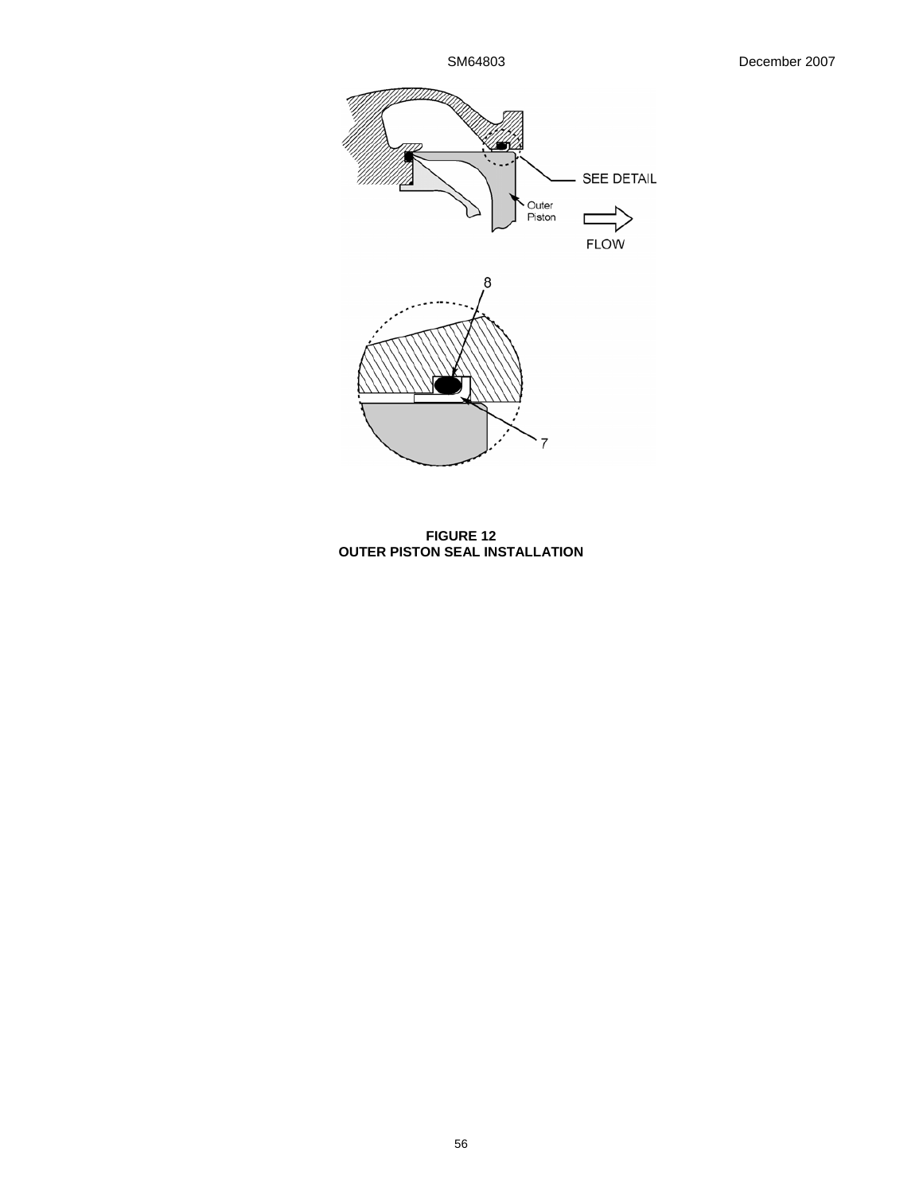**FIGURE 12**
**OUTER PISTON SEAL INSTALLATION**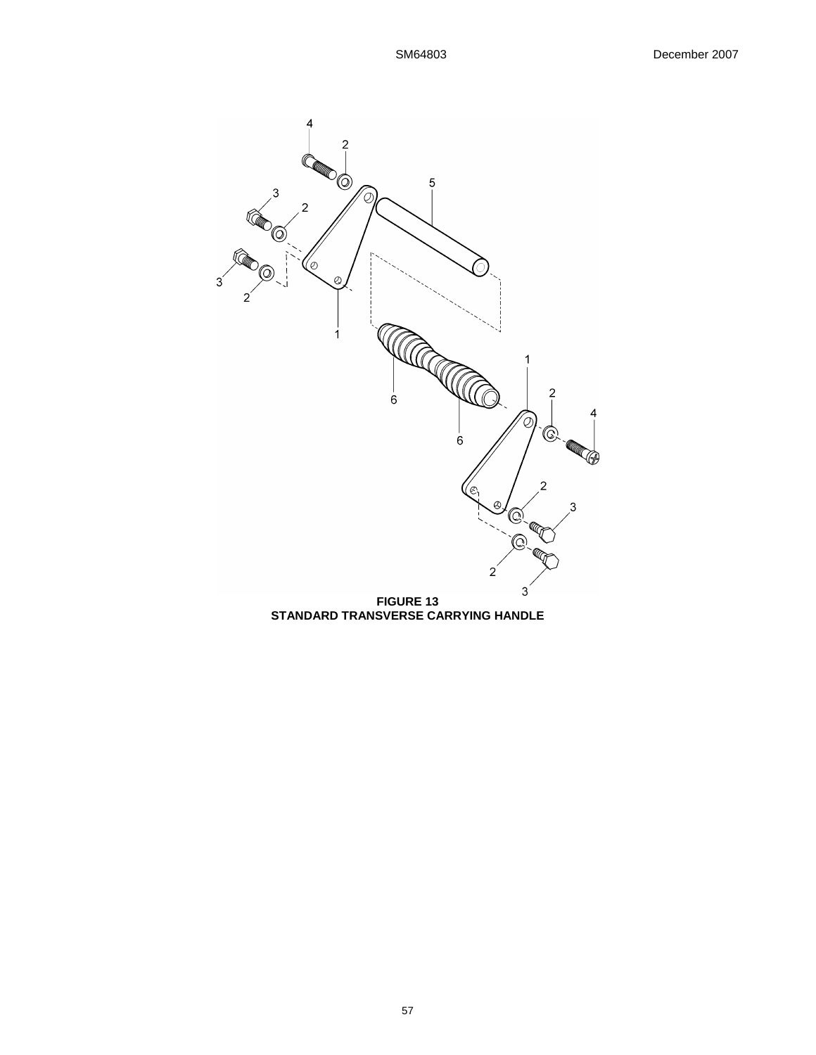**FIGURE 13**
**STANDARD TRANSVERSE CARRYING HANDLE**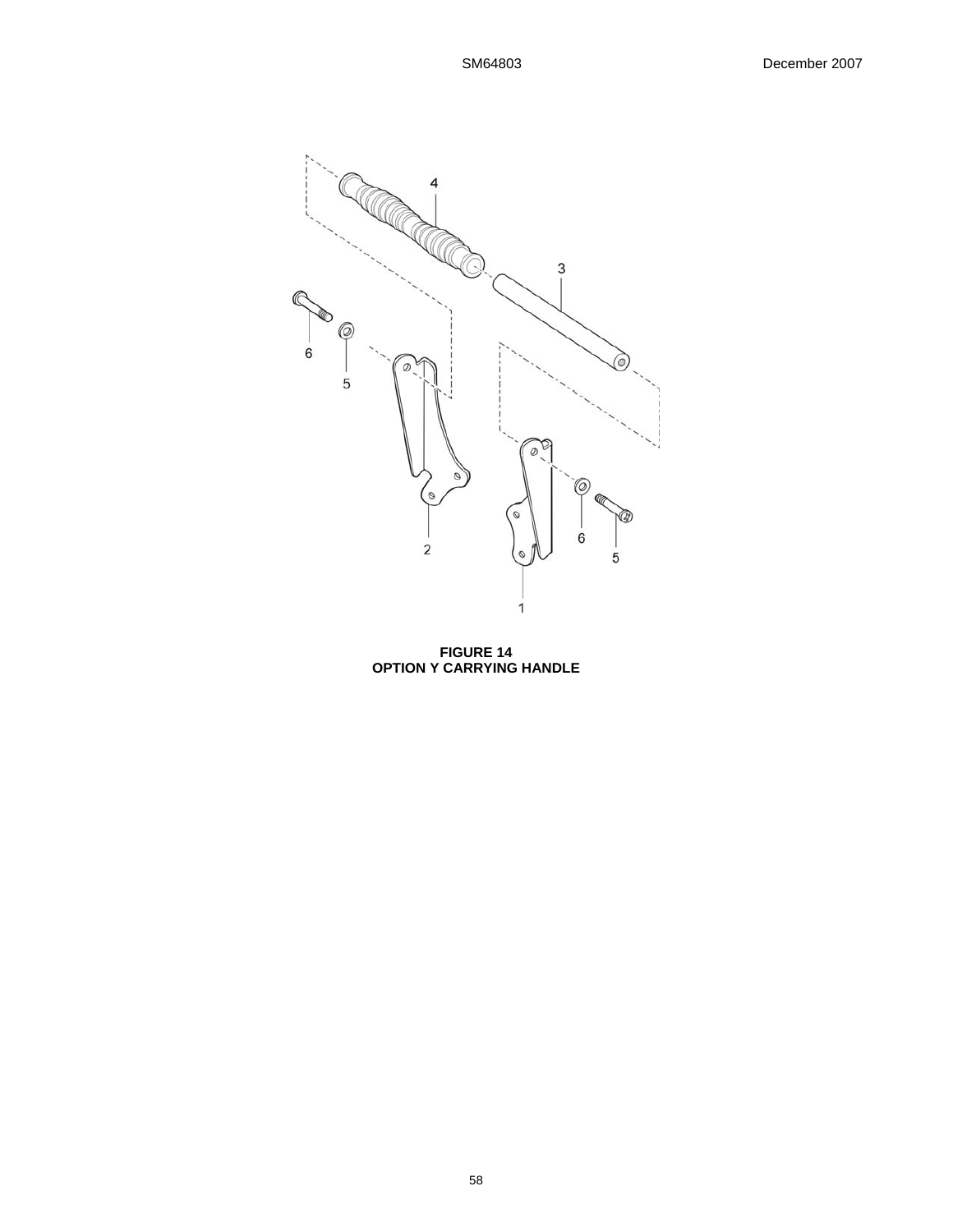**FIGURE 14**
**OPTION Y CARRYING HANDLE**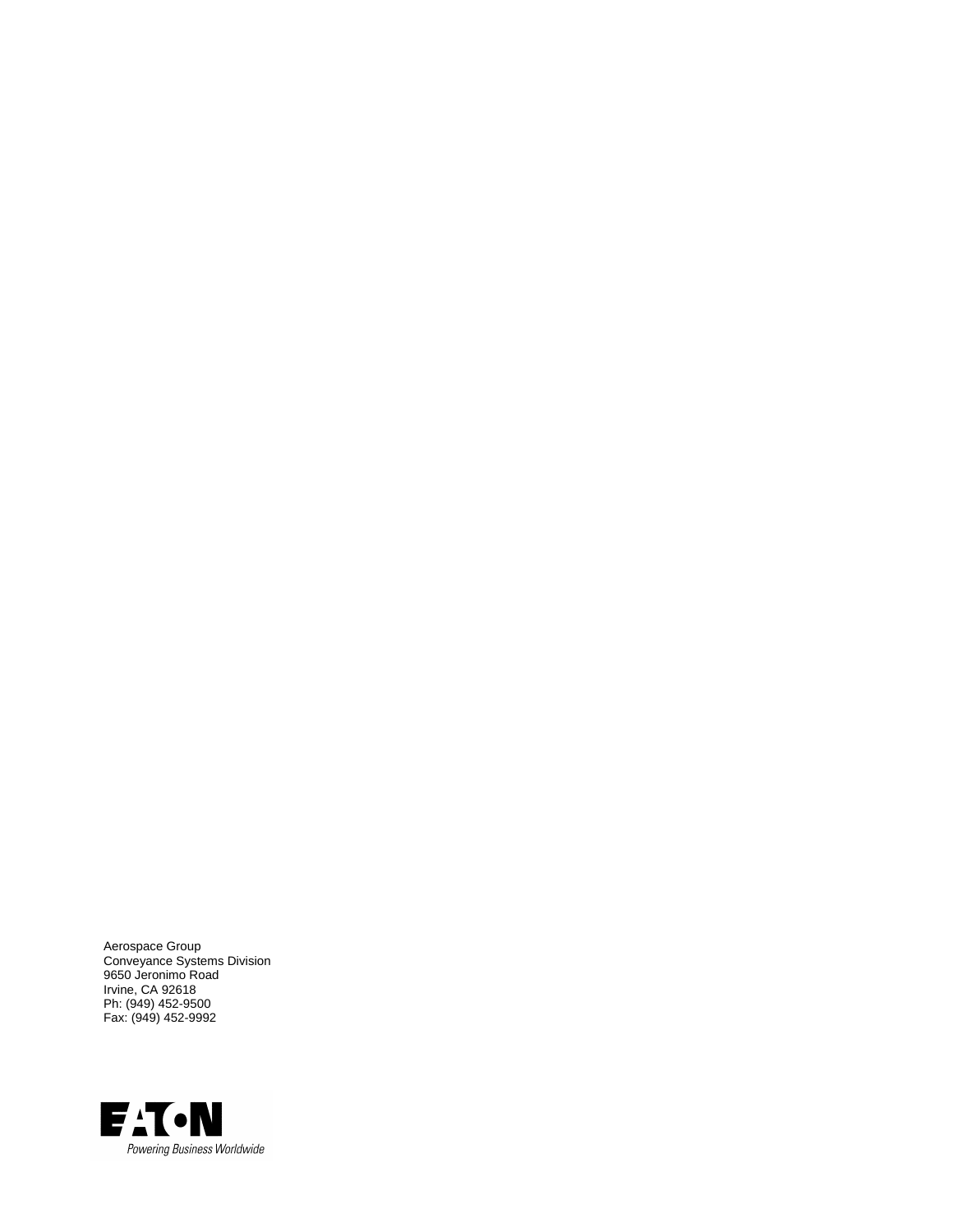Aerospace Group
Conveyance Systems Division
9650 Jeronimo Road
Irvine, CA 92618
Ph: (949) 452-9500
Fax: (949) 452-9992

EATON

Powering Business Worldwide